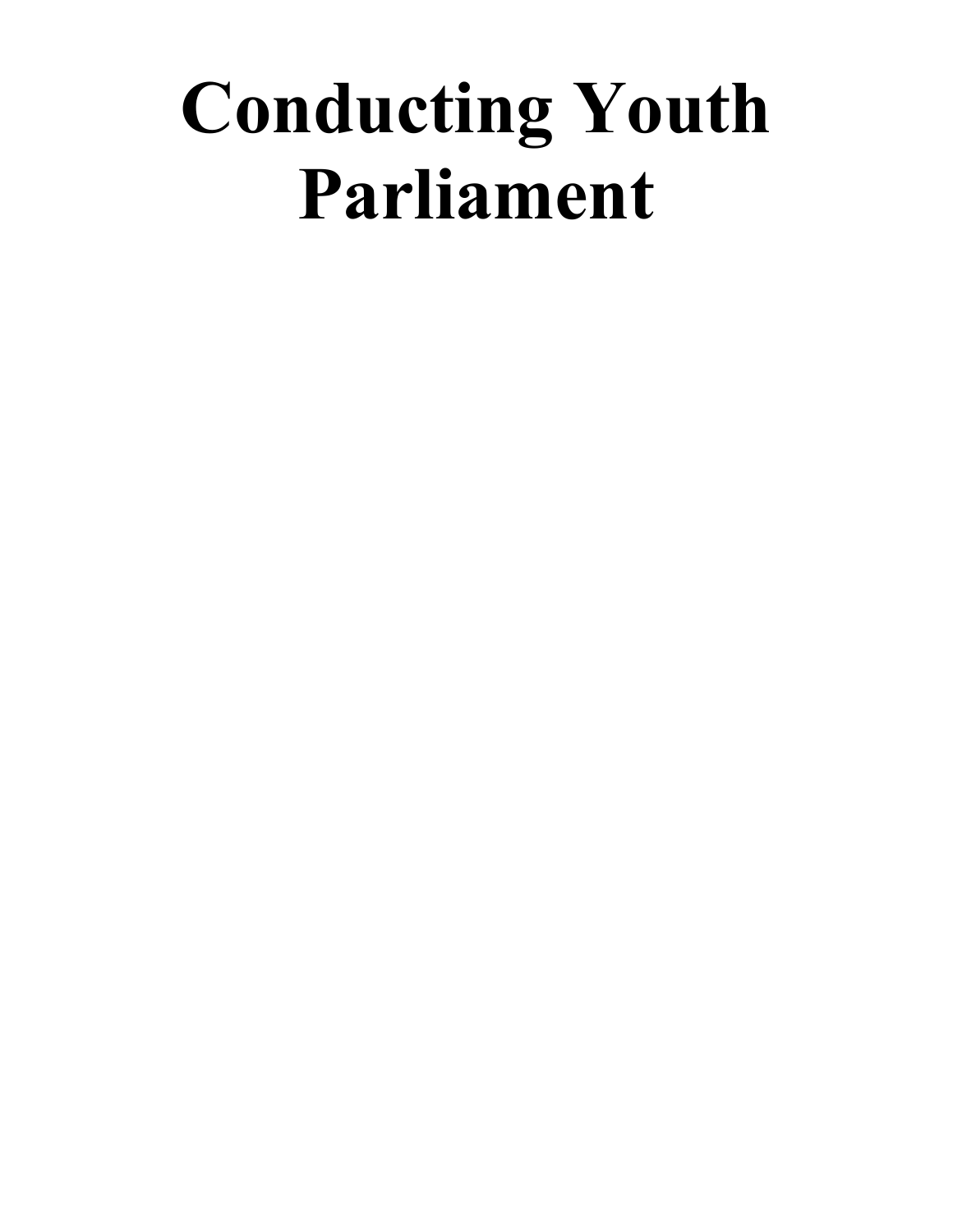# Conducting Youth Parliament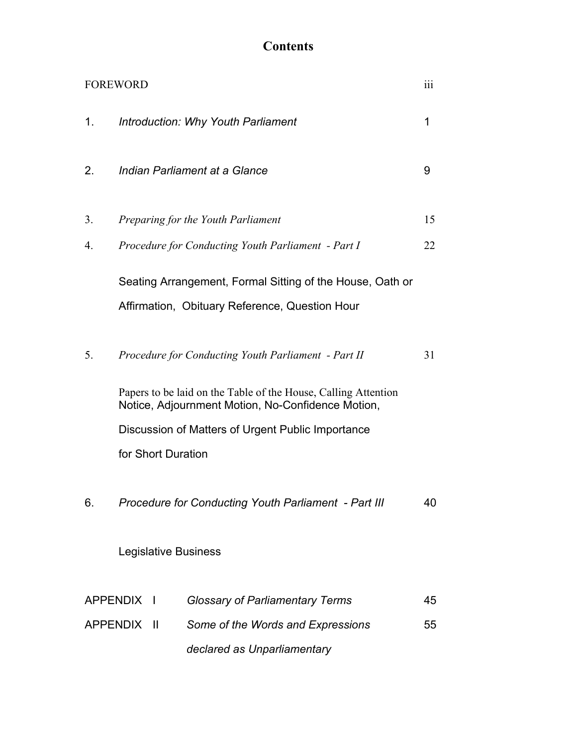# Contents

| | | |
|---|---|---|
| FOREWORD | | iii |
| 1. | *Introduction: Why Youth Parliament* | 1 |
| 2. | *Indian Parliament at a Glance* | 9 |
| 3. | *Preparing for the Youth Parliament* | 15 |
| 4. | *Procedure for Conducting Youth Parliament - Part I* | 22 |
| | Seating Arrangement, Formal Sitting of the House, Oath or Affirmation, Obituary Reference, Question Hour | |
| 5. | *Procedure for Conducting Youth Parliament - Part II* | 31 |
| | Papers to be laid on the Table of the House, Calling Attention Notice, Adjournment Motion, No-Confidence Motion, Discussion of Matters of Urgent Public Importance for Short Duration | |
| 6. | *Procedure for Conducting Youth Parliament - Part III* | 40 |
| | Legislative Business | |
| APPENDIX I | *Glossary of Parliamentary Terms* | 45 |
| APPENDIX II | *Some of the Words and Expressions declared as Unparliamentary* | 55 |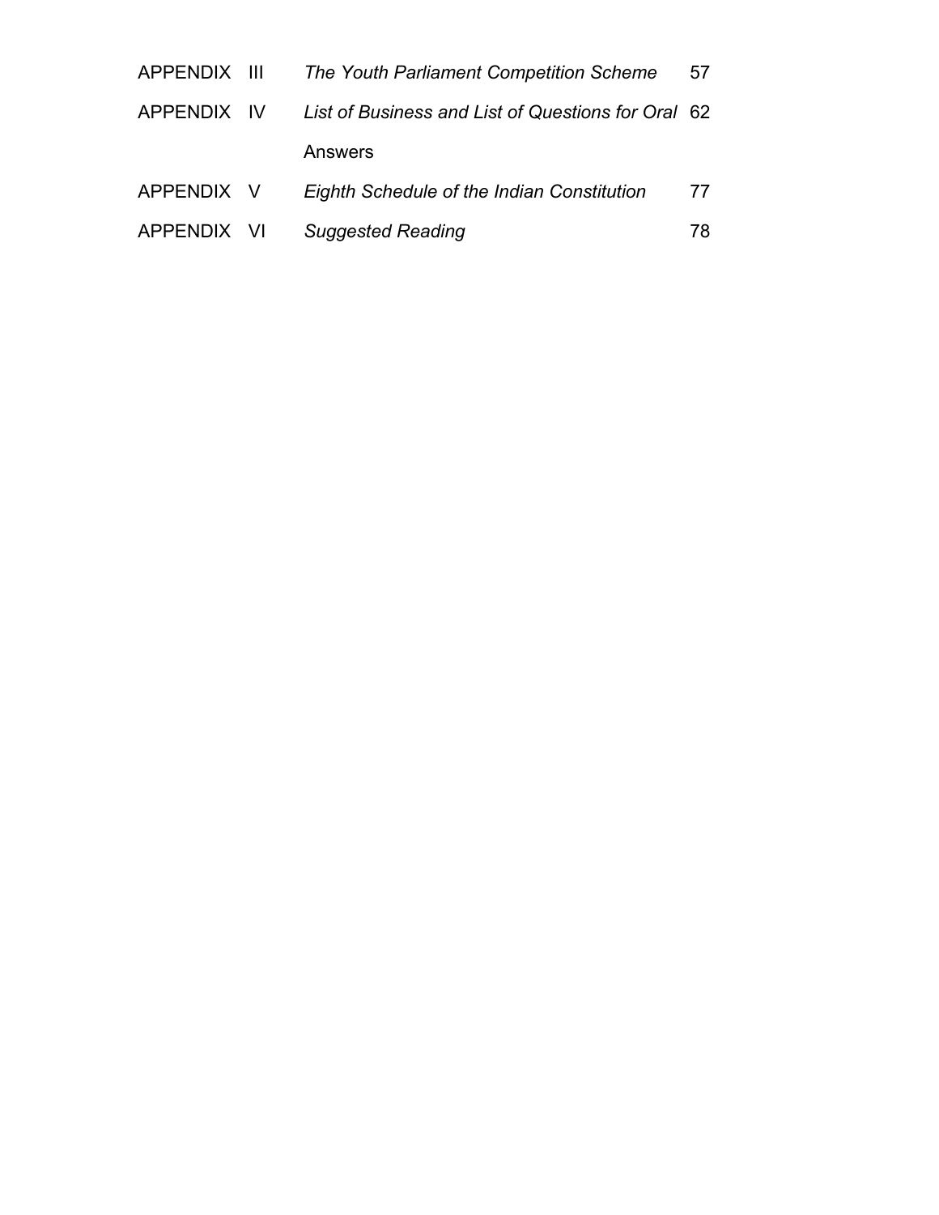| | | |
|---|---|---|
| APPENDIX III | *The Youth Parliament Competition Scheme* | 57 |
| APPENDIX IV | *List of Business and List of Questions for Oral* Answers | 62 |
| APPENDIX V | *Eighth Schedule of the Indian Constitution* | 77 |
| APPENDIX VI | *Suggested Reading* | 78 |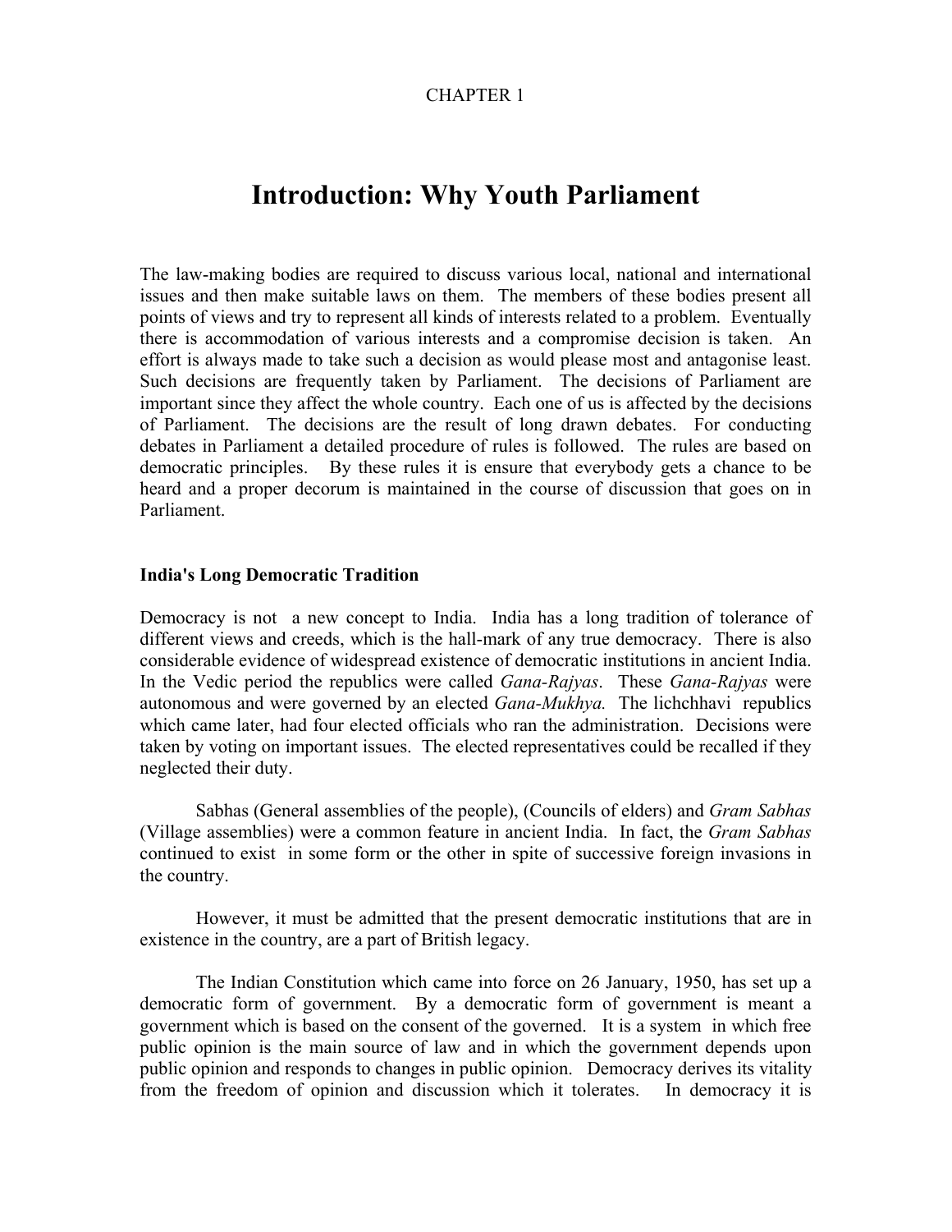CHAPTER 1

# Introduction: Why Youth Parliament

The law-making bodies are required to discuss various local, national and international issues and then make suitable laws on them. The members of these bodies present all points of views and try to represent all kinds of interests related to a problem. Eventually there is accommodation of various interests and a compromise decision is taken. An effort is always made to take such a decision as would please most and antagonise least. Such decisions are frequently taken by Parliament. The decisions of Parliament are important since they affect the whole country. Each one of us is affected by the decisions of Parliament. The decisions are the result of long drawn debates. For conducting debates in Parliament a detailed procedure of rules is followed. The rules are based on democratic principles. By these rules it is ensure that everybody gets a chance to be heard and a proper decorum is maintained in the course of discussion that goes on in Parliament.

### India's Long Democratic Tradition

Democracy is not a new concept to India. India has a long tradition of tolerance of different views and creeds, which is the hall-mark of any true democracy. There is also considerable evidence of widespread existence of democratic institutions in ancient India. In the Vedic period the republics were called *Gana-Rajyas*. These *Gana-Rajyas* were autonomous and were governed by an elected *Gana-Mukhya.* The lichchhavi republics which came later, had four elected officials who ran the administration. Decisions were taken by voting on important issues. The elected representatives could be recalled if they neglected their duty.

Sabhas (General assemblies of the people), (Councils of elders) and *Gram Sabhas* (Village assemblies) were a common feature in ancient India. In fact, the *Gram Sabhas* continued to exist in some form or the other in spite of successive foreign invasions in the country.

However, it must be admitted that the present democratic institutions that are in existence in the country, are a part of British legacy.

The Indian Constitution which came into force on 26 January, 1950, has set up a democratic form of government. By a democratic form of government is meant a government which is based on the consent of the governed. It is a system in which free public opinion is the main source of law and in which the government depends upon public opinion and responds to changes in public opinion. Democracy derives its vitality from the freedom of opinion and discussion which it tolerates. In democracy it is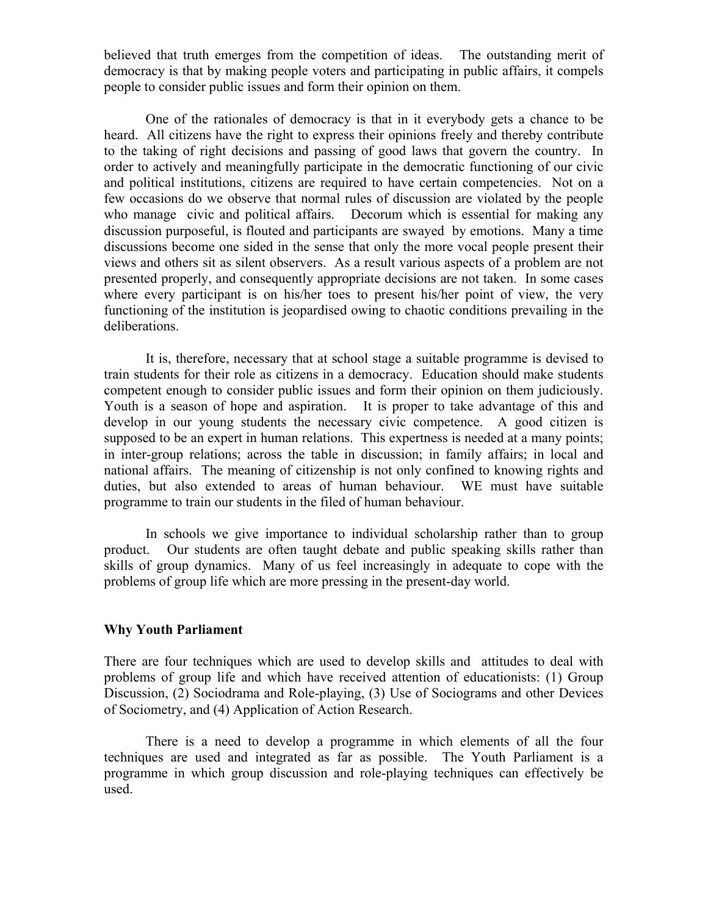believed that truth emerges from the competition of ideas. The outstanding merit of democracy is that by making people voters and participating in public affairs, it compels people to consider public issues and form their opinion on them.

One of the rationales of democracy is that in it everybody gets a chance to be heard. All citizens have the right to express their opinions freely and thereby contribute to the taking of right decisions and passing of good laws that govern the country. In order to actively and meaningfully participate in the democratic functioning of our civic and political institutions, citizens are required to have certain competencies. Not on a few occasions do we observe that normal rules of discussion are violated by the people who manage civic and political affairs. Decorum which is essential for making any discussion purposeful, is flouted and participants are swayed by emotions. Many a time discussions become one sided in the sense that only the more vocal people present their views and others sit as silent observers. As a result various aspects of a problem are not presented properly, and consequently appropriate decisions are not taken. In some cases where every participant is on his/her toes to present his/her point of view, the very functioning of the institution is jeopardised owing to chaotic conditions prevailing in the deliberations.

It is, therefore, necessary that at school stage a suitable programme is devised to train students for their role as citizens in a democracy. Education should make students competent enough to consider public issues and form their opinion on them judiciously. Youth is a season of hope and aspiration. It is proper to take advantage of this and develop in our young students the necessary civic competence. A good citizen is supposed to be an expert in human relations. This expertness is needed at a many points; in inter-group relations; across the table in discussion; in family affairs; in local and national affairs. The meaning of citizenship is not only confined to knowing rights and duties, but also extended to areas of human behaviour. WE must have suitable programme to train our students in the filed of human behaviour.

In schools we give importance to individual scholarship rather than to group product. Our students are often taught debate and public speaking skills rather than skills of group dynamics. Many of us feel increasingly in adequate to cope with the problems of group life which are more pressing in the present-day world.

**Why Youth Parliament**

There are four techniques which are used to develop skills and attitudes to deal with problems of group life and which have received attention of educationists: (1) Group Discussion, (2) Sociodrama and Role-playing, (3) Use of Sociograms and other Devices of Sociometry, and (4) Application of Action Research.

There is a need to develop a programme in which elements of all the four techniques are used and integrated as far as possible. The Youth Parliament is a programme in which group discussion and role-playing techniques can effectively be used.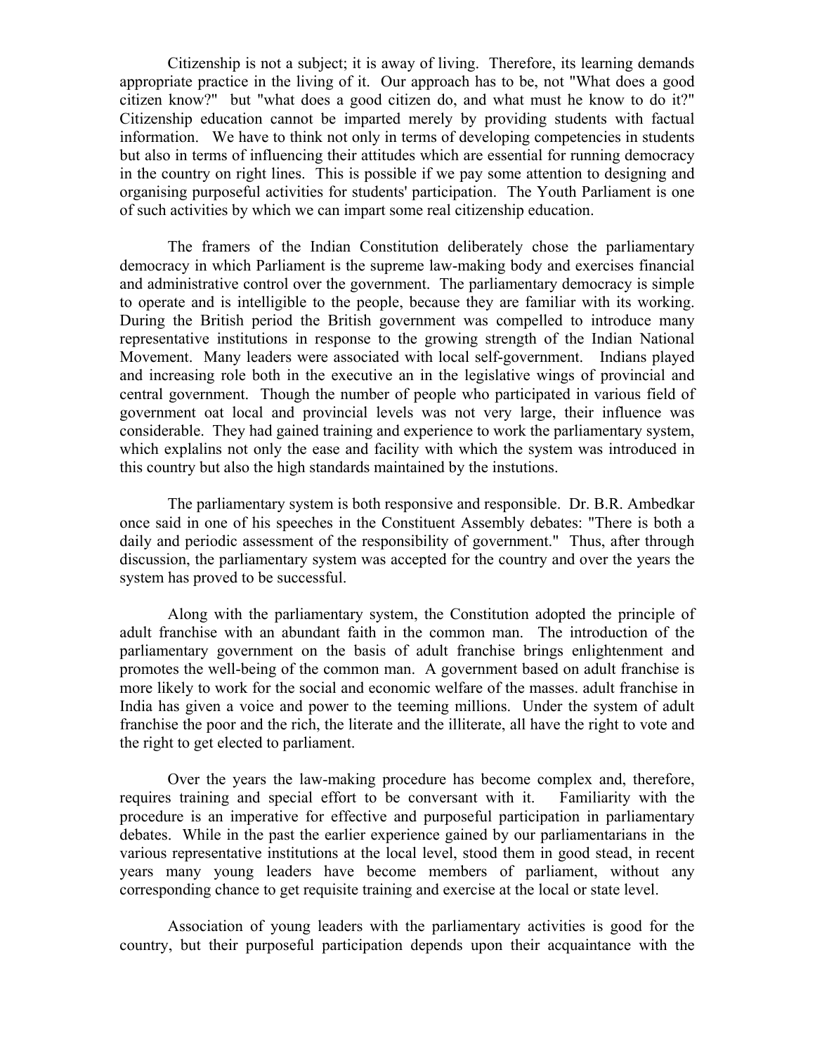Citizenship is not a subject; it is away of living. Therefore, its learning demands appropriate practice in the living of it. Our approach has to be, not "What does a good citizen know?" but "what does a good citizen do, and what must he know to do it?" Citizenship education cannot be imparted merely by providing students with factual information. We have to think not only in terms of developing competencies in students but also in terms of influencing their attitudes which are essential for running democracy in the country on right lines. This is possible if we pay some attention to designing and organising purposeful activities for students' participation. The Youth Parliament is one of such activities by which we can impart some real citizenship education.

The framers of the Indian Constitution deliberately chose the parliamentary democracy in which Parliament is the supreme law-making body and exercises financial and administrative control over the government. The parliamentary democracy is simple to operate and is intelligible to the people, because they are familiar with its working. During the British period the British government was compelled to introduce many representative institutions in response to the growing strength of the Indian National Movement. Many leaders were associated with local self-government. Indians played and increasing role both in the executive an in the legislative wings of provincial and central government. Though the number of people who participated in various field of government oat local and provincial levels was not very large, their influence was considerable. They had gained training and experience to work the parliamentary system, which explalins not only the ease and facility with which the system was introduced in this country but also the high standards maintained by the instutions.

The parliamentary system is both responsive and responsible. Dr. B.R. Ambedkar once said in one of his speeches in the Constituent Assembly debates: "There is both a daily and periodic assessment of the responsibility of government." Thus, after through discussion, the parliamentary system was accepted for the country and over the years the system has proved to be successful.

Along with the parliamentary system, the Constitution adopted the principle of adult franchise with an abundant faith in the common man. The introduction of the parliamentary government on the basis of adult franchise brings enlightenment and promotes the well-being of the common man. A government based on adult franchise is more likely to work for the social and economic welfare of the masses. adult franchise in India has given a voice and power to the teeming millions. Under the system of adult franchise the poor and the rich, the literate and the illiterate, all have the right to vote and the right to get elected to parliament.

Over the years the law-making procedure has become complex and, therefore, requires training and special effort to be conversant with it. Familiarity with the procedure is an imperative for effective and purposeful participation in parliamentary debates. While in the past the earlier experience gained by our parliamentarians in the various representative institutions at the local level, stood them in good stead, in recent years many young leaders have become members of parliament, without any corresponding chance to get requisite training and exercise at the local or state level.

Association of young leaders with the parliamentary activities is good for the country, but their purposeful participation depends upon their acquaintance with the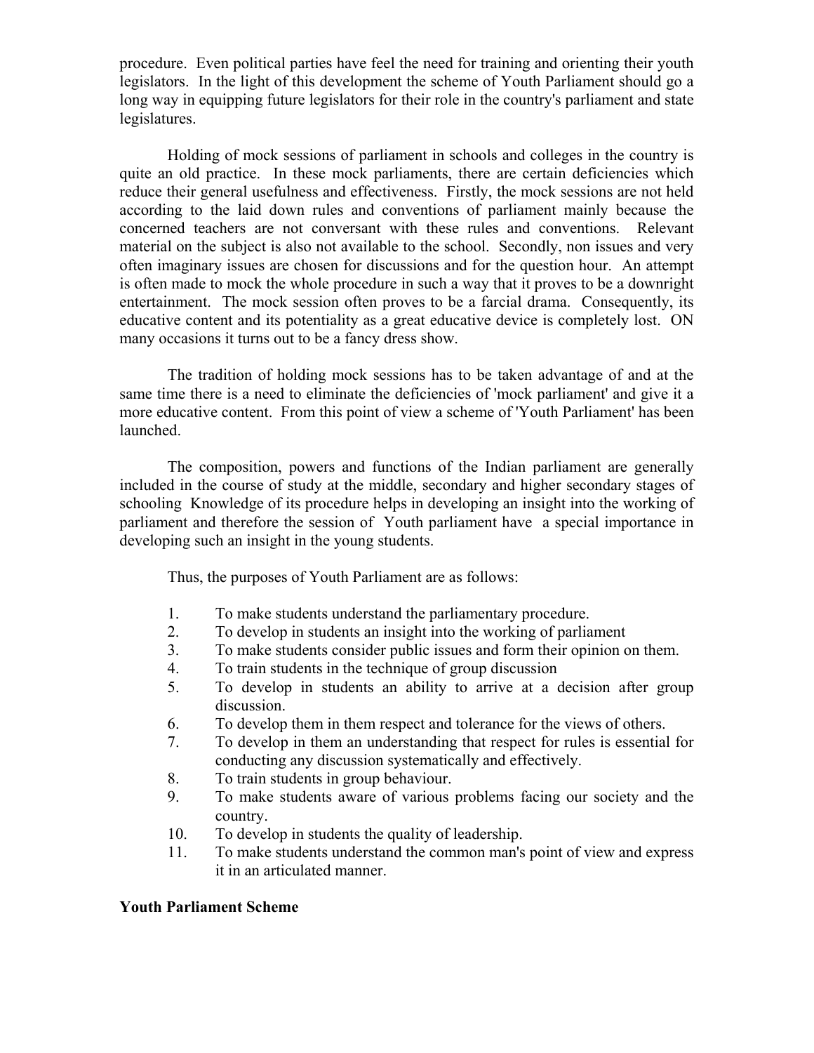procedure. Even political parties have feel the need for training and orienting their youth legislators. In the light of this development the scheme of Youth Parliament should go a long way in equipping future legislators for their role in the country's parliament and state legislatures.

Holding of mock sessions of parliament in schools and colleges in the country is quite an old practice. In these mock parliaments, there are certain deficiencies which reduce their general usefulness and effectiveness. Firstly, the mock sessions are not held according to the laid down rules and conventions of parliament mainly because the concerned teachers are not conversant with these rules and conventions. Relevant material on the subject is also not available to the school. Secondly, non issues and very often imaginary issues are chosen for discussions and for the question hour. An attempt is often made to mock the whole procedure in such a way that it proves to be a downright entertainment. The mock session often proves to be a farcial drama. Consequently, its educative content and its potentiality as a great educative device is completely lost. ON many occasions it turns out to be a fancy dress show.

The tradition of holding mock sessions has to be taken advantage of and at the same time there is a need to eliminate the deficiencies of 'mock parliament' and give it a more educative content. From this point of view a scheme of 'Youth Parliament' has been launched.

The composition, powers and functions of the Indian parliament are generally included in the course of study at the middle, secondary and higher secondary stages of schooling Knowledge of its procedure helps in developing an insight into the working of parliament and therefore the session of Youth parliament have a special importance in developing such an insight in the young students.

Thus, the purposes of Youth Parliament are as follows:

1. To make students understand the parliamentary procedure.
2. To develop in students an insight into the working of parliament
3. To make students consider public issues and form their opinion on them.
4. To train students in the technique of group discussion
5. To develop in students an ability to arrive at a decision after group discussion.
6. To develop them in them respect and tolerance for the views of others.
7. To develop in them an understanding that respect for rules is essential for conducting any discussion systematically and effectively.
8. To train students in group behaviour.
9. To make students aware of various problems facing our society and the country.
10. To develop in students the quality of leadership.
11. To make students understand the common man's point of view and express it in an articulated manner.

**Youth Parliament Scheme**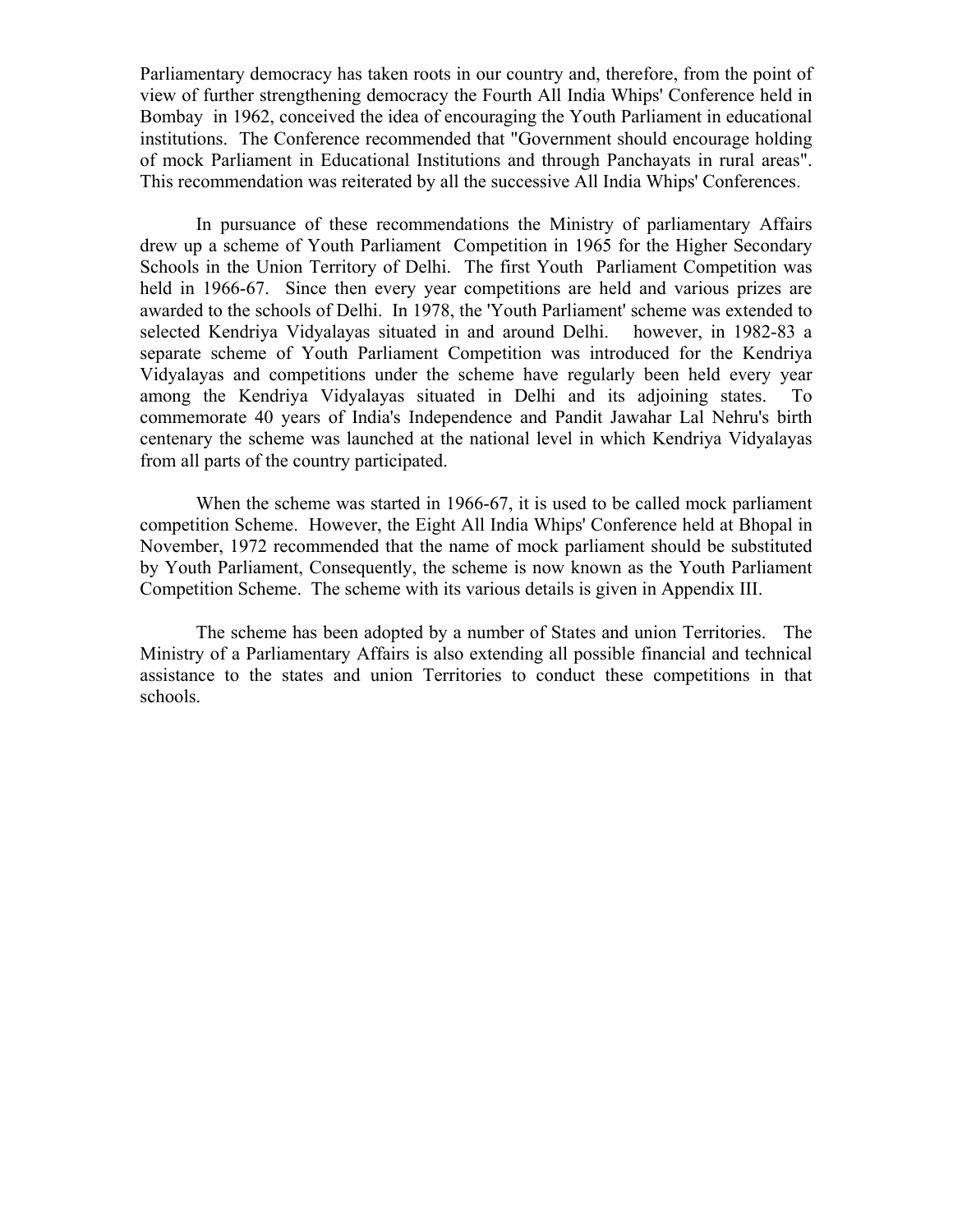Parliamentary democracy has taken roots in our country and, therefore, from the point of view of further strengthening democracy the Fourth All India Whips' Conference held in Bombay in 1962, conceived the idea of encouraging the Youth Parliament in educational institutions. The Conference recommended that "Government should encourage holding of mock Parliament in Educational Institutions and through Panchayats in rural areas". This recommendation was reiterated by all the successive All India Whips' Conferences.

In pursuance of these recommendations the Ministry of parliamentary Affairs drew up a scheme of Youth Parliament Competition in 1965 for the Higher Secondary Schools in the Union Territory of Delhi. The first Youth Parliament Competition was held in 1966-67. Since then every year competitions are held and various prizes are awarded to the schools of Delhi. In 1978, the 'Youth Parliament' scheme was extended to selected Kendriya Vidyalayas situated in and around Delhi. however, in 1982-83 a separate scheme of Youth Parliament Competition was introduced for the Kendriya Vidyalayas and competitions under the scheme have regularly been held every year among the Kendriya Vidyalayas situated in Delhi and its adjoining states. To commemorate 40 years of India's Independence and Pandit Jawahar Lal Nehru's birth centenary the scheme was launched at the national level in which Kendriya Vidyalayas from all parts of the country participated.

When the scheme was started in 1966-67, it is used to be called mock parliament competition Scheme. However, the Eight All India Whips' Conference held at Bhopal in November, 1972 recommended that the name of mock parliament should be substituted by Youth Parliament, Consequently, the scheme is now known as the Youth Parliament Competition Scheme. The scheme with its various details is given in Appendix III.

The scheme has been adopted by a number of States and union Territories. The Ministry of a Parliamentary Affairs is also extending all possible financial and technical assistance to the states and union Territories to conduct these competitions in that schools.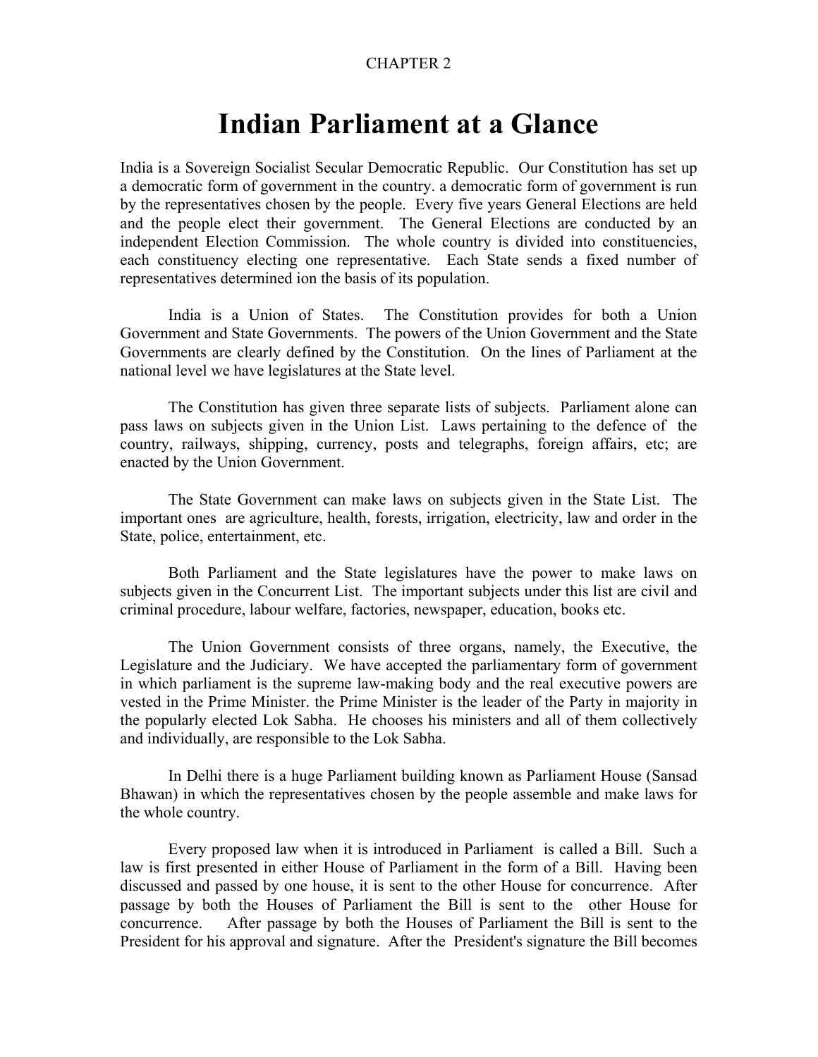CHAPTER 2

# Indian Parliament at a Glance

India is a Sovereign Socialist Secular Democratic Republic. Our Constitution has set up a democratic form of government in the country. a democratic form of government is run by the representatives chosen by the people. Every five years General Elections are held and the people elect their government. The General Elections are conducted by an independent Election Commission. The whole country is divided into constituencies, each constituency electing one representative. Each State sends a fixed number of representatives determined ion the basis of its population.

India is a Union of States. The Constitution provides for both a Union Government and State Governments. The powers of the Union Government and the State Governments are clearly defined by the Constitution. On the lines of Parliament at the national level we have legislatures at the State level.

The Constitution has given three separate lists of subjects. Parliament alone can pass laws on subjects given in the Union List. Laws pertaining to the defence of the country, railways, shipping, currency, posts and telegraphs, foreign affairs, etc; are enacted by the Union Government.

The State Government can make laws on subjects given in the State List. The important ones are agriculture, health, forests, irrigation, electricity, law and order in the State, police, entertainment, etc.

Both Parliament and the State legislatures have the power to make laws on subjects given in the Concurrent List. The important subjects under this list are civil and criminal procedure, labour welfare, factories, newspaper, education, books etc.

The Union Government consists of three organs, namely, the Executive, the Legislature and the Judiciary. We have accepted the parliamentary form of government in which parliament is the supreme law-making body and the real executive powers are vested in the Prime Minister. the Prime Minister is the leader of the Party in majority in the popularly elected Lok Sabha. He chooses his ministers and all of them collectively and individually, are responsible to the Lok Sabha.

In Delhi there is a huge Parliament building known as Parliament House (Sansad Bhawan) in which the representatives chosen by the people assemble and make laws for the whole country.

Every proposed law when it is introduced in Parliament is called a Bill. Such a law is first presented in either House of Parliament in the form of a Bill. Having been discussed and passed by one house, it is sent to the other House for concurrence. After passage by both the Houses of Parliament the Bill is sent to the other House for concurrence. After passage by both the Houses of Parliament the Bill is sent to the President for his approval and signature. After the President's signature the Bill becomes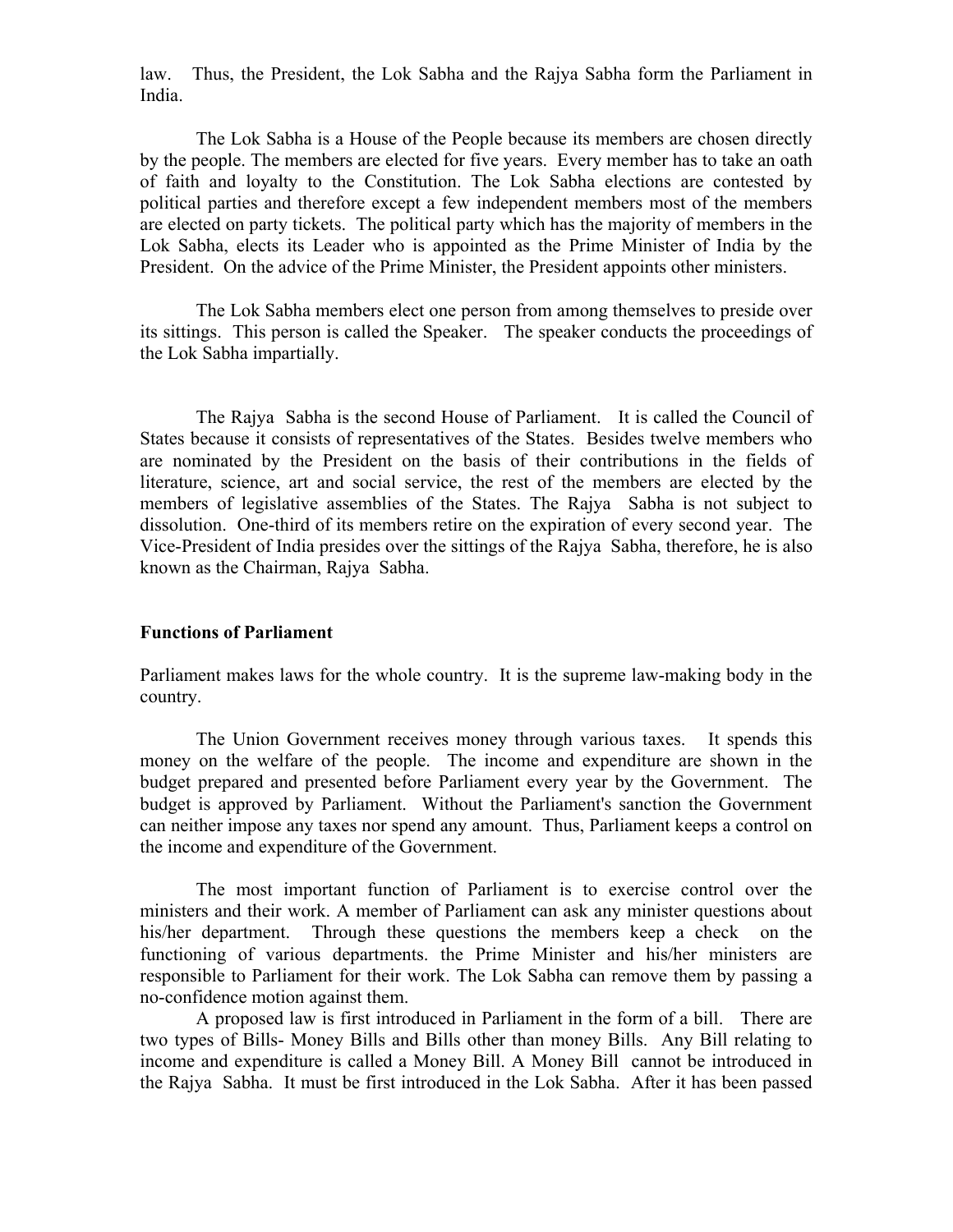law. Thus, the President, the Lok Sabha and the Rajya Sabha form the Parliament in India.

The Lok Sabha is a House of the People because its members are chosen directly by the people. The members are elected for five years. Every member has to take an oath of faith and loyalty to the Constitution. The Lok Sabha elections are contested by political parties and therefore except a few independent members most of the members are elected on party tickets. The political party which has the majority of members in the Lok Sabha, elects its Leader who is appointed as the Prime Minister of India by the President. On the advice of the Prime Minister, the President appoints other ministers.

The Lok Sabha members elect one person from among themselves to preside over its sittings. This person is called the Speaker. The speaker conducts the proceedings of the Lok Sabha impartially.

The Rajya Sabha is the second House of Parliament. It is called the Council of States because it consists of representatives of the States. Besides twelve members who are nominated by the President on the basis of their contributions in the fields of literature, science, art and social service, the rest of the members are elected by the members of legislative assemblies of the States. The Rajya Sabha is not subject to dissolution. One-third of its members retire on the expiration of every second year. The Vice-President of India presides over the sittings of the Rajya Sabha, therefore, he is also known as the Chairman, Rajya Sabha.

**Functions of Parliament**

Parliament makes laws for the whole country. It is the supreme law-making body in the country.

The Union Government receives money through various taxes. It spends this money on the welfare of the people. The income and expenditure are shown in the budget prepared and presented before Parliament every year by the Government. The budget is approved by Parliament. Without the Parliament's sanction the Government can neither impose any taxes nor spend any amount. Thus, Parliament keeps a control on the income and expenditure of the Government.

The most important function of Parliament is to exercise control over the ministers and their work. A member of Parliament can ask any minister questions about his/her department. Through these questions the members keep a check on the functioning of various departments. the Prime Minister and his/her ministers are responsible to Parliament for their work. The Lok Sabha can remove them by passing a no-confidence motion against them.

A proposed law is first introduced in Parliament in the form of a bill. There are two types of Bills- Money Bills and Bills other than money Bills. Any Bill relating to income and expenditure is called a Money Bill. A Money Bill cannot be introduced in the Rajya Sabha. It must be first introduced in the Lok Sabha. After it has been passed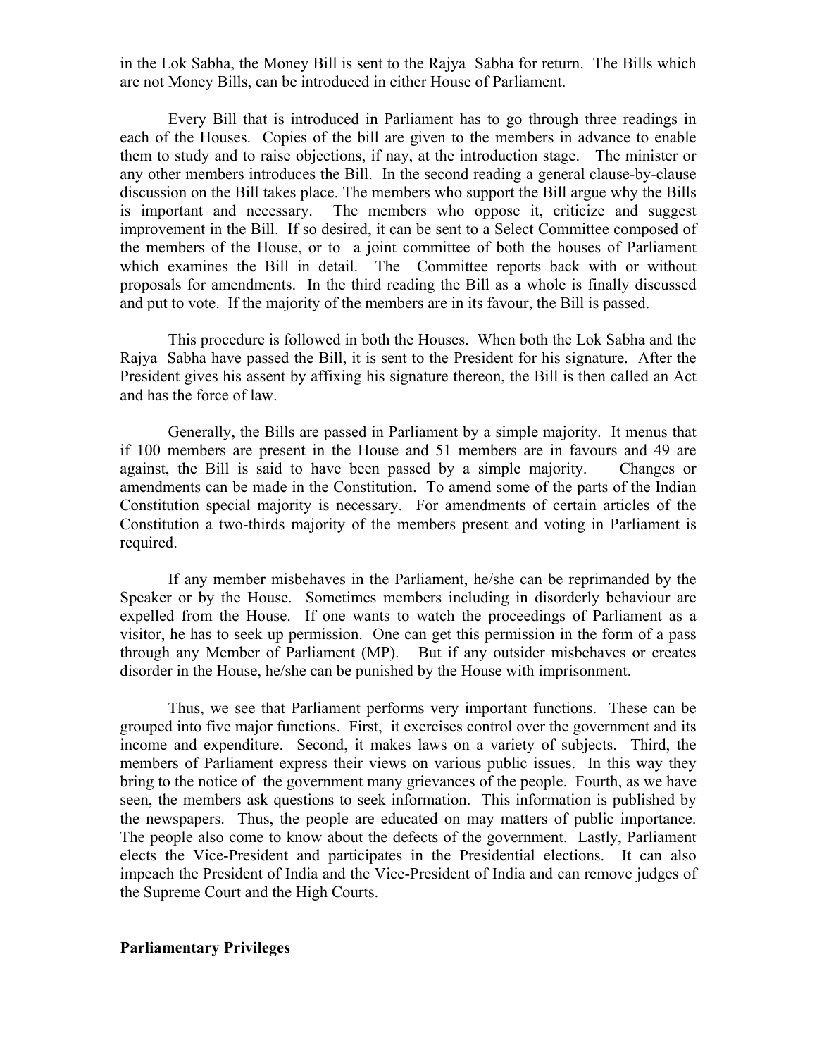in the Lok Sabha, the Money Bill is sent to the Rajya Sabha for return. The Bills which are not Money Bills, can be introduced in either House of Parliament.

Every Bill that is introduced in Parliament has to go through three readings in each of the Houses. Copies of the bill are given to the members in advance to enable them to study and to raise objections, if nay, at the introduction stage. The minister or any other members introduces the Bill. In the second reading a general clause-by-clause discussion on the Bill takes place. The members who support the Bill argue why the Bills is important and necessary. The members who oppose it, criticize and suggest improvement in the Bill. If so desired, it can be sent to a Select Committee composed of the members of the House, or to a joint committee of both the houses of Parliament which examines the Bill in detail. The Committee reports back with or without proposals for amendments. In the third reading the Bill as a whole is finally discussed and put to vote. If the majority of the members are in its favour, the Bill is passed.

This procedure is followed in both the Houses. When both the Lok Sabha and the Rajya Sabha have passed the Bill, it is sent to the President for his signature. After the President gives his assent by affixing his signature thereon, the Bill is then called an Act and has the force of law.

Generally, the Bills are passed in Parliament by a simple majority. It menus that if 100 members are present in the House and 51 members are in favours and 49 are against, the Bill is said to have been passed by a simple majority. Changes or amendments can be made in the Constitution. To amend some of the parts of the Indian Constitution special majority is necessary. For amendments of certain articles of the Constitution a two-thirds majority of the members present and voting in Parliament is required.

If any member misbehaves in the Parliament, he/she can be reprimanded by the Speaker or by the House. Sometimes members including in disorderly behaviour are expelled from the House. If one wants to watch the proceedings of Parliament as a visitor, he has to seek up permission. One can get this permission in the form of a pass through any Member of Parliament (MP). But if any outsider misbehaves or creates disorder in the House, he/she can be punished by the House with imprisonment.

Thus, we see that Parliament performs very important functions. These can be grouped into five major functions. First, it exercises control over the government and its income and expenditure. Second, it makes laws on a variety of subjects. Third, the members of Parliament express their views on various public issues. In this way they bring to the notice of the government many grievances of the people. Fourth, as we have seen, the members ask questions to seek information. This information is published by the newspapers. Thus, the people are educated on may matters of public importance. The people also come to know about the defects of the government. Lastly, Parliament elects the Vice-President and participates in the Presidential elections. It can also impeach the President of India and the Vice-President of India and can remove judges of the Supreme Court and the High Courts.

**Parliamentary Privileges**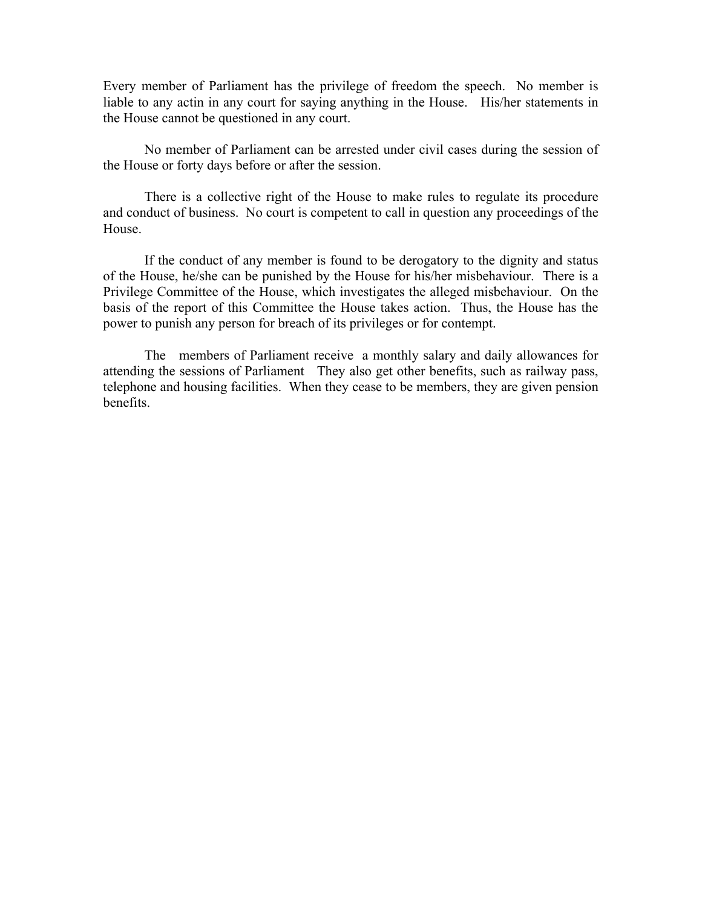Every member of Parliament has the privilege of freedom the speech. No member is liable to any actin in any court for saying anything in the House. His/her statements in the House cannot be questioned in any court.

No member of Parliament can be arrested under civil cases during the session of the House or forty days before or after the session.

There is a collective right of the House to make rules to regulate its procedure and conduct of business. No court is competent to call in question any proceedings of the House.

If the conduct of any member is found to be derogatory to the dignity and status of the House, he/she can be punished by the House for his/her misbehaviour. There is a Privilege Committee of the House, which investigates the alleged misbehaviour. On the basis of the report of this Committee the House takes action. Thus, the House has the power to punish any person for breach of its privileges or for contempt.

The members of Parliament receive a monthly salary and daily allowances for attending the sessions of Parliament They also get other benefits, such as railway pass, telephone and housing facilities. When they cease to be members, they are given pension benefits.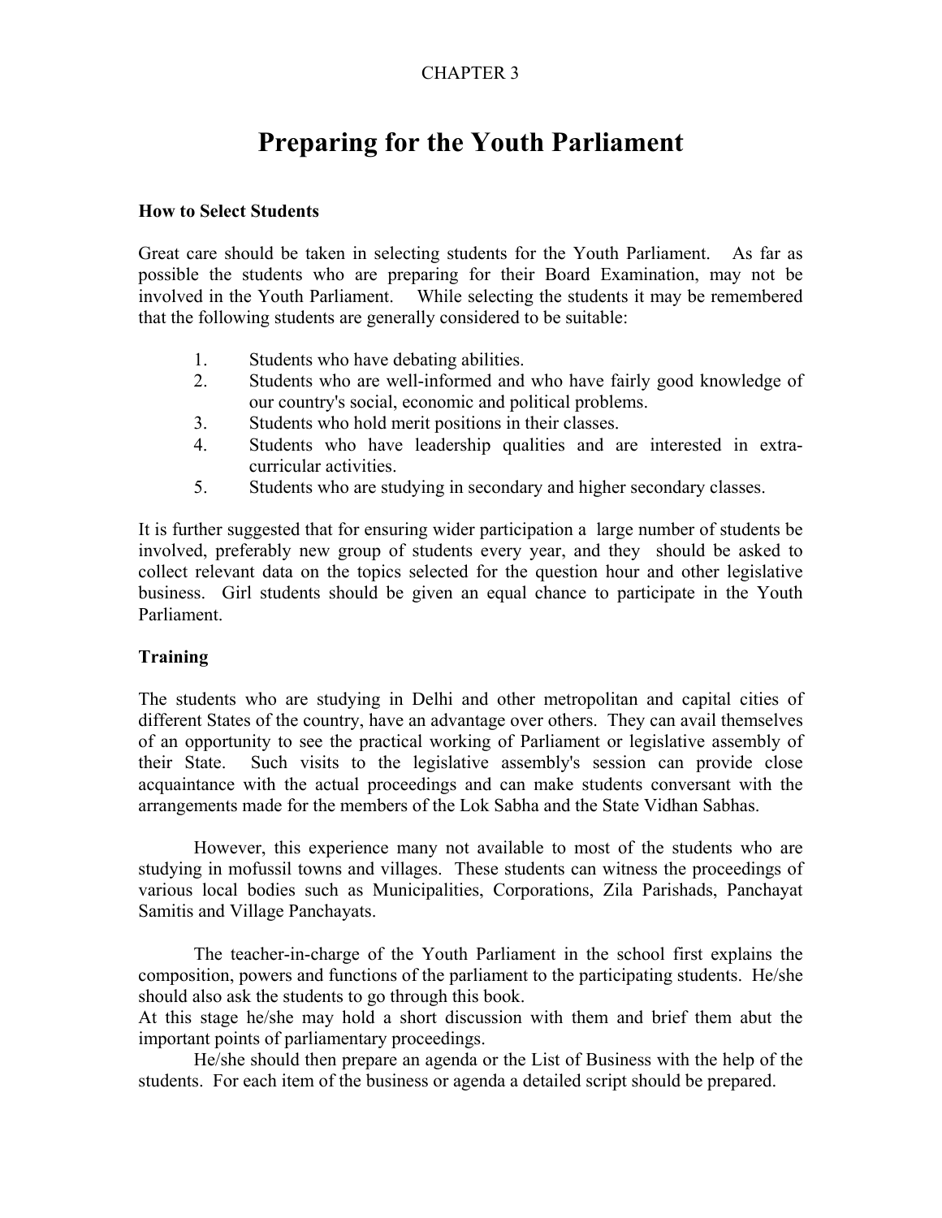CHAPTER 3

# Preparing for the Youth Parliament

### How to Select Students

Great care should be taken in selecting students for the Youth Parliament. As far as possible the students who are preparing for their Board Examination, may not be involved in the Youth Parliament. While selecting the students it may be remembered that the following students are generally considered to be suitable:

1. Students who have debating abilities.
2. Students who are well-informed and who have fairly good knowledge of our country's social, economic and political problems.
3. Students who hold merit positions in their classes.
4. Students who have leadership qualities and are interested in extra-curricular activities.
5. Students who are studying in secondary and higher secondary classes.

It is further suggested that for ensuring wider participation a large number of students be involved, preferably new group of students every year, and they should be asked to collect relevant data on the topics selected for the question hour and other legislative business. Girl students should be given an equal chance to participate in the Youth Parliament.

### Training

The students who are studying in Delhi and other metropolitan and capital cities of different States of the country, have an advantage over others. They can avail themselves of an opportunity to see the practical working of Parliament or legislative assembly of their State. Such visits to the legislative assembly's session can provide close acquaintance with the actual proceedings and can make students conversant with the arrangements made for the members of the Lok Sabha and the State Vidhan Sabhas.

However, this experience many not available to most of the students who are studying in mofussil towns and villages. These students can witness the proceedings of various local bodies such as Municipalities, Corporations, Zila Parishads, Panchayat Samitis and Village Panchayats.

The teacher-in-charge of the Youth Parliament in the school first explains the composition, powers and functions of the parliament to the participating students. He/she should also ask the students to go through this book.
At this stage he/she may hold a short discussion with them and brief them abut the important points of parliamentary proceedings.

He/she should then prepare an agenda or the List of Business with the help of the students. For each item of the business or agenda a detailed script should be prepared.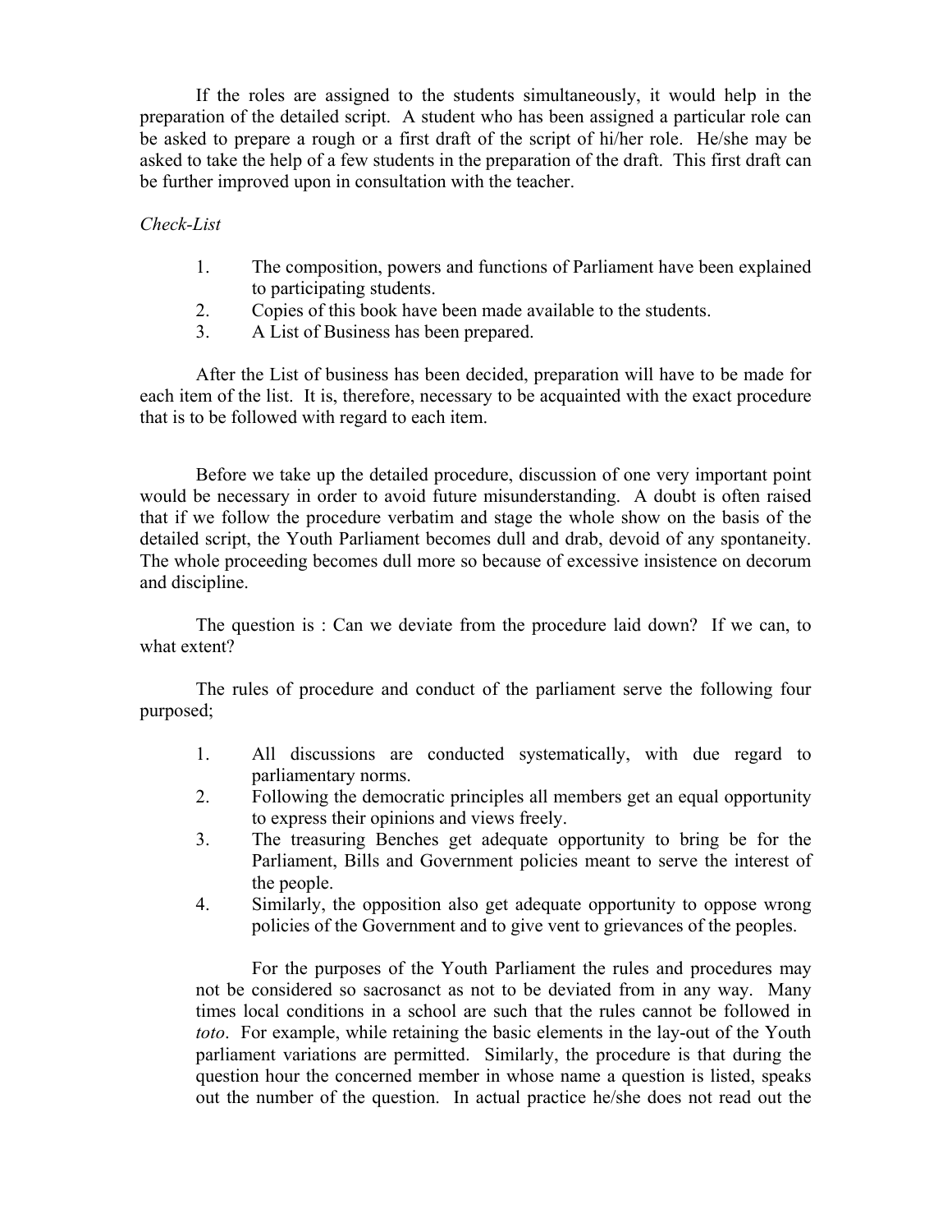If the roles are assigned to the students simultaneously, it would help in the preparation of the detailed script. A student who has been assigned a particular role can be asked to prepare a rough or a first draft of the script of hi/her role. He/she may be asked to take the help of a few students in the preparation of the draft. This first draft can be further improved upon in consultation with the teacher.

*Check-List*

1. The composition, powers and functions of Parliament have been explained to participating students.
2. Copies of this book have been made available to the students.
3. A List of Business has been prepared.

After the List of business has been decided, preparation will have to be made for each item of the list. It is, therefore, necessary to be acquainted with the exact procedure that is to be followed with regard to each item.

Before we take up the detailed procedure, discussion of one very important point would be necessary in order to avoid future misunderstanding. A doubt is often raised that if we follow the procedure verbatim and stage the whole show on the basis of the detailed script, the Youth Parliament becomes dull and drab, devoid of any spontaneity. The whole proceeding becomes dull more so because of excessive insistence on decorum and discipline.

The question is : Can we deviate from the procedure laid down? If we can, to what extent?

The rules of procedure and conduct of the parliament serve the following four purposed;

1. All discussions are conducted systematically, with due regard to parliamentary norms.
2. Following the democratic principles all members get an equal opportunity to express their opinions and views freely.
3. The treasuring Benches get adequate opportunity to bring be for the Parliament, Bills and Government policies meant to serve the interest of the people.
4. Similarly, the opposition also get adequate opportunity to oppose wrong policies of the Government and to give vent to grievances of the peoples.

For the purposes of the Youth Parliament the rules and procedures may not be considered so sacrosanct as not to be deviated from in any way. Many times local conditions in a school are such that the rules cannot be followed in *toto*. For example, while retaining the basic elements in the lay-out of the Youth parliament variations are permitted. Similarly, the procedure is that during the question hour the concerned member in whose name a question is listed, speaks out the number of the question. In actual practice he/she does not read out the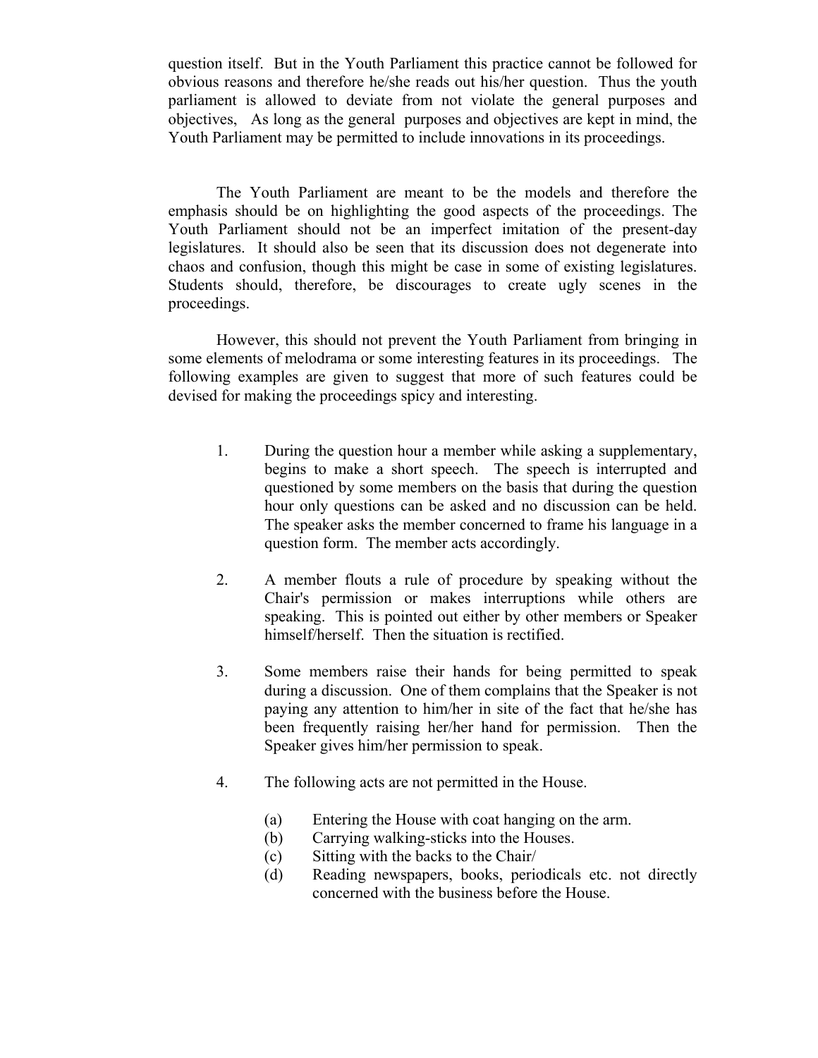question itself. But in the Youth Parliament this practice cannot be followed for obvious reasons and therefore he/she reads out his/her question. Thus the youth parliament is allowed to deviate from not violate the general purposes and objectives, As long as the general purposes and objectives are kept in mind, the Youth Parliament may be permitted to include innovations in its proceedings.

The Youth Parliament are meant to be the models and therefore the emphasis should be on highlighting the good aspects of the proceedings. The Youth Parliament should not be an imperfect imitation of the present-day legislatures. It should also be seen that its discussion does not degenerate into chaos and confusion, though this might be case in some of existing legislatures. Students should, therefore, be discourages to create ugly scenes in the proceedings.

However, this should not prevent the Youth Parliament from bringing in some elements of melodrama or some interesting features in its proceedings. The following examples are given to suggest that more of such features could be devised for making the proceedings spicy and interesting.

1. During the question hour a member while asking a supplementary, begins to make a short speech. The speech is interrupted and questioned by some members on the basis that during the question hour only questions can be asked and no discussion can be held. The speaker asks the member concerned to frame his language in a question form. The member acts accordingly.

2. A member flouts a rule of procedure by speaking without the Chair's permission or makes interruptions while others are speaking. This is pointed out either by other members or Speaker himself/herself. Then the situation is rectified.

3. Some members raise their hands for being permitted to speak during a discussion. One of them complains that the Speaker is not paying any attention to him/her in site of the fact that he/she has been frequently raising her/her hand for permission. Then the Speaker gives him/her permission to speak.

4. The following acts are not permitted in the House.

   (a) Entering the House with coat hanging on the arm.
   (b) Carrying walking-sticks into the Houses.
   (c) Sitting with the backs to the Chair/
   (d) Reading newspapers, books, periodicals etc. not directly concerned with the business before the House.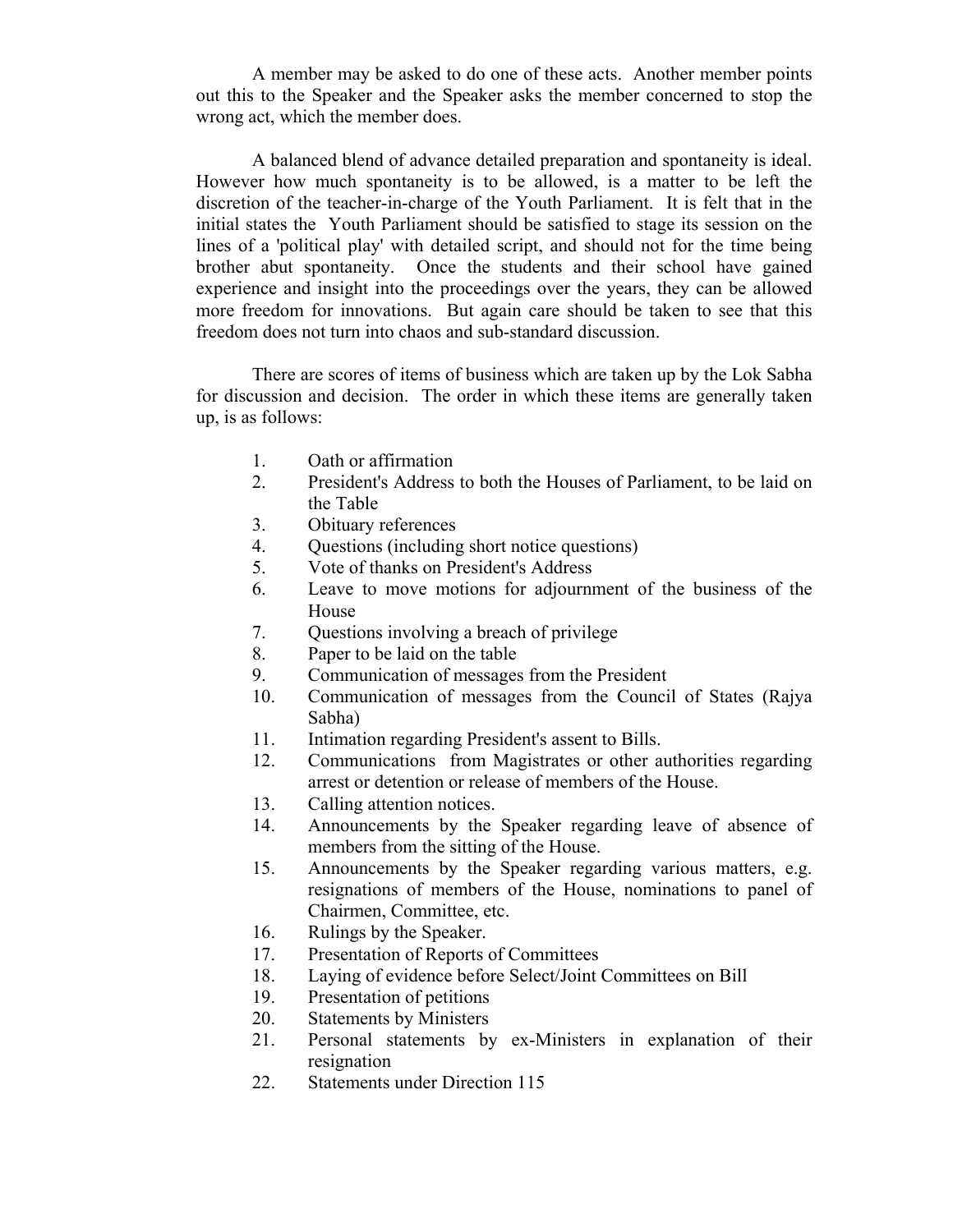A member may be asked to do one of these acts. Another member points out this to the Speaker and the Speaker asks the member concerned to stop the wrong act, which the member does.

A balanced blend of advance detailed preparation and spontaneity is ideal. However how much spontaneity is to be allowed, is a matter to be left the discretion of the teacher-in-charge of the Youth Parliament. It is felt that in the initial states the Youth Parliament should be satisfied to stage its session on the lines of a 'political play' with detailed script, and should not for the time being brother abut spontaneity. Once the students and their school have gained experience and insight into the proceedings over the years, they can be allowed more freedom for innovations. But again care should be taken to see that this freedom does not turn into chaos and sub-standard discussion.

There are scores of items of business which are taken up by the Lok Sabha for discussion and decision. The order in which these items are generally taken up, is as follows:

1. Oath or affirmation
2. President's Address to both the Houses of Parliament, to be laid on the Table
3. Obituary references
4. Questions (including short notice questions)
5. Vote of thanks on President's Address
6. Leave to move motions for adjournment of the business of the House
7. Questions involving a breach of privilege
8. Paper to be laid on the table
9. Communication of messages from the President
10. Communication of messages from the Council of States (Rajya Sabha)
11. Intimation regarding President's assent to Bills.
12. Communications from Magistrates or other authorities regarding arrest or detention or release of members of the House.
13. Calling attention notices.
14. Announcements by the Speaker regarding leave of absence of members from the sitting of the House.
15. Announcements by the Speaker regarding various matters, e.g. resignations of members of the House, nominations to panel of Chairmen, Committee, etc.
16. Rulings by the Speaker.
17. Presentation of Reports of Committees
18. Laying of evidence before Select/Joint Committees on Bill
19. Presentation of petitions
20. Statements by Ministers
21. Personal statements by ex-Ministers in explanation of their resignation
22. Statements under Direction 115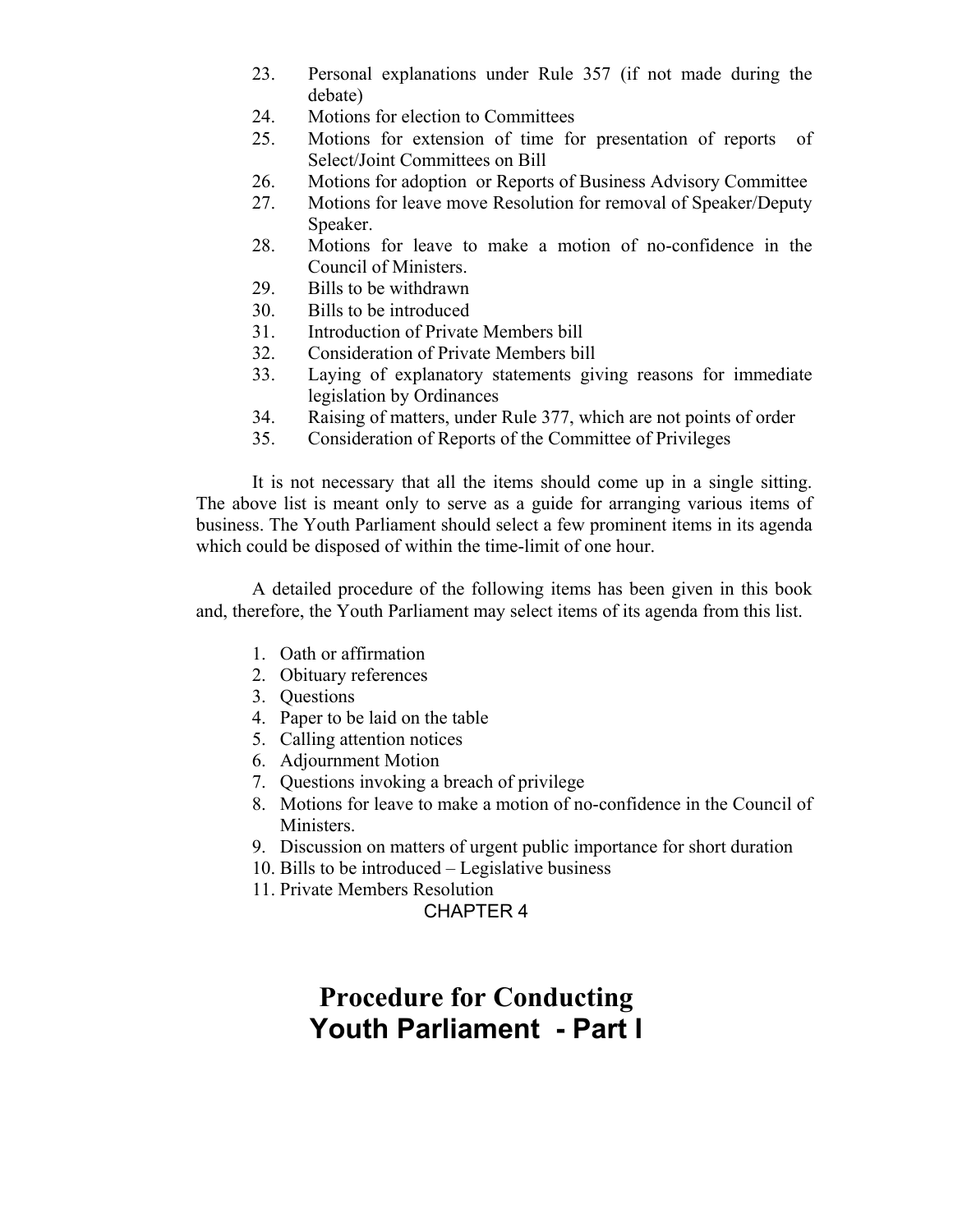23. Personal explanations under Rule 357 (if not made during the debate)
24. Motions for election to Committees
25. Motions for extension of time for presentation of reports of Select/Joint Committees on Bill
26. Motions for adoption or Reports of Business Advisory Committee
27. Motions for leave move Resolution for removal of Speaker/Deputy Speaker.
28. Motions for leave to make a motion of no-confidence in the Council of Ministers.
29. Bills to be withdrawn
30. Bills to be introduced
31. Introduction of Private Members bill
32. Consideration of Private Members bill
33. Laying of explanatory statements giving reasons for immediate legislation by Ordinances
34. Raising of matters, under Rule 377, which are not points of order
35. Consideration of Reports of the Committee of Privileges

It is not necessary that all the items should come up in a single sitting. The above list is meant only to serve as a guide for arranging various items of business. The Youth Parliament should select a few prominent items in its agenda which could be disposed of within the time-limit of one hour.

A detailed procedure of the following items has been given in this book and, therefore, the Youth Parliament may select items of its agenda from this list.

1. Oath or affirmation
2. Obituary references
3. Questions
4. Paper to be laid on the table
5. Calling attention notices
6. Adjournment Motion
7. Questions invoking a breach of privilege
8. Motions for leave to make a motion of no-confidence in the Council of Ministers.
9. Discussion on matters of urgent public importance for short duration
10. Bills to be introduced – Legislative business
11. Private Members Resolution

CHAPTER 4

# Procedure for Conducting Youth Parliament - Part I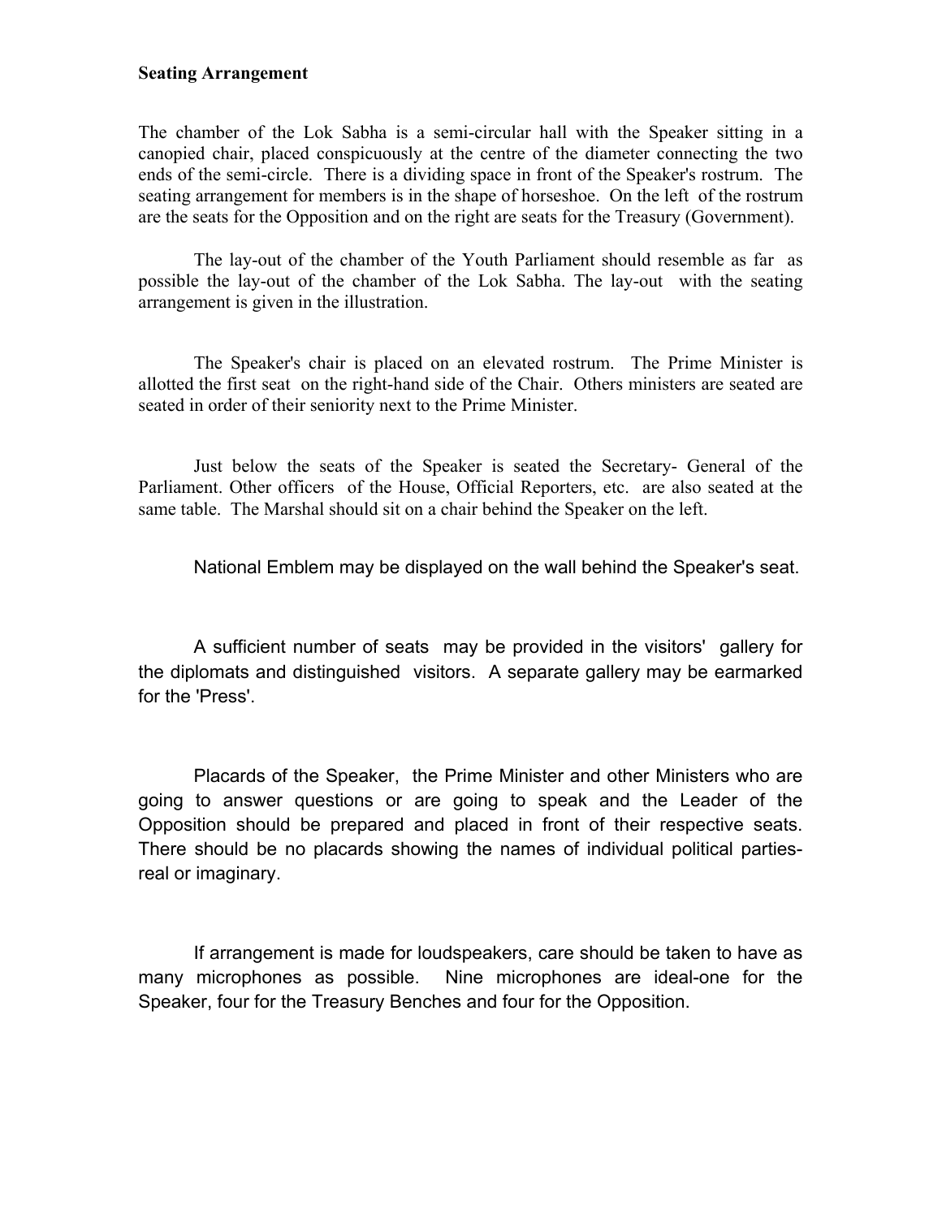**Seating Arrangement**

The chamber of the Lok Sabha is a semi-circular hall with the Speaker sitting in a canopied chair, placed conspicuously at the centre of the diameter connecting the two ends of the semi-circle. There is a dividing space in front of the Speaker's rostrum. The seating arrangement for members is in the shape of horseshoe. On the left of the rostrum are the seats for the Opposition and on the right are seats for the Treasury (Government).

The lay-out of the chamber of the Youth Parliament should resemble as far as possible the lay-out of the chamber of the Lok Sabha. The lay-out with the seating arrangement is given in the illustration.

The Speaker's chair is placed on an elevated rostrum. The Prime Minister is allotted the first seat on the right-hand side of the Chair. Others ministers are seated are seated in order of their seniority next to the Prime Minister.

Just below the seats of the Speaker is seated the Secretary- General of the Parliament. Other officers of the House, Official Reporters, etc. are also seated at the same table. The Marshal should sit on a chair behind the Speaker on the left.

National Emblem may be displayed on the wall behind the Speaker's seat.

A sufficient number of seats may be provided in the visitors' gallery for the diplomats and distinguished visitors. A separate gallery may be earmarked for the 'Press'.

Placards of the Speaker, the Prime Minister and other Ministers who are going to answer questions or are going to speak and the Leader of the Opposition should be prepared and placed in front of their respective seats. There should be no placards showing the names of individual political parties- real or imaginary.

If arrangement is made for loudspeakers, care should be taken to have as many microphones as possible. Nine microphones are ideal-one for the Speaker, four for the Treasury Benches and four for the Opposition.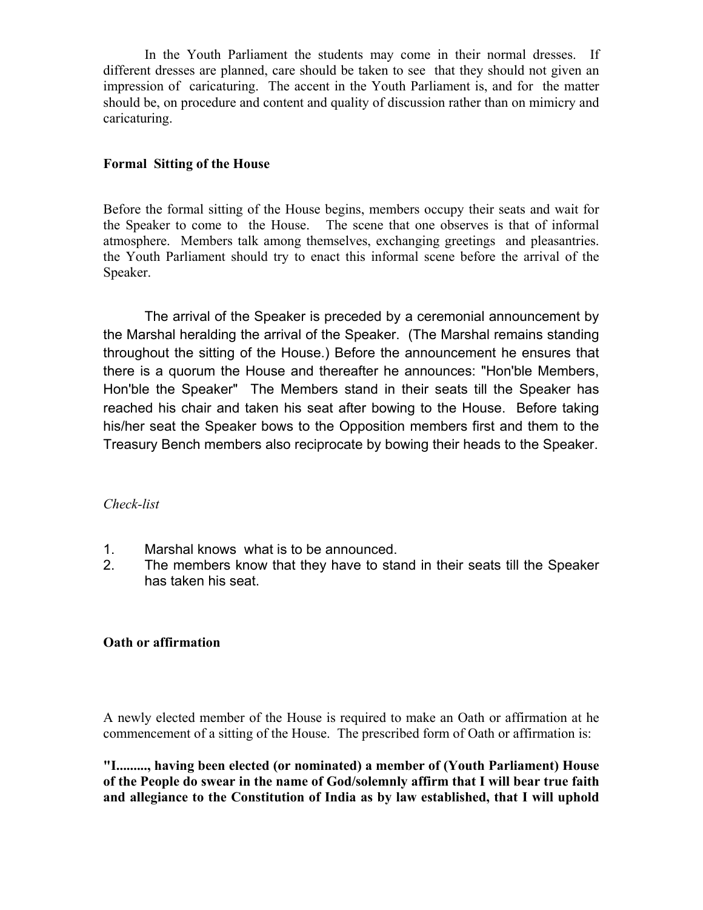In the Youth Parliament the students may come in their normal dresses. If different dresses are planned, care should be taken to see that they should not given an impression of caricaturing. The accent in the Youth Parliament is, and for the matter should be, on procedure and content and quality of discussion rather than on mimicry and caricaturing.

**Formal Sitting of the House**

Before the formal sitting of the House begins, members occupy their seats and wait for the Speaker to come to the House. The scene that one observes is that of informal atmosphere. Members talk among themselves, exchanging greetings and pleasantries. the Youth Parliament should try to enact this informal scene before the arrival of the Speaker.

The arrival of the Speaker is preceded by a ceremonial announcement by the Marshal heralding the arrival of the Speaker. (The Marshal remains standing throughout the sitting of the House.) Before the announcement he ensures that there is a quorum the House and thereafter he announces: "Hon'ble Members, Hon'ble the Speaker" The Members stand in their seats till the Speaker has reached his chair and taken his seat after bowing to the House. Before taking his/her seat the Speaker bows to the Opposition members first and them to the Treasury Bench members also reciprocate by bowing their heads to the Speaker.

*Check-list*

1. Marshal knows what is to be announced.
2. The members know that they have to stand in their seats till the Speaker has taken his seat.

**Oath or affirmation**

A newly elected member of the House is required to make an Oath or affirmation at he commencement of a sitting of the House. The prescribed form of Oath or affirmation is:

**"I........., having been elected (or nominated) a member of (Youth Parliament) House of the People do swear in the name of God/solemnly affirm that I will bear true faith and allegiance to the Constitution of India as by law established, that I will uphold**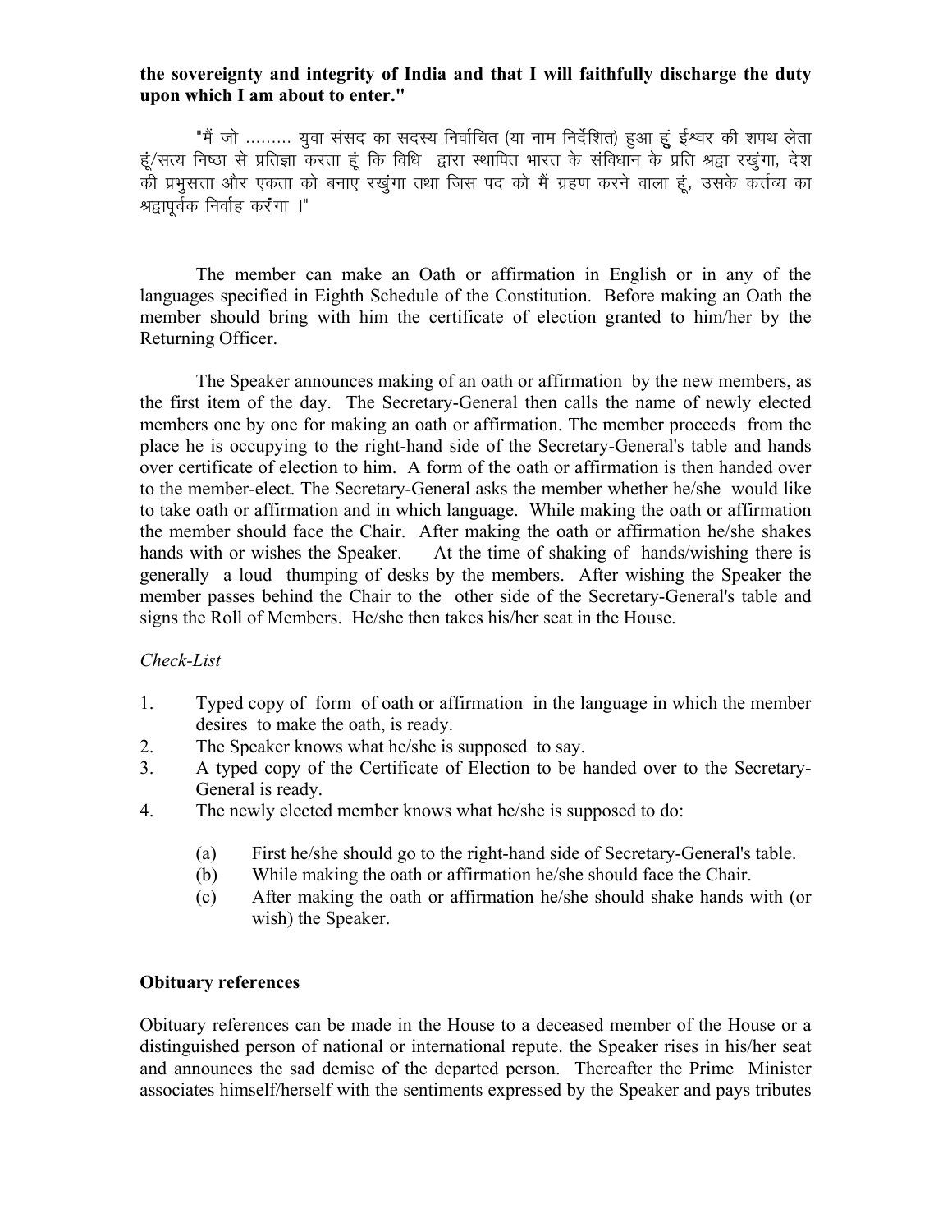**the sovereignty and integrity of India and that I will faithfully discharge the duty upon which I am about to enter."**

"मैं जो ......... युवा संसद का सदस्य निर्वाचित (या नाम निर्देशित) हुआ हूं ईश्वर की शपथ लेता हूं/सत्य निष्ठा से प्रतिज्ञा करता हूं कि विधि द्वारा स्थापित भारत के संविधान के प्रति श्रद्धा रखुंगा, देश की प्रभुसत्ता और एकता को बनाए रखुंगा तथा जिस पद को मैं ग्रहण करने वाला हूं, उसके कर्त्तव्य का श्रद्वापूर्वक निर्वाह करंगा ।"

The member can make an Oath or affirmation in English or in any of the languages specified in Eighth Schedule of the Constitution. Before making an Oath the member should bring with him the certificate of election granted to him/her by the Returning Officer.

The Speaker announces making of an oath or affirmation by the new members, as the first item of the day. The Secretary-General then calls the name of newly elected members one by one for making an oath or affirmation. The member proceeds from the place he is occupying to the right-hand side of the Secretary-General's table and hands over certificate of election to him. A form of the oath or affirmation is then handed over to the member-elect. The Secretary-General asks the member whether he/she would like to take oath or affirmation and in which language. While making the oath or affirmation the member should face the Chair. After making the oath or affirmation he/she shakes hands with or wishes the Speaker. At the time of shaking of hands/wishing there is generally a loud thumping of desks by the members. After wishing the Speaker the member passes behind the Chair to the other side of the Secretary-General's table and signs the Roll of Members. He/she then takes his/her seat in the House.

*Check-List*

1. Typed copy of form of oath or affirmation in the language in which the member desires to make the oath, is ready.
2. The Speaker knows what he/she is supposed to say.
3. A typed copy of the Certificate of Election to be handed over to the Secretary-General is ready.
4. The newly elected member knows what he/she is supposed to do:
   - (a) First he/she should go to the right-hand side of Secretary-General's table.
   - (b) While making the oath or affirmation he/she should face the Chair.
   - (c) After making the oath or affirmation he/she should shake hands with (or wish) the Speaker.

**Obituary references**

Obituary references can be made in the House to a deceased member of the House or a distinguished person of national or international repute. the Speaker rises in his/her seat and announces the sad demise of the departed person. Thereafter the Prime Minister associates himself/herself with the sentiments expressed by the Speaker and pays tributes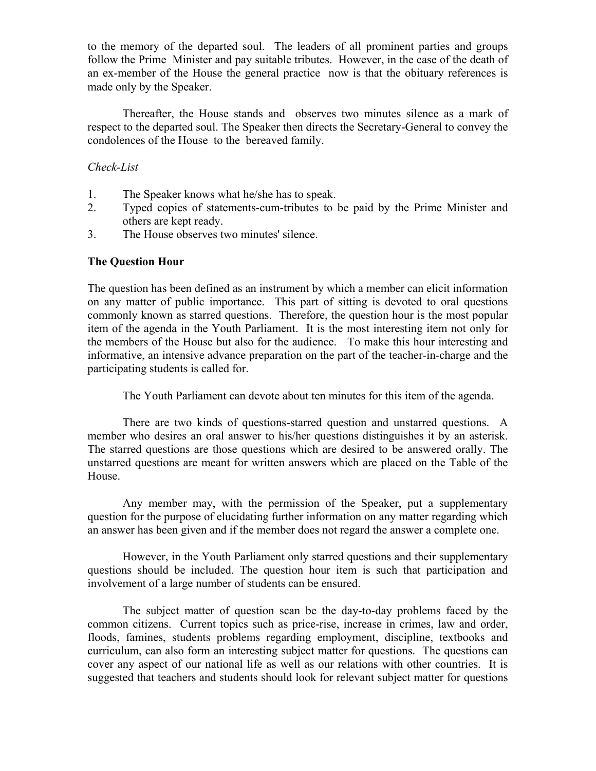to the memory of the departed soul. The leaders of all prominent parties and groups follow the Prime Minister and pay suitable tributes. However, in the case of the death of an ex-member of the House the general practice now is that the obituary references is made only by the Speaker.

Thereafter, the House stands and observes two minutes silence as a mark of respect to the departed soul. The Speaker then directs the Secretary-General to convey the condolences of the House to the bereaved family.

*Check-List*

1. The Speaker knows what he/she has to speak.
2. Typed copies of statements-cum-tributes to be paid by the Prime Minister and others are kept ready.
3. The House observes two minutes' silence.

**The Question Hour**

The question has been defined as an instrument by which a member can elicit information on any matter of public importance. This part of sitting is devoted to oral questions commonly known as starred questions. Therefore, the question hour is the most popular item of the agenda in the Youth Parliament. It is the most interesting item not only for the members of the House but also for the audience. To make this hour interesting and informative, an intensive advance preparation on the part of the teacher-in-charge and the participating students is called for.

The Youth Parliament can devote about ten minutes for this item of the agenda.

There are two kinds of questions-starred question and unstarred questions. A member who desires an oral answer to his/her questions distinguishes it by an asterisk. The starred questions are those questions which are desired to be answered orally. The unstarred questions are meant for written answers which are placed on the Table of the House.

Any member may, with the permission of the Speaker, put a supplementary question for the purpose of elucidating further information on any matter regarding which an answer has been given and if the member does not regard the answer a complete one.

However, in the Youth Parliament only starred questions and their supplementary questions should be included. The question hour item is such that participation and involvement of a large number of students can be ensured.

The subject matter of question scan be the day-to-day problems faced by the common citizens. Current topics such as price-rise, increase in crimes, law and order, floods, famines, students problems regarding employment, discipline, textbooks and curriculum, can also form an interesting subject matter for questions. The questions can cover any aspect of our national life as well as our relations with other countries. It is suggested that teachers and students should look for relevant subject matter for questions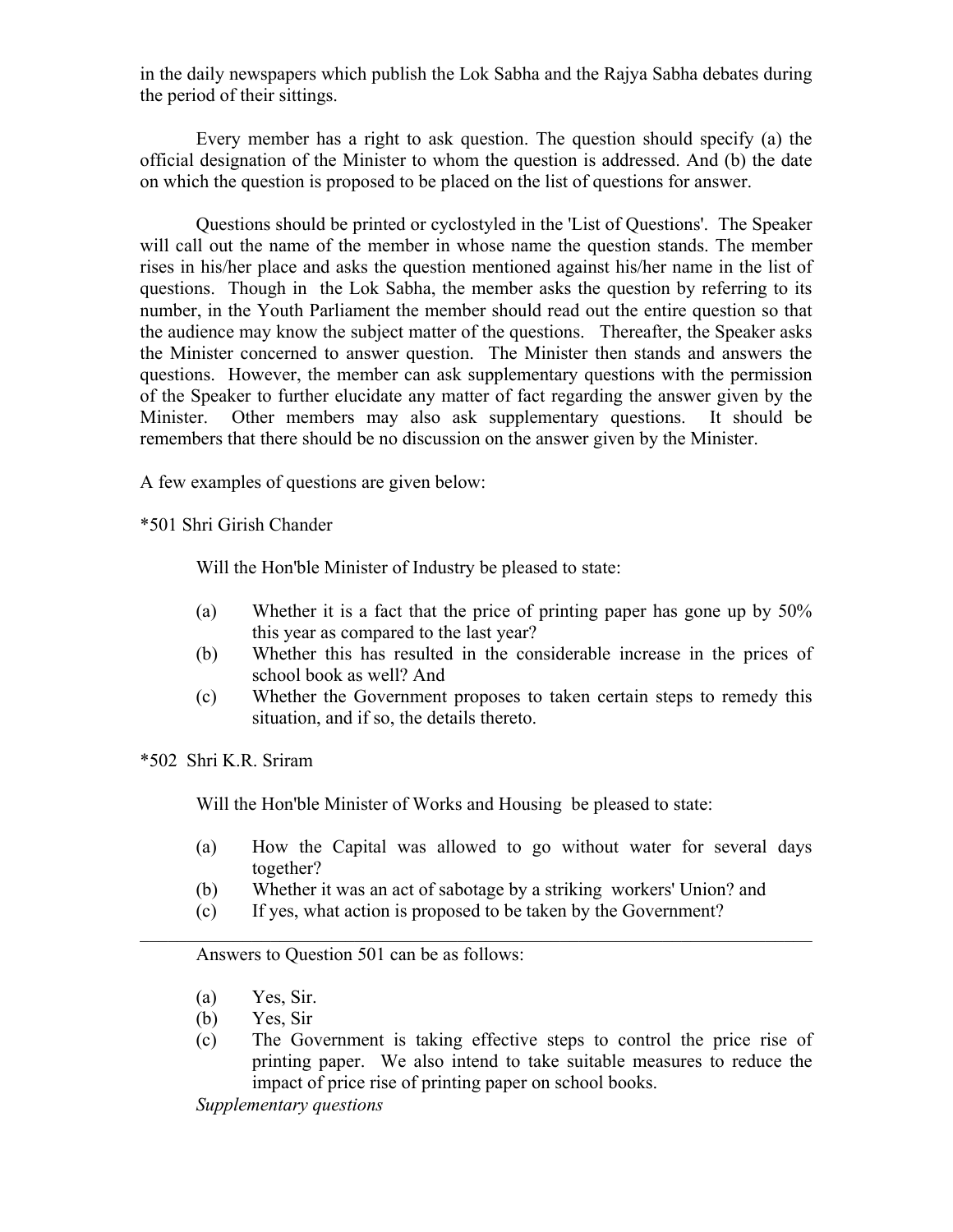in the daily newspapers which publish the Lok Sabha and the Rajya Sabha debates during the period of their sittings.

Every member has a right to ask question. The question should specify (a) the official designation of the Minister to whom the question is addressed. And (b) the date on which the question is proposed to be placed on the list of questions for answer.

Questions should be printed or cyclostyled in the 'List of Questions'. The Speaker will call out the name of the member in whose name the question stands. The member rises in his/her place and asks the question mentioned against his/her name in the list of questions. Though in the Lok Sabha, the member asks the question by referring to its number, in the Youth Parliament the member should read out the entire question so that the audience may know the subject matter of the questions. Thereafter, the Speaker asks the Minister concerned to answer question. The Minister then stands and answers the questions. However, the member can ask supplementary questions with the permission of the Speaker to further elucidate any matter of fact regarding the answer given by the Minister. Other members may also ask supplementary questions. It should be remembers that there should be no discussion on the answer given by the Minister.

A few examples of questions are given below:

*501 Shri Girish Chander

Will the Hon'ble Minister of Industry be pleased to state:

(a) Whether it is a fact that the price of printing paper has gone up by 50% this year as compared to the last year?
(b) Whether this has resulted in the considerable increase in the prices of school book as well? And
(c) Whether the Government proposes to taken certain steps to remedy this situation, and if so, the details thereto.

*502 Shri K.R. Sriram

Will the Hon'ble Minister of Works and Housing be pleased to state:

(a) How the Capital was allowed to go without water for several days together?
(b) Whether it was an act of sabotage by a striking workers' Union? and
(c) If yes, what action is proposed to be taken by the Government?

---

Answers to Question 501 can be as follows:

(a) Yes, Sir.
(b) Yes, Sir
(c) The Government is taking effective steps to control the price rise of printing paper. We also intend to take suitable measures to reduce the impact of price rise of printing paper on school books.

*Supplementary questions*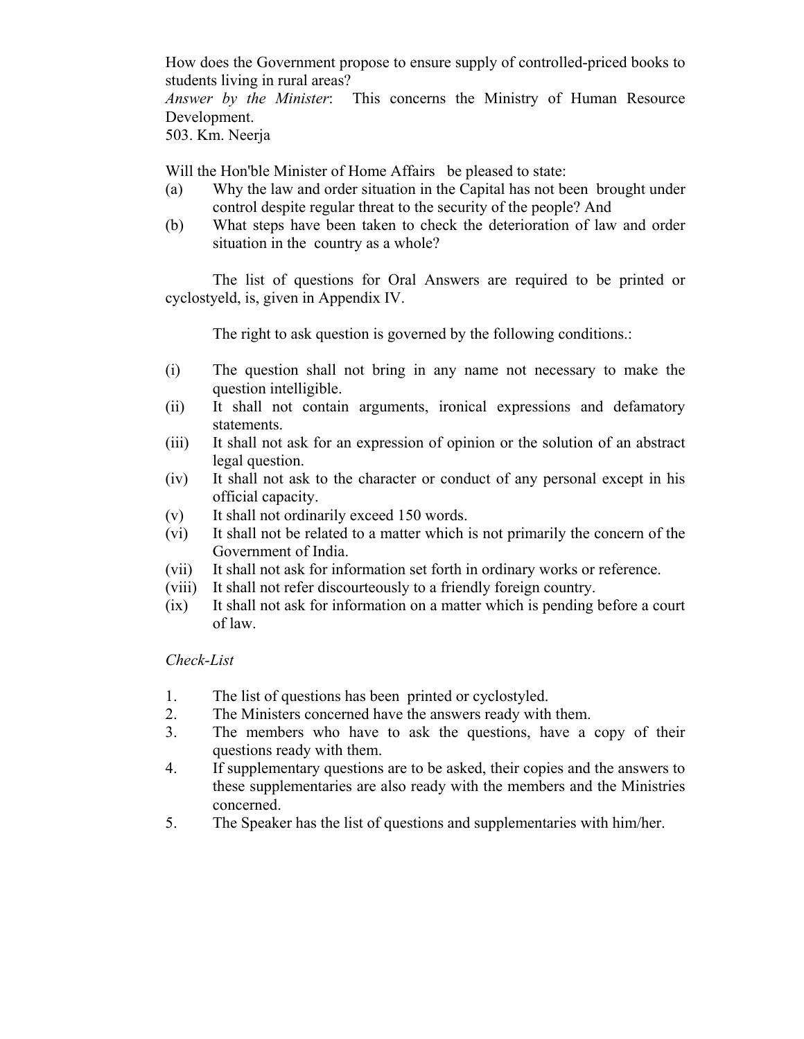How does the Government propose to ensure supply of controlled-priced books to students living in rural areas?

*Answer by the Minister*: This concerns the Ministry of Human Resource Development.

503. Km. Neerja

Will the Hon'ble Minister of Home Affairs be pleased to state:

(a) Why the law and order situation in the Capital has not been brought under control despite regular threat to the security of the people? And

(b) What steps have been taken to check the deterioration of law and order situation in the country as a whole?

The list of questions for Oral Answers are required to be printed or cyclostyeld, is, given in Appendix IV.

The right to ask question is governed by the following conditions.:

(i) The question shall not bring in any name not necessary to make the question intelligible.

(ii) It shall not contain arguments, ironical expressions and defamatory statements.

(iii) It shall not ask for an expression of opinion or the solution of an abstract legal question.

(iv) It shall not ask to the character or conduct of any personal except in his official capacity.

(v) It shall not ordinarily exceed 150 words.

(vi) It shall not be related to a matter which is not primarily the concern of the Government of India.

(vii) It shall not ask for information set forth in ordinary works or reference.

(viii) It shall not refer discourteously to a friendly foreign country.

(ix) It shall not ask for information on a matter which is pending before a court of law.

*Check-List*

1. The list of questions has been printed or cyclostyled.
2. The Ministers concerned have the answers ready with them.
3. The members who have to ask the questions, have a copy of their questions ready with them.
4. If supplementary questions are to be asked, their copies and the answers to these supplementaries are also ready with the members and the Ministries concerned.
5. The Speaker has the list of questions and supplementaries with him/her.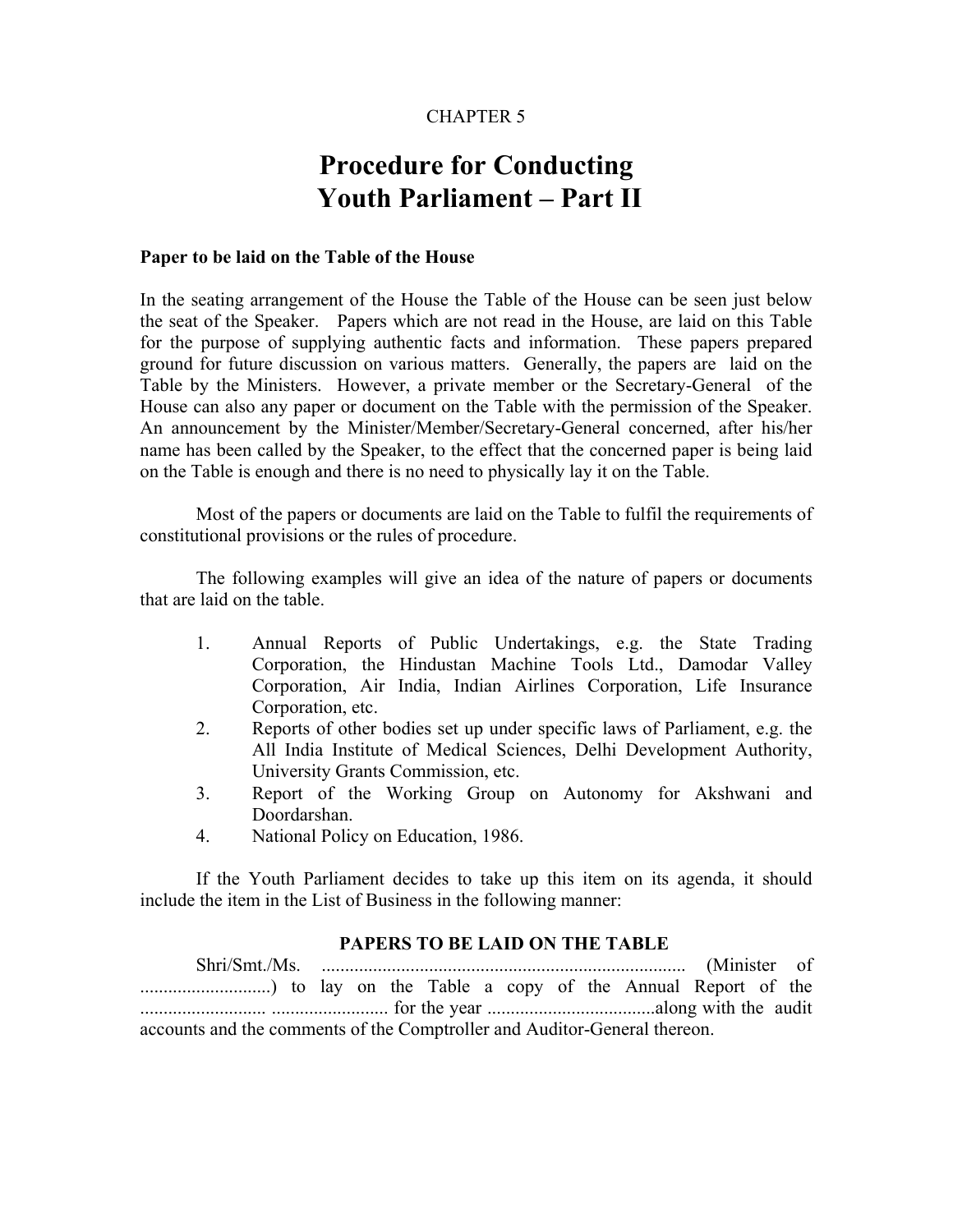CHAPTER 5

# Procedure for Conducting Youth Parliament – Part II

### Paper to be laid on the Table of the House

In the seating arrangement of the House the Table of the House can be seen just below the seat of the Speaker. Papers which are not read in the House, are laid on this Table for the purpose of supplying authentic facts and information. These papers prepared ground for future discussion on various matters. Generally, the papers are laid on the Table by the Ministers. However, a private member or the Secretary-General of the House can also any paper or document on the Table with the permission of the Speaker. An announcement by the Minister/Member/Secretary-General concerned, after his/her name has been called by the Speaker, to the effect that the concerned paper is being laid on the Table is enough and there is no need to physically lay it on the Table.

Most of the papers or documents are laid on the Table to fulfil the requirements of constitutional provisions or the rules of procedure.

The following examples will give an idea of the nature of papers or documents that are laid on the table.

1. Annual Reports of Public Undertakings, e.g. the State Trading Corporation, the Hindustan Machine Tools Ltd., Damodar Valley Corporation, Air India, Indian Airlines Corporation, Life Insurance Corporation, etc.
2. Reports of other bodies set up under specific laws of Parliament, e.g. the All India Institute of Medical Sciences, Delhi Development Authority, University Grants Commission, etc.
3. Report of the Working Group on Autonomy for Akshwani and Doordarshan.
4. National Policy on Education, 1986.

If the Youth Parliament decides to take up this item on its agenda, it should include the item in the List of Business in the following manner:

**PAPERS TO BE LAID ON THE TABLE**

Shri/Smt./Ms. .............................................................................. (Minister of ............................) to lay on the Table a copy of the Annual Report of the ........................... ......................... for the year ....................................along with the audit accounts and the comments of the Comptroller and Auditor-General thereon.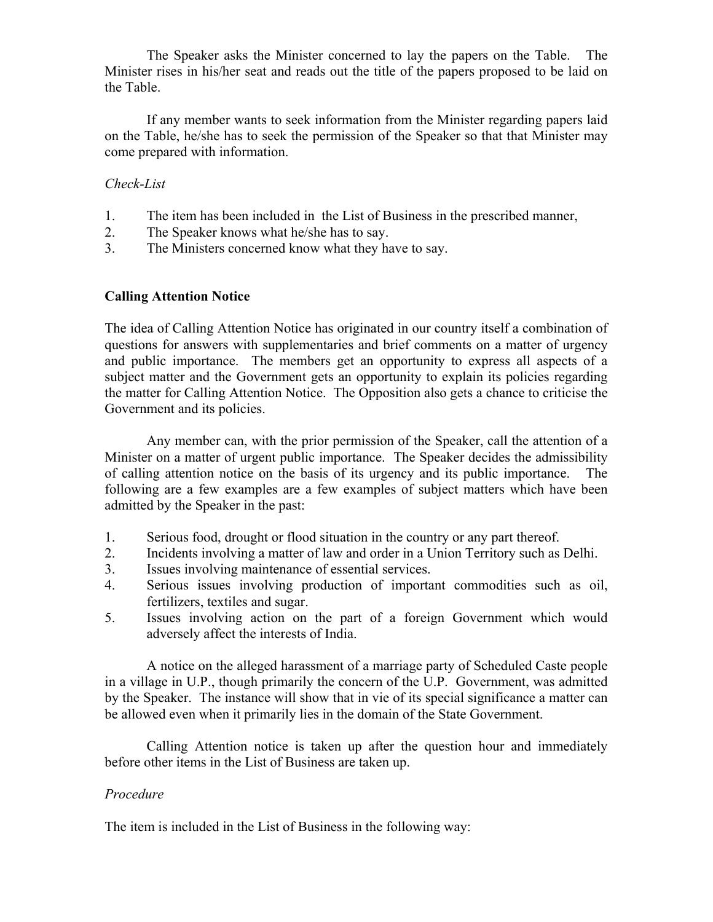The Speaker asks the Minister concerned to lay the papers on the Table. The Minister rises in his/her seat and reads out the title of the papers proposed to be laid on the Table.

If any member wants to seek information from the Minister regarding papers laid on the Table, he/she has to seek the permission of the Speaker so that that Minister may come prepared with information.

*Check-List*

1. The item has been included in the List of Business in the prescribed manner,
2. The Speaker knows what he/she has to say.
3. The Ministers concerned know what they have to say.

**Calling Attention Notice**

The idea of Calling Attention Notice has originated in our country itself a combination of questions for answers with supplementaries and brief comments on a matter of urgency and public importance. The members get an opportunity to express all aspects of a subject matter and the Government gets an opportunity to explain its policies regarding the matter for Calling Attention Notice. The Opposition also gets a chance to criticise the Government and its policies.

Any member can, with the prior permission of the Speaker, call the attention of a Minister on a matter of urgent public importance. The Speaker decides the admissibility of calling attention notice on the basis of its urgency and its public importance. The following are a few examples are a few examples of subject matters which have been admitted by the Speaker in the past:

1. Serious food, drought or flood situation in the country or any part thereof.
2. Incidents involving a matter of law and order in a Union Territory such as Delhi.
3. Issues involving maintenance of essential services.
4. Serious issues involving production of important commodities such as oil, fertilizers, textiles and sugar.
5. Issues involving action on the part of a foreign Government which would adversely affect the interests of India.

A notice on the alleged harassment of a marriage party of Scheduled Caste people in a village in U.P., though primarily the concern of the U.P. Government, was admitted by the Speaker. The instance will show that in vie of its special significance a matter can be allowed even when it primarily lies in the domain of the State Government.

Calling Attention notice is taken up after the question hour and immediately before other items in the List of Business are taken up.

*Procedure*

The item is included in the List of Business in the following way: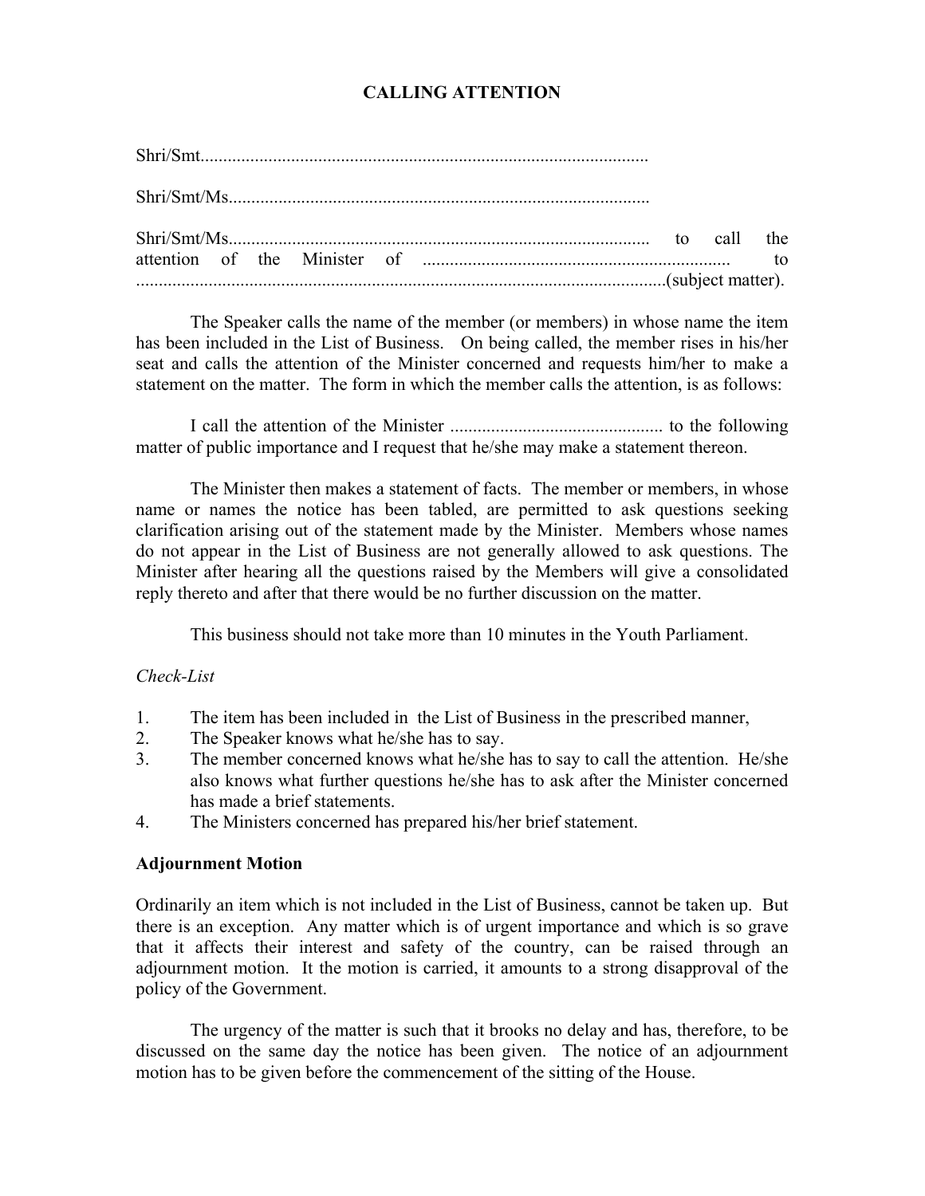# CALLING ATTENTION

Shri/Smt..................................................................................................

Shri/Smt/Ms............................................................................................

Shri/Smt/Ms............................................................................................ to call the attention of the Minister of .................................................................... to ....................................................................................................................(subject matter).

The Speaker calls the name of the member (or members) in whose name the item has been included in the List of Business. On being called, the member rises in his/her seat and calls the attention of the Minister concerned and requests him/her to make a statement on the matter. The form in which the member calls the attention, is as follows:

I call the attention of the Minister .............................................. to the following matter of public importance and I request that he/she may make a statement thereon.

The Minister then makes a statement of facts. The member or members, in whose name or names the notice has been tabled, are permitted to ask questions seeking clarification arising out of the statement made by the Minister. Members whose names do not appear in the List of Business are not generally allowed to ask questions. The Minister after hearing all the questions raised by the Members will give a consolidated reply thereto and after that there would be no further discussion on the matter.

This business should not take more than 10 minutes in the Youth Parliament.

*Check-List*

1. The item has been included in the List of Business in the prescribed manner,
2. The Speaker knows what he/she has to say.
3. The member concerned knows what he/she has to say to call the attention. He/she also knows what further questions he/she has to ask after the Minister concerned has made a brief statements.
4. The Ministers concerned has prepared his/her brief statement.

**Adjournment Motion**

Ordinarily an item which is not included in the List of Business, cannot be taken up. But there is an exception. Any matter which is of urgent importance and which is so grave that it affects their interest and safety of the country, can be raised through an adjournment motion. It the motion is carried, it amounts to a strong disapproval of the policy of the Government.

The urgency of the matter is such that it brooks no delay and has, therefore, to be discussed on the same day the notice has been given. The notice of an adjournment motion has to be given before the commencement of the sitting of the House.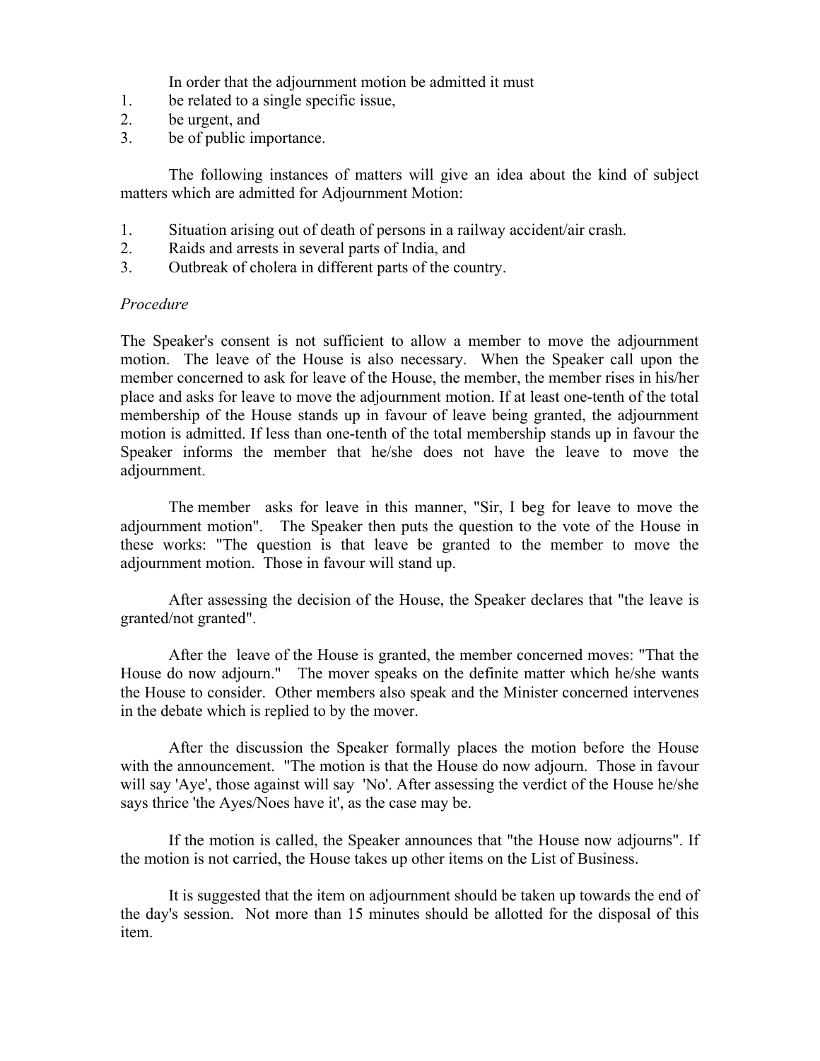In order that the adjournment motion be admitted it must

1. be related to a single specific issue,
2. be urgent, and
3. be of public importance.

The following instances of matters will give an idea about the kind of subject matters which are admitted for Adjournment Motion:

1. Situation arising out of death of persons in a railway accident/air crash.
2. Raids and arrests in several parts of India, and
3. Outbreak of cholera in different parts of the country.

*Procedure*

The Speaker's consent is not sufficient to allow a member to move the adjournment motion. The leave of the House is also necessary. When the Speaker call upon the member concerned to ask for leave of the House, the member, the member rises in his/her place and asks for leave to move the adjournment motion. If at least one-tenth of the total membership of the House stands up in favour of leave being granted, the adjournment motion is admitted. If less than one-tenth of the total membership stands up in favour the Speaker informs the member that he/she does not have the leave to move the adjournment.

The member asks for leave in this manner, "Sir, I beg for leave to move the adjournment motion". The Speaker then puts the question to the vote of the House in these works: "The question is that leave be granted to the member to move the adjournment motion. Those in favour will stand up.

After assessing the decision of the House, the Speaker declares that "the leave is granted/not granted".

After the leave of the House is granted, the member concerned moves: "That the House do now adjourn." The mover speaks on the definite matter which he/she wants the House to consider. Other members also speak and the Minister concerned intervenes in the debate which is replied to by the mover.

After the discussion the Speaker formally places the motion before the House with the announcement. "The motion is that the House do now adjourn. Those in favour will say 'Aye', those against will say 'No'. After assessing the verdict of the House he/she says thrice 'the Ayes/Noes have it', as the case may be.

If the motion is called, the Speaker announces that "the House now adjourns". If the motion is not carried, the House takes up other items on the List of Business.

It is suggested that the item on adjournment should be taken up towards the end of the day's session. Not more than 15 minutes should be allotted for the disposal of this item.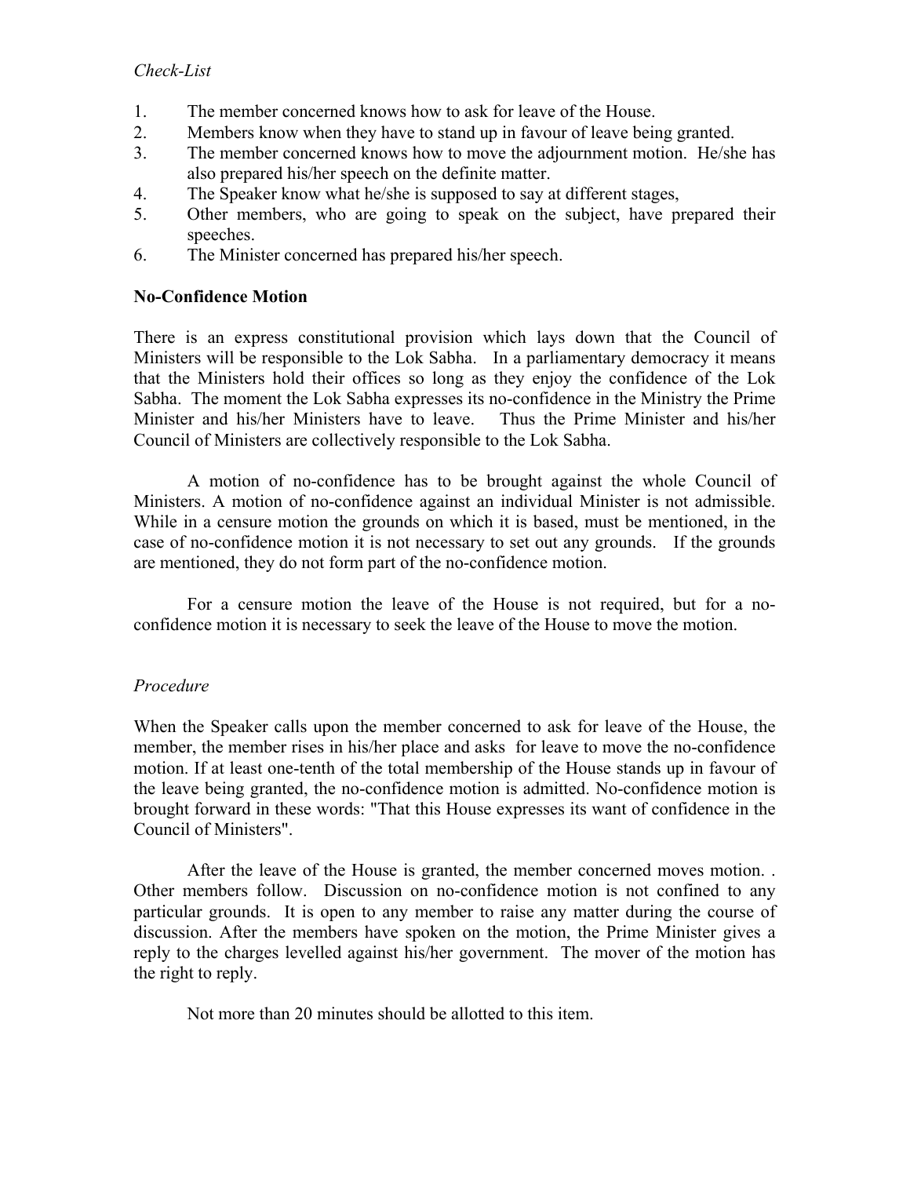*Check-List*

1. The member concerned knows how to ask for leave of the House.
2. Members know when they have to stand up in favour of leave being granted.
3. The member concerned knows how to move the adjournment motion. He/she has also prepared his/her speech on the definite matter.
4. The Speaker know what he/she is supposed to say at different stages,
5. Other members, who are going to speak on the subject, have prepared their speeches.
6. The Minister concerned has prepared his/her speech.

**No-Confidence Motion**

There is an express constitutional provision which lays down that the Council of Ministers will be responsible to the Lok Sabha. In a parliamentary democracy it means that the Ministers hold their offices so long as they enjoy the confidence of the Lok Sabha. The moment the Lok Sabha expresses its no-confidence in the Ministry the Prime Minister and his/her Ministers have to leave. Thus the Prime Minister and his/her Council of Ministers are collectively responsible to the Lok Sabha.

A motion of no-confidence has to be brought against the whole Council of Ministers. A motion of no-confidence against an individual Minister is not admissible. While in a censure motion the grounds on which it is based, must be mentioned, in the case of no-confidence motion it is not necessary to set out any grounds. If the grounds are mentioned, they do not form part of the no-confidence motion.

For a censure motion the leave of the House is not required, but for a no-confidence motion it is necessary to seek the leave of the House to move the motion.

*Procedure*

When the Speaker calls upon the member concerned to ask for leave of the House, the member, the member rises in his/her place and asks for leave to move the no-confidence motion. If at least one-tenth of the total membership of the House stands up in favour of the leave being granted, the no-confidence motion is admitted. No-confidence motion is brought forward in these words: "That this House expresses its want of confidence in the Council of Ministers".

After the leave of the House is granted, the member concerned moves motion. . Other members follow. Discussion on no-confidence motion is not confined to any particular grounds. It is open to any member to raise any matter during the course of discussion. After the members have spoken on the motion, the Prime Minister gives a reply to the charges levelled against his/her government. The mover of the motion has the right to reply.

Not more than 20 minutes should be allotted to this item.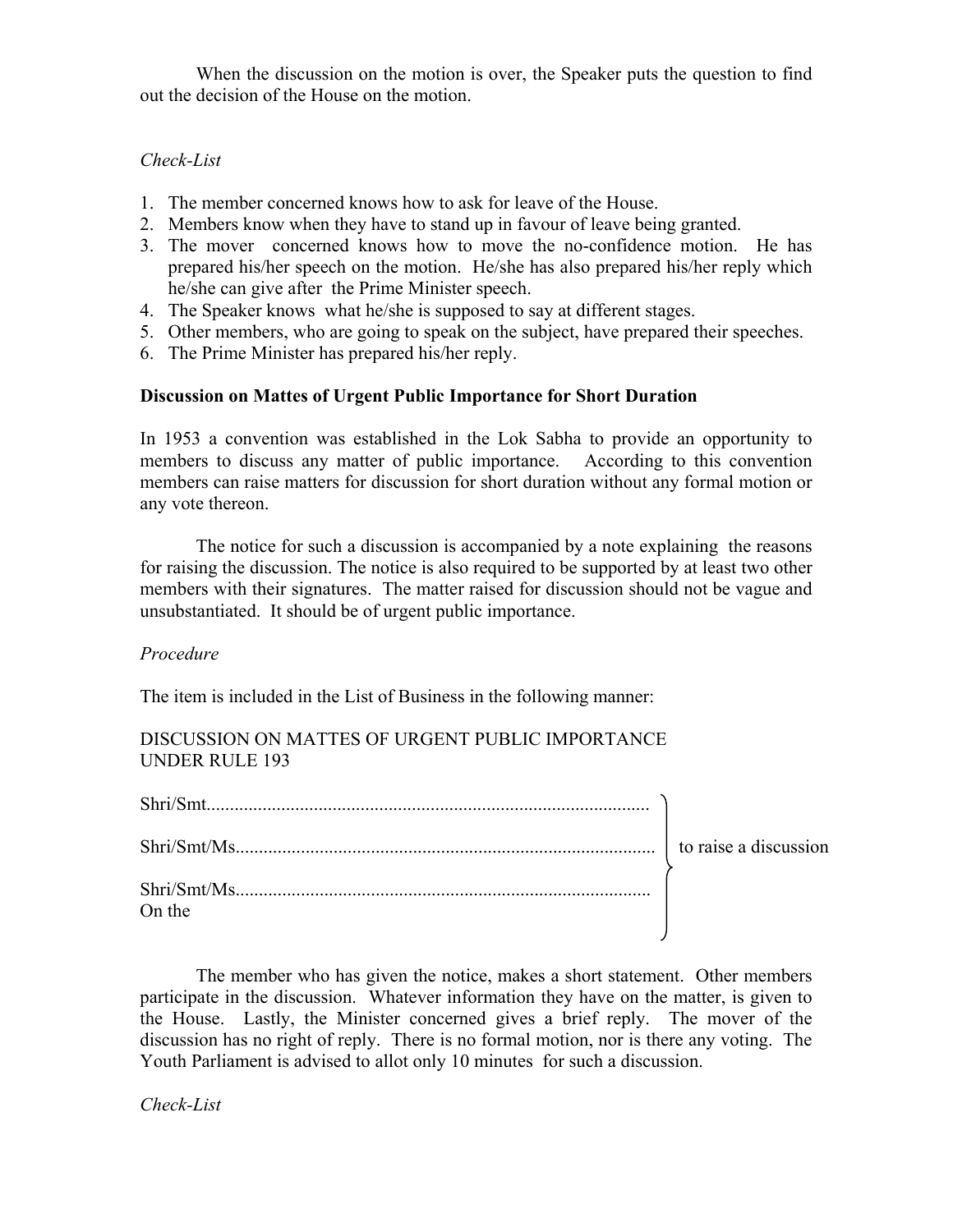When the discussion on the motion is over, the Speaker puts the question to find out the decision of the House on the motion.

*Check-List*

1. The member concerned knows how to ask for leave of the House.
2. Members know when they have to stand up in favour of leave being granted.
3. The mover concerned knows how to move the no-confidence motion. He has prepared his/her speech on the motion. He/she has also prepared his/her reply which he/she can give after the Prime Minister speech.
4. The Speaker knows what he/she is supposed to say at different stages.
5. Other members, who are going to speak on the subject, have prepared their speeches.
6. The Prime Minister has prepared his/her reply.

**Discussion on Mattes of Urgent Public Importance for Short Duration**

In 1953 a convention was established in the Lok Sabha to provide an opportunity to members to discuss any matter of public importance. According to this convention members can raise matters for discussion for short duration without any formal motion or any vote thereon.

The notice for such a discussion is accompanied by a note explaining the reasons for raising the discussion. The notice is also required to be supported by at least two other members with their signatures. The matter raised for discussion should not be vague and unsubstantiated. It should be of urgent public importance.

*Procedure*

The item is included in the List of Business in the following manner:

DISCUSSION ON MATTES OF URGENT PUBLIC IMPORTANCE
UNDER RULE 193

Shri/Smt..............................................................................................

Shri/Smt/Ms.........................................................................................  } to raise a discussion

Shri/Smt/Ms........................................................................................
On the

The member who has given the notice, makes a short statement. Other members participate in the discussion. Whatever information they have on the matter, is given to the House. Lastly, the Minister concerned gives a brief reply. The mover of the discussion has no right of reply. There is no formal motion, nor is there any voting. The Youth Parliament is advised to allot only 10 minutes for such a discussion.

*Check-List*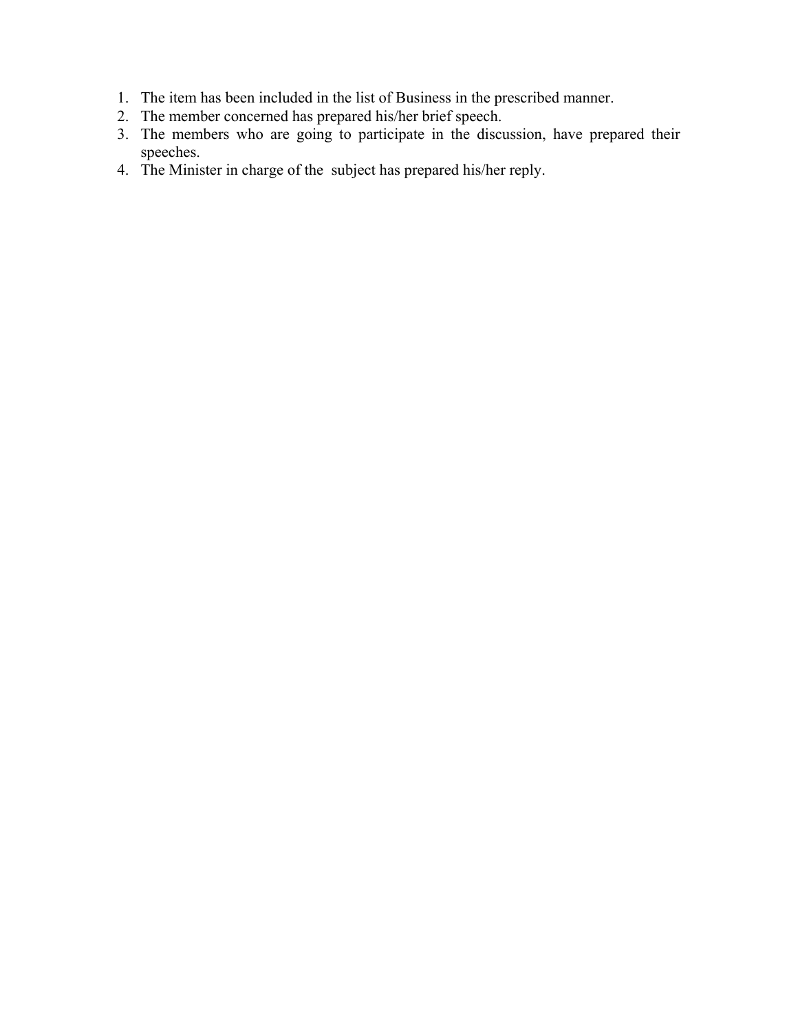1. The item has been included in the list of Business in the prescribed manner.
2. The member concerned has prepared his/her brief speech.
3. The members who are going to participate in the discussion, have prepared their speeches.
4. The Minister in charge of the subject has prepared his/her reply.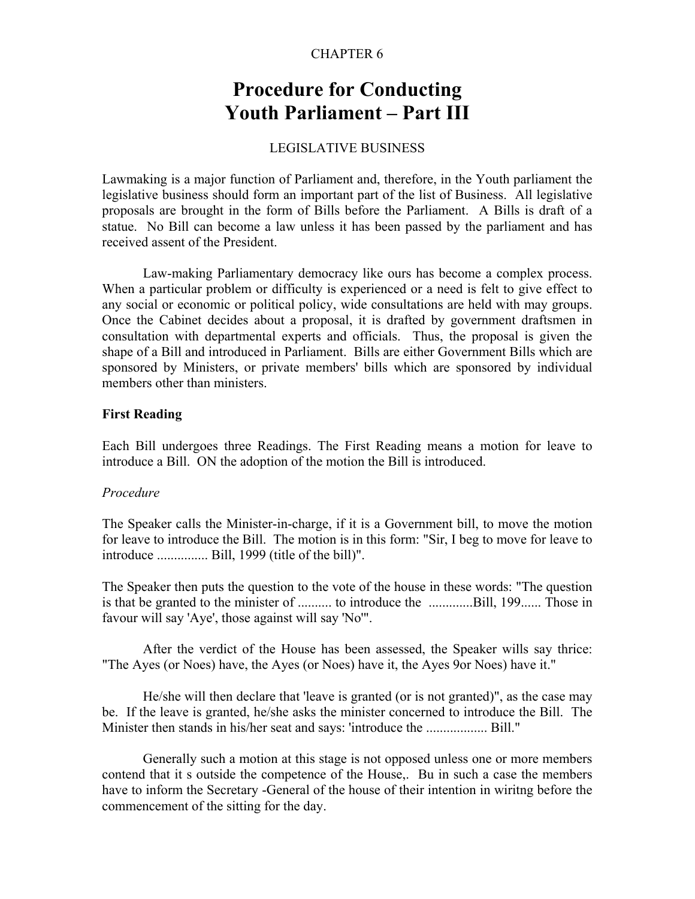CHAPTER 6

# Procedure for Conducting Youth Parliament – Part III

LEGISLATIVE BUSINESS

Lawmaking is a major function of Parliament and, therefore, in the Youth parliament the legislative business should form an important part of the list of Business. All legislative proposals are brought in the form of Bills before the Parliament. A Bills is draft of a statue. No Bill can become a law unless it has been passed by the parliament and has received assent of the President.

Law-making Parliamentary democracy like ours has become a complex process. When a particular problem or difficulty is experienced or a need is felt to give effect to any social or economic or political policy, wide consultations are held with may groups. Once the Cabinet decides about a proposal, it is drafted by government draftsmen in consultation with departmental experts and officials. Thus, the proposal is given the shape of a Bill and introduced in Parliament. Bills are either Government Bills which are sponsored by Ministers, or private members' bills which are sponsored by individual members other than ministers.

### First Reading

Each Bill undergoes three Readings. The First Reading means a motion for leave to introduce a Bill. ON the adoption of the motion the Bill is introduced.

*Procedure*

The Speaker calls the Minister-in-charge, if it is a Government bill, to move the motion for leave to introduce the Bill. The motion is in this form: "Sir, I beg to move for leave to introduce ............... Bill, 1999 (title of the bill)".

The Speaker then puts the question to the vote of the house in these words: "The question is that be granted to the minister of .......... to introduce the .............Bill, 199...... Those in favour will say 'Aye', those against will say 'No'".

After the verdict of the House has been assessed, the Speaker wills say thrice: "The Ayes (or Noes) have, the Ayes (or Noes) have it, the Ayes 9or Noes) have it."

He/she will then declare that 'leave is granted (or is not granted)", as the case may be. If the leave is granted, he/she asks the minister concerned to introduce the Bill. The Minister then stands in his/her seat and says: 'introduce the .................. Bill."

Generally such a motion at this stage is not opposed unless one or more members contend that it s outside the competence of the House,. Bu in such a case the members have to inform the Secretary -General of the house of their intention in wiritng before the commencement of the sitting for the day.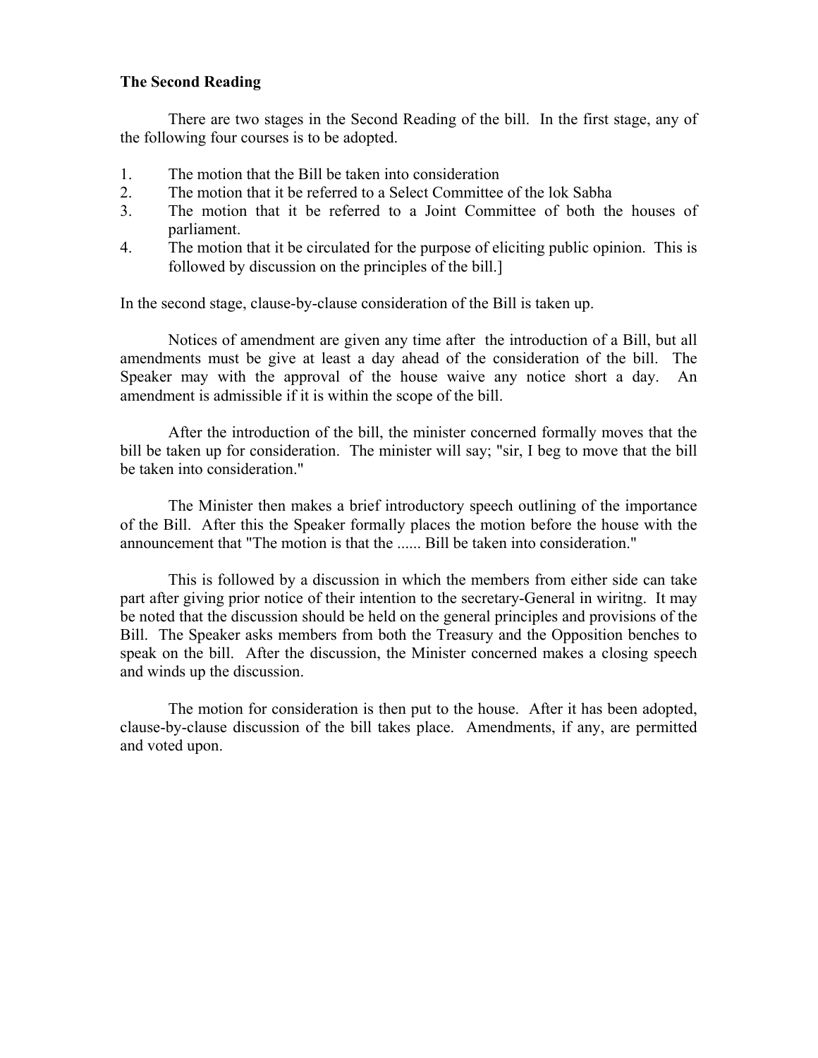**The Second Reading**

There are two stages in the Second Reading of the bill. In the first stage, any of the following four courses is to be adopted.

1. The motion that the Bill be taken into consideration
2. The motion that it be referred to a Select Committee of the lok Sabha
3. The motion that it be referred to a Joint Committee of both the houses of parliament.
4. The motion that it be circulated for the purpose of eliciting public opinion. This is followed by discussion on the principles of the bill.]

In the second stage, clause-by-clause consideration of the Bill is taken up.

Notices of amendment are given any time after the introduction of a Bill, but all amendments must be give at least a day ahead of the consideration of the bill. The Speaker may with the approval of the house waive any notice short a day. An amendment is admissible if it is within the scope of the bill.

After the introduction of the bill, the minister concerned formally moves that the bill be taken up for consideration. The minister will say; "sir, I beg to move that the bill be taken into consideration."

The Minister then makes a brief introductory speech outlining of the importance of the Bill. After this the Speaker formally places the motion before the house with the announcement that "The motion is that the ...... Bill be taken into consideration."

This is followed by a discussion in which the members from either side can take part after giving prior notice of their intention to the secretary-General in wiritng. It may be noted that the discussion should be held on the general principles and provisions of the Bill. The Speaker asks members from both the Treasury and the Opposition benches to speak on the bill. After the discussion, the Minister concerned makes a closing speech and winds up the discussion.

The motion for consideration is then put to the house. After it has been adopted, clause-by-clause discussion of the bill takes place. Amendments, if any, are permitted and voted upon.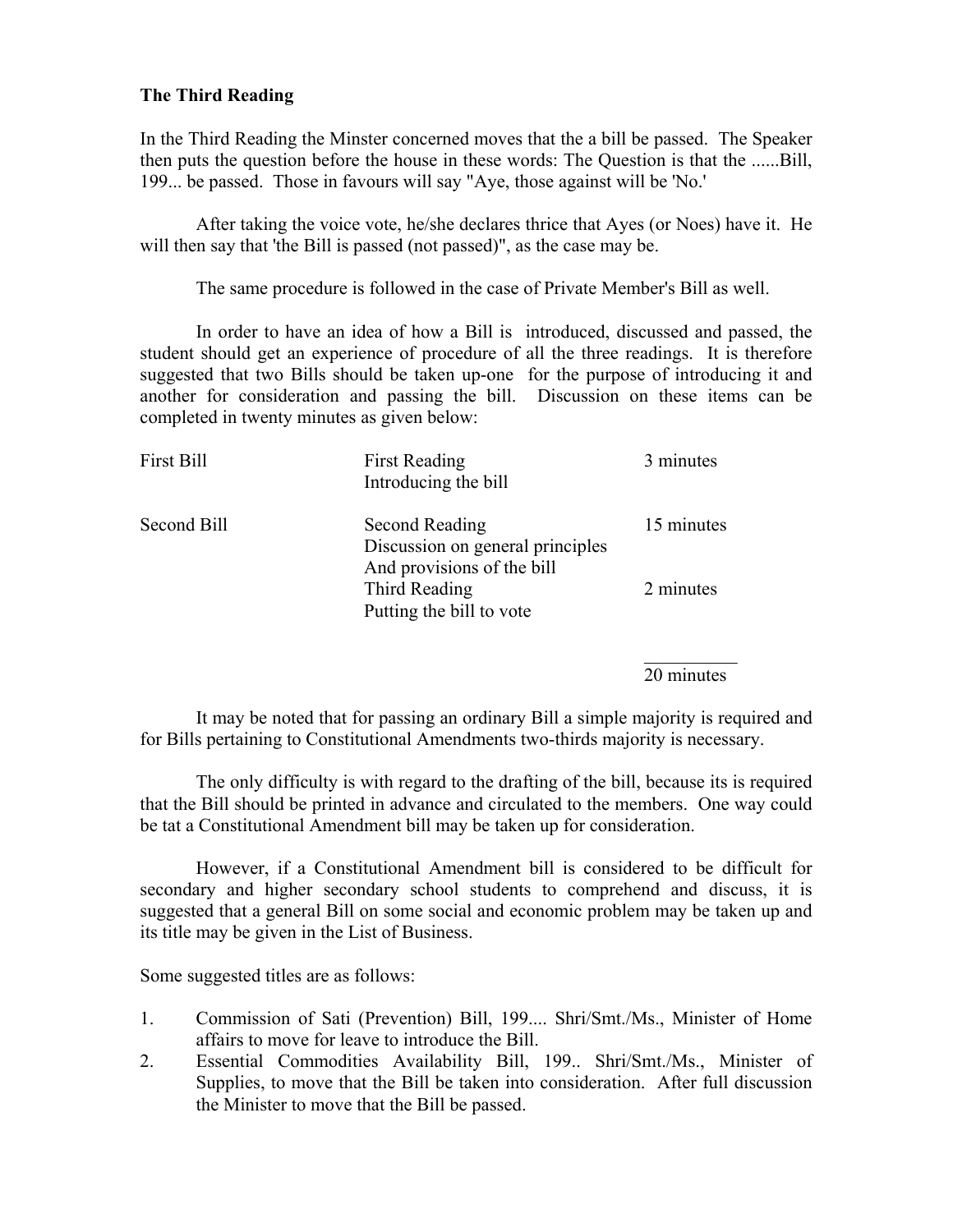**The Third Reading**

In the Third Reading the Minster concerned moves that the a bill be passed. The Speaker then puts the question before the house in these words: The Question is that the ......Bill, 199... be passed. Those in favours will say "Aye, those against will be 'No.'

After taking the voice vote, he/she declares thrice that Ayes (or Noes) have it. He will then say that 'the Bill is passed (not passed)", as the case may be.

The same procedure is followed in the case of Private Member's Bill as well.

In order to have an idea of how a Bill is introduced, discussed and passed, the student should get an experience of procedure of all the three readings. It is therefore suggested that two Bills should be taken up-one for the purpose of introducing it and another for consideration and passing the bill. Discussion on these items can be completed in twenty minutes as given below:

| | | |
|---|---|---|
| First Bill | First Reading<br>Introducing the bill | 3 minutes |
| Second Bill | Second Reading<br>Discussion on general principles<br>And provisions of the bill | 15 minutes |
| | Third Reading<br>Putting the bill to vote | 2 minutes |
| | | 20 minutes |

It may be noted that for passing an ordinary Bill a simple majority is required and for Bills pertaining to Constitutional Amendments two-thirds majority is necessary.

The only difficulty is with regard to the drafting of the bill, because its is required that the Bill should be printed in advance and circulated to the members. One way could be tat a Constitutional Amendment bill may be taken up for consideration.

However, if a Constitutional Amendment bill is considered to be difficult for secondary and higher secondary school students to comprehend and discuss, it is suggested that a general Bill on some social and economic problem may be taken up and its title may be given in the List of Business.

Some suggested titles are as follows:

1. Commission of Sati (Prevention) Bill, 199.... Shri/Smt./Ms., Minister of Home affairs to move for leave to introduce the Bill.
2. Essential Commodities Availability Bill, 199.. Shri/Smt./Ms., Minister of Supplies, to move that the Bill be taken into consideration. After full discussion the Minister to move that the Bill be passed.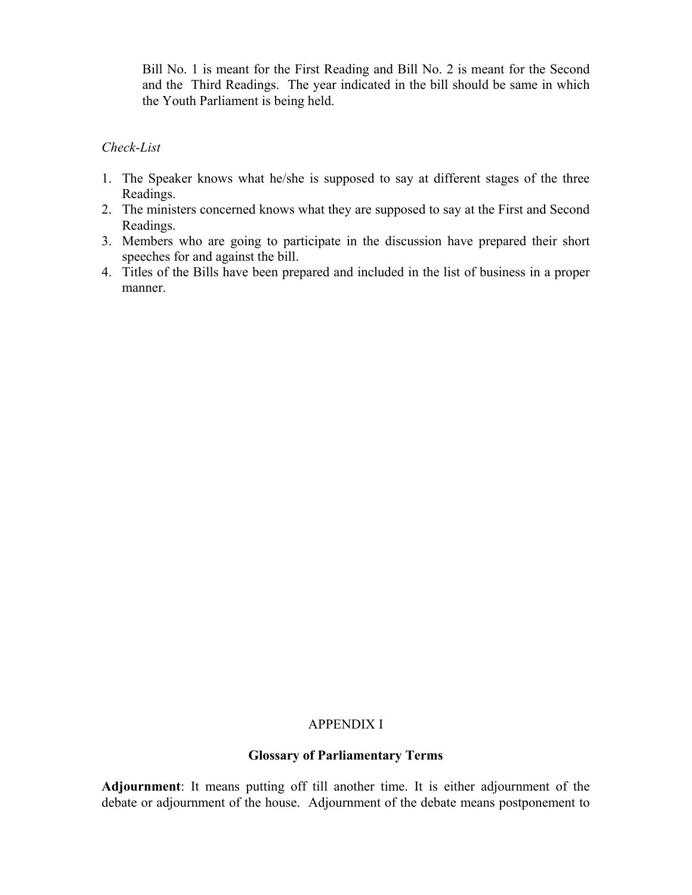Bill No. 1 is meant for the First Reading and Bill No. 2 is meant for the Second and the Third Readings. The year indicated in the bill should be same in which the Youth Parliament is being held.

*Check-List*

1. The Speaker knows what he/she is supposed to say at different stages of the three Readings.
2. The ministers concerned knows what they are supposed to say at the First and Second Readings.
3. Members who are going to participate in the discussion have prepared their short speeches for and against the bill.
4. Titles of the Bills have been prepared and included in the list of business in a proper manner.

APPENDIX I

## Glossary of Parliamentary Terms

**Adjournment**: It means putting off till another time. It is either adjournment of the debate or adjournment of the house. Adjournment of the debate means postponement to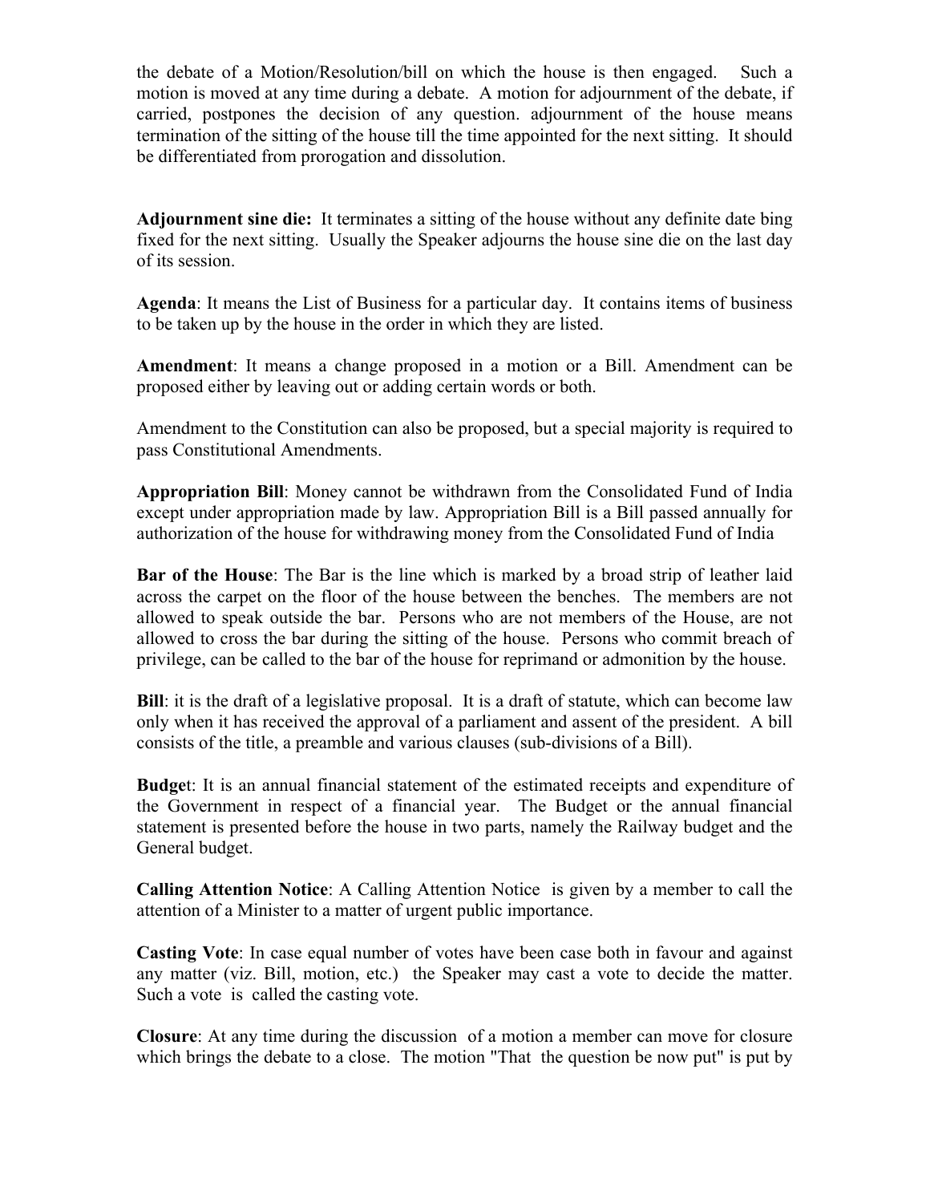the debate of a Motion/Resolution/bill on which the house is then engaged. Such a motion is moved at any time during a debate. A motion for adjournment of the debate, if carried, postpones the decision of any question. adjournment of the house means termination of the sitting of the house till the time appointed for the next sitting. It should be differentiated from prorogation and dissolution.

**Adjournment sine die:** It terminates a sitting of the house without any definite date bing fixed for the next sitting. Usually the Speaker adjourns the house sine die on the last day of its session.

**Agenda**: It means the List of Business for a particular day. It contains items of business to be taken up by the house in the order in which they are listed.

**Amendment**: It means a change proposed in a motion or a Bill. Amendment can be proposed either by leaving out or adding certain words or both.

Amendment to the Constitution can also be proposed, but a special majority is required to pass Constitutional Amendments.

**Appropriation Bill**: Money cannot be withdrawn from the Consolidated Fund of India except under appropriation made by law. Appropriation Bill is a Bill passed annually for authorization of the house for withdrawing money from the Consolidated Fund of India

**Bar of the House**: The Bar is the line which is marked by a broad strip of leather laid across the carpet on the floor of the house between the benches. The members are not allowed to speak outside the bar. Persons who are not members of the House, are not allowed to cross the bar during the sitting of the house. Persons who commit breach of privilege, can be called to the bar of the house for reprimand or admonition by the house.

**Bill**: it is the draft of a legislative proposal. It is a draft of statute, which can become law only when it has received the approval of a parliament and assent of the president. A bill consists of the title, a preamble and various clauses (sub-divisions of a Bill).

**Budget**: It is an annual financial statement of the estimated receipts and expenditure of the Government in respect of a financial year. The Budget or the annual financial statement is presented before the house in two parts, namely the Railway budget and the General budget.

**Calling Attention Notice**: A Calling Attention Notice is given by a member to call the attention of a Minister to a matter of urgent public importance.

**Casting Vote**: In case equal number of votes have been case both in favour and against any matter (viz. Bill, motion, etc.) the Speaker may cast a vote to decide the matter. Such a vote is called the casting vote.

**Closure**: At any time during the discussion of a motion a member can move for closure which brings the debate to a close. The motion "That the question be now put" is put by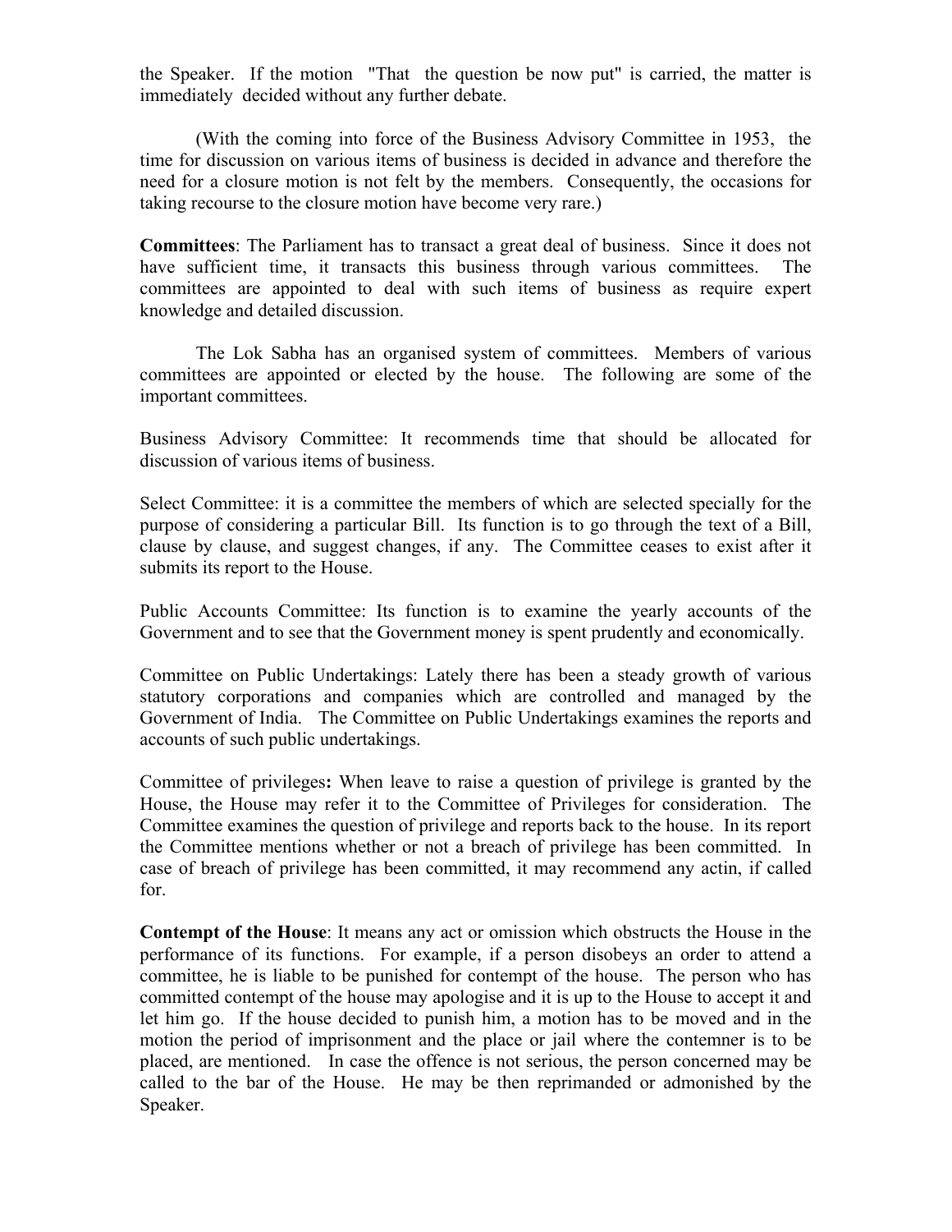the Speaker. If the motion "That the question be now put" is carried, the matter is immediately decided without any further debate.

(With the coming into force of the Business Advisory Committee in 1953, the time for discussion on various items of business is decided in advance and therefore the need for a closure motion is not felt by the members. Consequently, the occasions for taking recourse to the closure motion have become very rare.)

**Committees**: The Parliament has to transact a great deal of business. Since it does not have sufficient time, it transacts this business through various committees. The committees are appointed to deal with such items of business as require expert knowledge and detailed discussion.

The Lok Sabha has an organised system of committees. Members of various committees are appointed or elected by the house. The following are some of the important committees.

Business Advisory Committee: It recommends time that should be allocated for discussion of various items of business.

Select Committee: it is a committee the members of which are selected specially for the purpose of considering a particular Bill. Its function is to go through the text of a Bill, clause by clause, and suggest changes, if any. The Committee ceases to exist after it submits its report to the House.

Public Accounts Committee: Its function is to examine the yearly accounts of the Government and to see that the Government money is spent prudently and economically.

Committee on Public Undertakings: Lately there has been a steady growth of various statutory corporations and companies which are controlled and managed by the Government of India. The Committee on Public Undertakings examines the reports and accounts of such public undertakings.

Committee of privileges**:** When leave to raise a question of privilege is granted by the House, the House may refer it to the Committee of Privileges for consideration. The Committee examines the question of privilege and reports back to the house. In its report the Committee mentions whether or not a breach of privilege has been committed. In case of breach of privilege has been committed, it may recommend any actin, if called for.

**Contempt of the House**: It means any act or omission which obstructs the House in the performance of its functions. For example, if a person disobeys an order to attend a committee, he is liable to be punished for contempt of the house. The person who has committed contempt of the house may apologise and it is up to the House to accept it and let him go. If the house decided to punish him, a motion has to be moved and in the motion the period of imprisonment and the place or jail where the contemner is to be placed, are mentioned. In case the offence is not serious, the person concerned may be called to the bar of the House. He may be then reprimanded or admonished by the Speaker.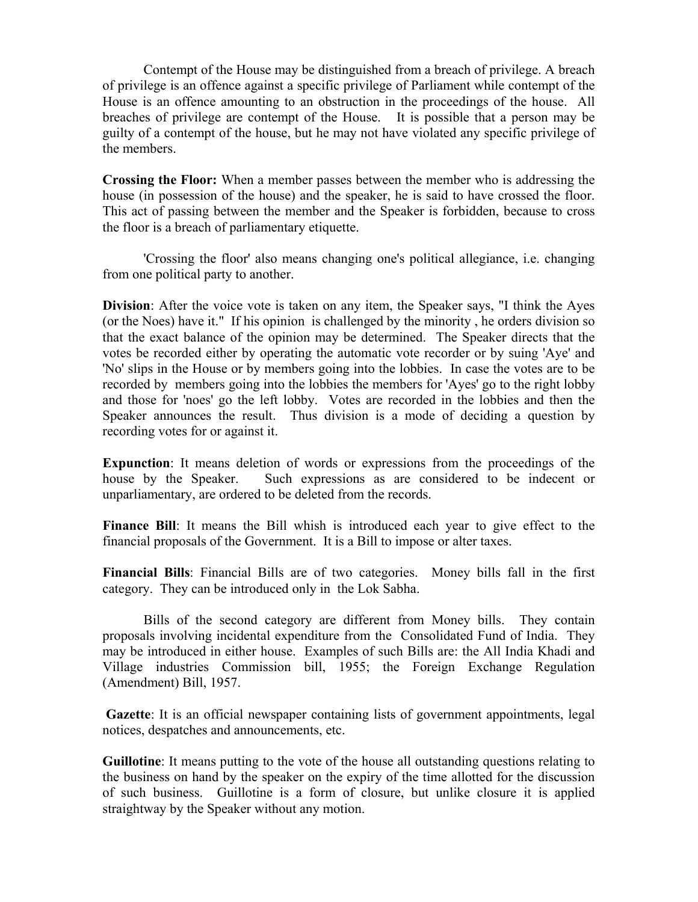Contempt of the House may be distinguished from a breach of privilege. A breach of privilege is an offence against a specific privilege of Parliament while contempt of the House is an offence amounting to an obstruction in the proceedings of the house. All breaches of privilege are contempt of the House. It is possible that a person may be guilty of a contempt of the house, but he may not have violated any specific privilege of the members.

**Crossing the Floor:** When a member passes between the member who is addressing the house (in possession of the house) and the speaker, he is said to have crossed the floor. This act of passing between the member and the Speaker is forbidden, because to cross the floor is a breach of parliamentary etiquette.

'Crossing the floor' also means changing one's political allegiance, i.e. changing from one political party to another.

**Division**: After the voice vote is taken on any item, the Speaker says, "I think the Ayes (or the Noes) have it." If his opinion is challenged by the minority , he orders division so that the exact balance of the opinion may be determined. The Speaker directs that the votes be recorded either by operating the automatic vote recorder or by suing 'Aye' and 'No' slips in the House or by members going into the lobbies. In case the votes are to be recorded by members going into the lobbies the members for 'Ayes' go to the right lobby and those for 'noes' go the left lobby. Votes are recorded in the lobbies and then the Speaker announces the result. Thus division is a mode of deciding a question by recording votes for or against it.

**Expunction**: It means deletion of words or expressions from the proceedings of the house by the Speaker. Such expressions as are considered to be indecent or unparliamentary, are ordered to be deleted from the records.

**Finance Bill**: It means the Bill whish is introduced each year to give effect to the financial proposals of the Government. It is a Bill to impose or alter taxes.

**Financial Bills**: Financial Bills are of two categories. Money bills fall in the first category. They can be introduced only in the Lok Sabha.

Bills of the second category are different from Money bills. They contain proposals involving incidental expenditure from the Consolidated Fund of India. They may be introduced in either house. Examples of such Bills are: the All India Khadi and Village industries Commission bill, 1955; the Foreign Exchange Regulation (Amendment) Bill, 1957.

**Gazette**: It is an official newspaper containing lists of government appointments, legal notices, despatches and announcements, etc.

**Guillotine**: It means putting to the vote of the house all outstanding questions relating to the business on hand by the speaker on the expiry of the time allotted for the discussion of such business. Guillotine is a form of closure, but unlike closure it is applied straightway by the Speaker without any motion.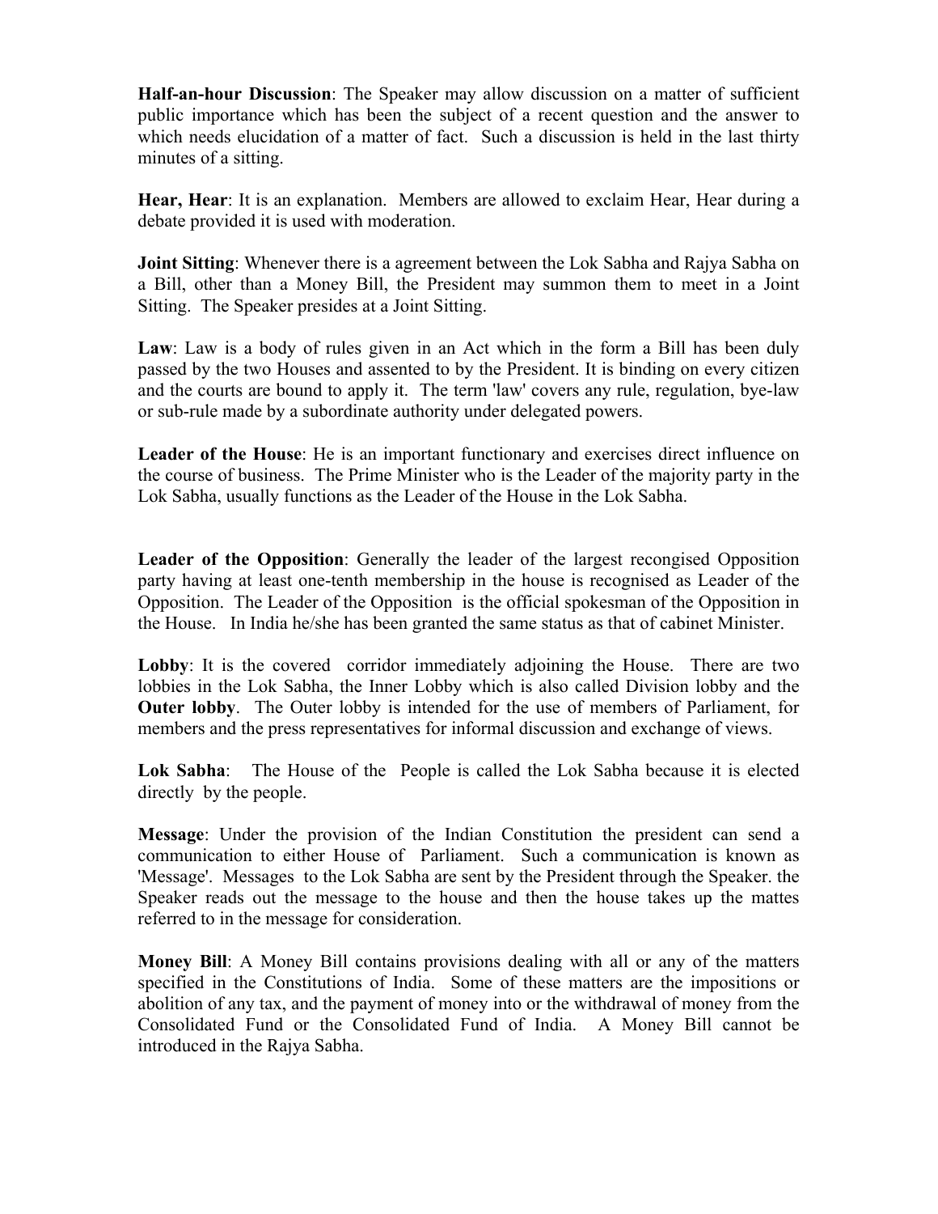**Half-an-hour Discussion**: The Speaker may allow discussion on a matter of sufficient public importance which has been the subject of a recent question and the answer to which needs elucidation of a matter of fact. Such a discussion is held in the last thirty minutes of a sitting.

**Hear, Hear**: It is an explanation. Members are allowed to exclaim Hear, Hear during a debate provided it is used with moderation.

**Joint Sitting**: Whenever there is a agreement between the Lok Sabha and Rajya Sabha on a Bill, other than a Money Bill, the President may summon them to meet in a Joint Sitting. The Speaker presides at a Joint Sitting.

**Law**: Law is a body of rules given in an Act which in the form a Bill has been duly passed by the two Houses and assented to by the President. It is binding on every citizen and the courts are bound to apply it. The term 'law' covers any rule, regulation, bye-law or sub-rule made by a subordinate authority under delegated powers.

**Leader of the House**: He is an important functionary and exercises direct influence on the course of business. The Prime Minister who is the Leader of the majority party in the Lok Sabha, usually functions as the Leader of the House in the Lok Sabha.

**Leader of the Opposition**: Generally the leader of the largest recongised Opposition party having at least one-tenth membership in the house is recognised as Leader of the Opposition. The Leader of the Opposition is the official spokesman of the Opposition in the House. In India he/she has been granted the same status as that of cabinet Minister.

**Lobby**: It is the covered corridor immediately adjoining the House. There are two lobbies in the Lok Sabha, the Inner Lobby which is also called Division lobby and the **Outer lobby**. The Outer lobby is intended for the use of members of Parliament, for members and the press representatives for informal discussion and exchange of views.

**Lok Sabha**: The House of the People is called the Lok Sabha because it is elected directly by the people.

**Message**: Under the provision of the Indian Constitution the president can send a communication to either House of Parliament. Such a communication is known as 'Message'. Messages to the Lok Sabha are sent by the President through the Speaker. the Speaker reads out the message to the house and then the house takes up the mattes referred to in the message for consideration.

**Money Bill**: A Money Bill contains provisions dealing with all or any of the matters specified in the Constitutions of India. Some of these matters are the impositions or abolition of any tax, and the payment of money into or the withdrawal of money from the Consolidated Fund or the Consolidated Fund of India. A Money Bill cannot be introduced in the Rajya Sabha.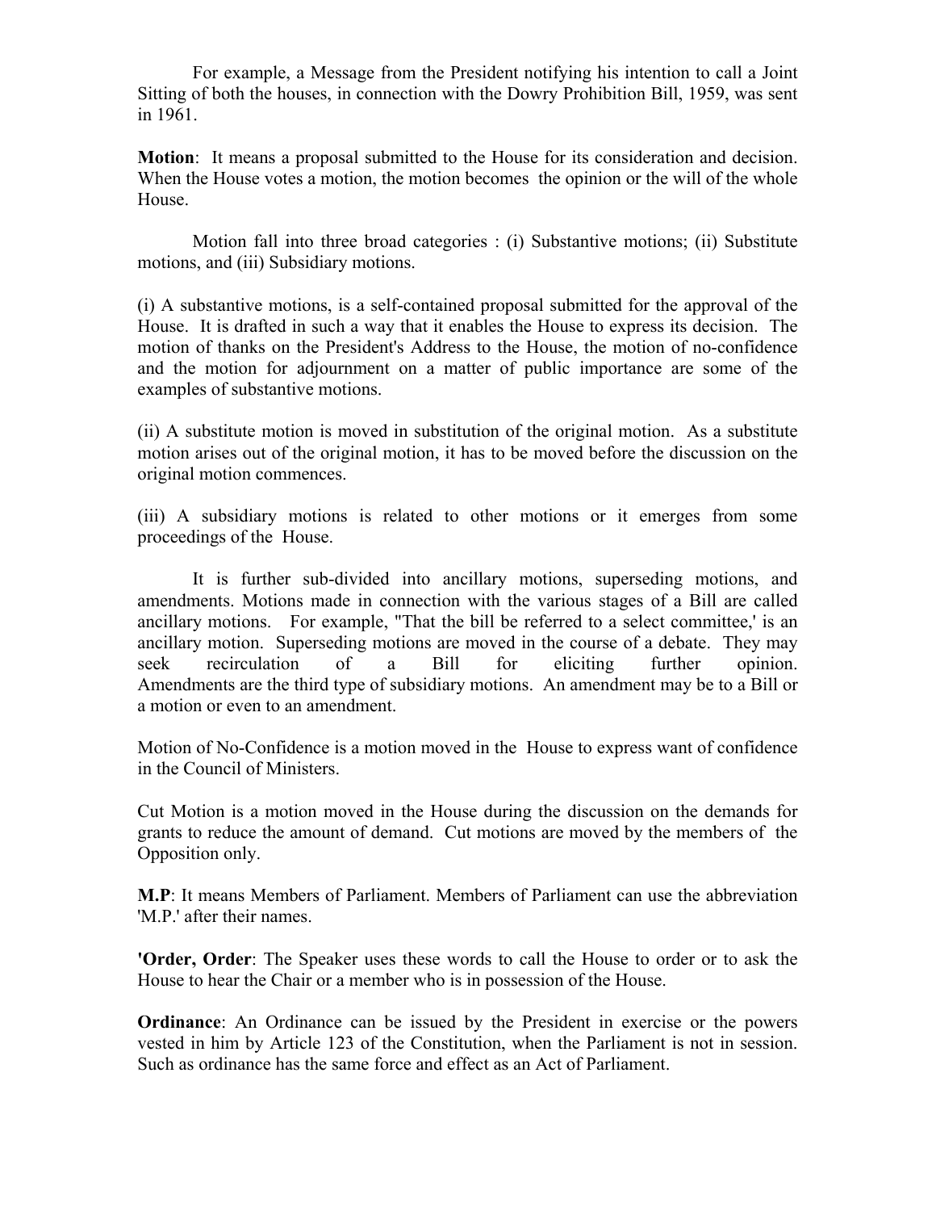For example, a Message from the President notifying his intention to call a Joint Sitting of both the houses, in connection with the Dowry Prohibition Bill, 1959, was sent in 1961.

**Motion**: It means a proposal submitted to the House for its consideration and decision. When the House votes a motion, the motion becomes the opinion or the will of the whole House.

Motion fall into three broad categories : (i) Substantive motions; (ii) Substitute motions, and (iii) Subsidiary motions.

(i) A substantive motions, is a self-contained proposal submitted for the approval of the House. It is drafted in such a way that it enables the House to express its decision. The motion of thanks on the President's Address to the House, the motion of no-confidence and the motion for adjournment on a matter of public importance are some of the examples of substantive motions.

(ii) A substitute motion is moved in substitution of the original motion. As a substitute motion arises out of the original motion, it has to be moved before the discussion on the original motion commences.

(iii) A subsidiary motions is related to other motions or it emerges from some proceedings of the House.

It is further sub-divided into ancillary motions, superseding motions, and amendments. Motions made in connection with the various stages of a Bill are called ancillary motions. For example, "That the bill be referred to a select committee,' is an ancillary motion. Superseding motions are moved in the course of a debate. They may seek recirculation of a Bill for eliciting further opinion. Amendments are the third type of subsidiary motions. An amendment may be to a Bill or a motion or even to an amendment.

Motion of No-Confidence is a motion moved in the House to express want of confidence in the Council of Ministers.

Cut Motion is a motion moved in the House during the discussion on the demands for grants to reduce the amount of demand. Cut motions are moved by the members of the Opposition only.

**M.P**: It means Members of Parliament. Members of Parliament can use the abbreviation 'M.P.' after their names.

**'Order, Order**: The Speaker uses these words to call the House to order or to ask the House to hear the Chair or a member who is in possession of the House.

**Ordinance**: An Ordinance can be issued by the President in exercise or the powers vested in him by Article 123 of the Constitution, when the Parliament is not in session. Such as ordinance has the same force and effect as an Act of Parliament.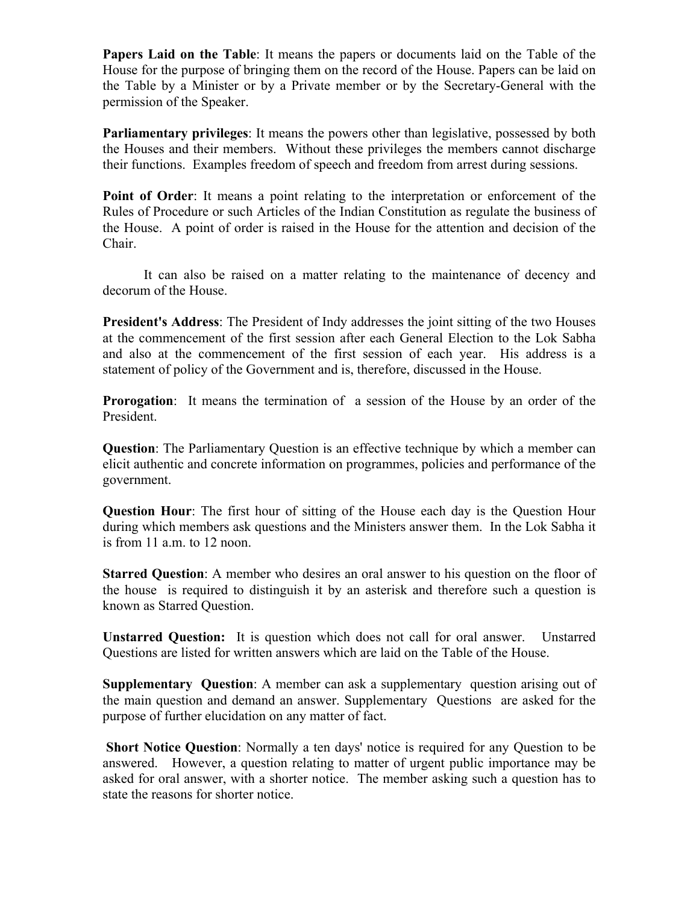**Papers Laid on the Table**: It means the papers or documents laid on the Table of the House for the purpose of bringing them on the record of the House. Papers can be laid on the Table by a Minister or by a Private member or by the Secretary-General with the permission of the Speaker.

**Parliamentary privileges**: It means the powers other than legislative, possessed by both the Houses and their members. Without these privileges the members cannot discharge their functions. Examples freedom of speech and freedom from arrest during sessions.

**Point of Order**: It means a point relating to the interpretation or enforcement of the Rules of Procedure or such Articles of the Indian Constitution as regulate the business of the House. A point of order is raised in the House for the attention and decision of the Chair.

It can also be raised on a matter relating to the maintenance of decency and decorum of the House.

**President's Address**: The President of Indy addresses the joint sitting of the two Houses at the commencement of the first session after each General Election to the Lok Sabha and also at the commencement of the first session of each year. His address is a statement of policy of the Government and is, therefore, discussed in the House.

**Prorogation**: It means the termination of a session of the House by an order of the President.

**Question**: The Parliamentary Question is an effective technique by which a member can elicit authentic and concrete information on programmes, policies and performance of the government.

**Question Hour**: The first hour of sitting of the House each day is the Question Hour during which members ask questions and the Ministers answer them. In the Lok Sabha it is from 11 a.m. to 12 noon.

**Starred Question**: A member who desires an oral answer to his question on the floor of the house is required to distinguish it by an asterisk and therefore such a question is known as Starred Question.

**Unstarred Question:** It is question which does not call for oral answer. Unstarred Questions are listed for written answers which are laid on the Table of the House.

**Supplementary Question**: A member can ask a supplementary question arising out of the main question and demand an answer. Supplementary Questions are asked for the purpose of further elucidation on any matter of fact.

**Short Notice Question**: Normally a ten days' notice is required for any Question to be answered. However, a question relating to matter of urgent public importance may be asked for oral answer, with a shorter notice. The member asking such a question has to state the reasons for shorter notice.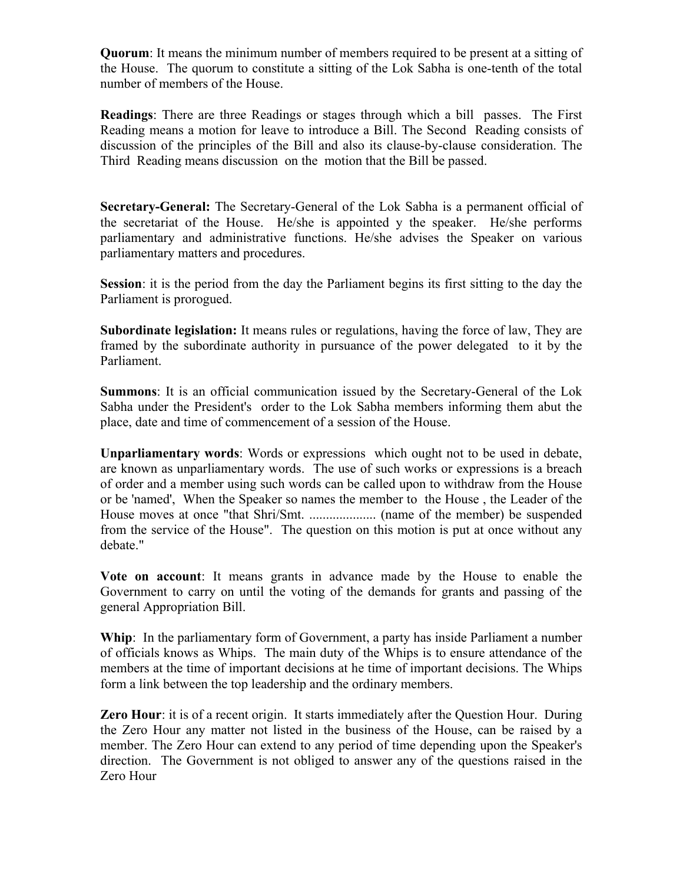**Quorum**: It means the minimum number of members required to be present at a sitting of the House. The quorum to constitute a sitting of the Lok Sabha is one-tenth of the total number of members of the House.

**Readings**: There are three Readings or stages through which a bill passes. The First Reading means a motion for leave to introduce a Bill. The Second Reading consists of discussion of the principles of the Bill and also its clause-by-clause consideration. The Third Reading means discussion on the motion that the Bill be passed.

**Secretary-General:** The Secretary-General of the Lok Sabha is a permanent official of the secretariat of the House. He/she is appointed y the speaker. He/she performs parliamentary and administrative functions. He/she advises the Speaker on various parliamentary matters and procedures.

**Session**: it is the period from the day the Parliament begins its first sitting to the day the Parliament is prorogued.

**Subordinate legislation:** It means rules or regulations, having the force of law, They are framed by the subordinate authority in pursuance of the power delegated to it by the Parliament.

**Summons**: It is an official communication issued by the Secretary-General of the Lok Sabha under the President's order to the Lok Sabha members informing them abut the place, date and time of commencement of a session of the House.

**Unparliamentary words**: Words or expressions which ought not to be used in debate, are known as unparliamentary words. The use of such works or expressions is a breach of order and a member using such words can be called upon to withdraw from the House or be 'named', When the Speaker so names the member to the House , the Leader of the House moves at once "that Shri/Smt. .................... (name of the member) be suspended from the service of the House". The question on this motion is put at once without any debate."

**Vote on account**: It means grants in advance made by the House to enable the Government to carry on until the voting of the demands for grants and passing of the general Appropriation Bill.

**Whip**: In the parliamentary form of Government, a party has inside Parliament a number of officials knows as Whips. The main duty of the Whips is to ensure attendance of the members at the time of important decisions at he time of important decisions. The Whips form a link between the top leadership and the ordinary members.

**Zero Hour**: it is of a recent origin. It starts immediately after the Question Hour. During the Zero Hour any matter not listed in the business of the House, can be raised by a member. The Zero Hour can extend to any period of time depending upon the Speaker's direction. The Government is not obliged to answer any of the questions raised in the Zero Hour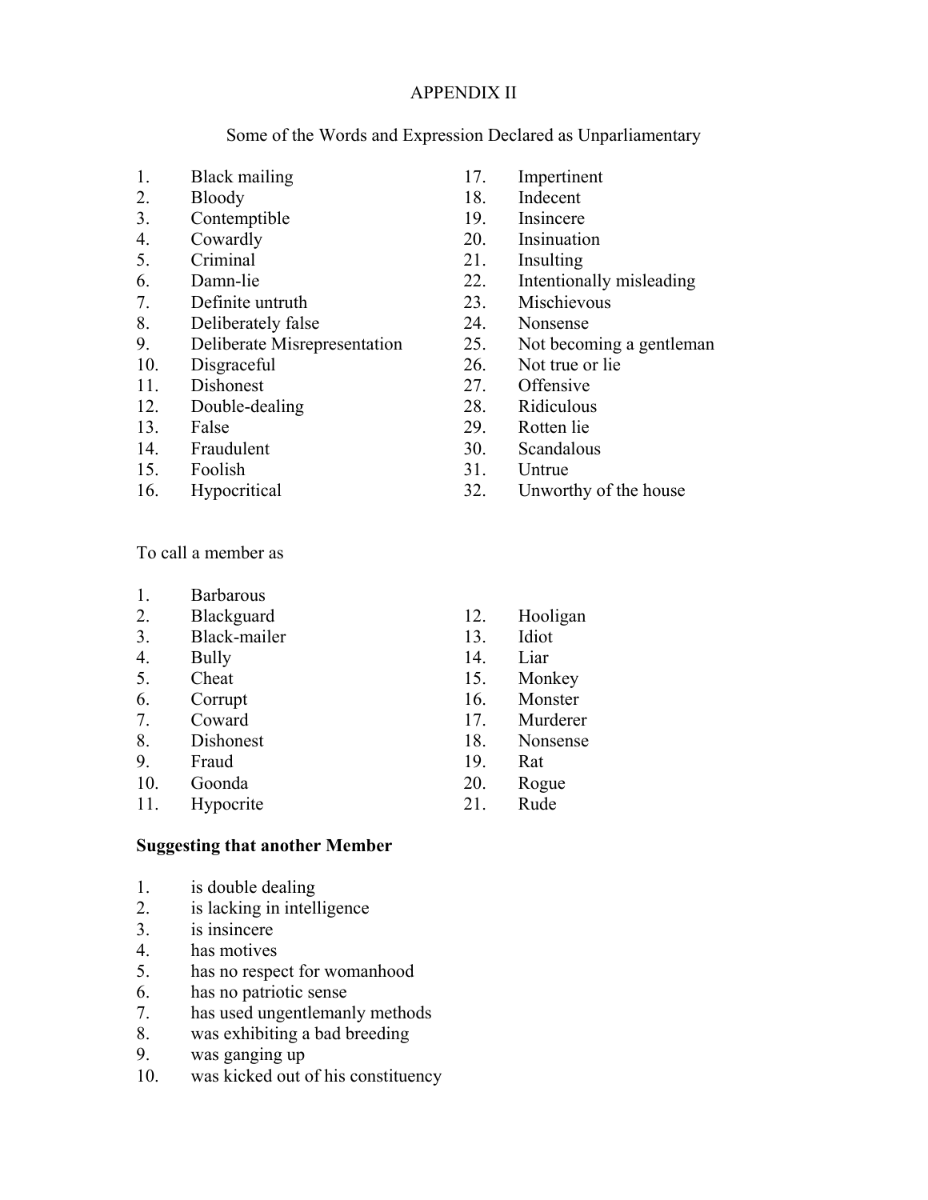APPENDIX II

Some of the Words and Expression Declared as Unparliamentary

1. Black mailing
2. Bloody
3. Contemptible
4. Cowardly
5. Criminal
6. Damn-lie
7. Definite untruth
8. Deliberately false
9. Deliberate Misrepresentation
10. Disgraceful
11. Dishonest
12. Double-dealing
13. False
14. Fraudulent
15. Foolish
16. Hypocritical
17. Impertinent
18. Indecent
19. Insincere
20. Insinuation
21. Insulting
22. Intentionally misleading
23. Mischievous
24. Nonsense
25. Not becoming a gentleman
26. Not true or lie
27. Offensive
28. Ridiculous
29. Rotten lie
30. Scandalous
31. Untrue
32. Unworthy of the house

To call a member as

1. Barbarous
2. Blackguard
3. Black-mailer
4. Bully
5. Cheat
6. Corrupt
7. Coward
8. Dishonest
9. Fraud
10. Goonda
11. Hypocrite
12. Hooligan
13. Idiot
14. Liar
15. Monkey
16. Monster
17. Murderer
18. Nonsense
19. Rat
20. Rogue
21. Rude

**Suggesting that another Member**

1. is double dealing
2. is lacking in intelligence
3. is insincere
4. has motives
5. has no respect for womanhood
6. has no patriotic sense
7. has used ungentlemanly methods
8. was exhibiting a bad breeding
9. was ganging up
10. was kicked out of his constituency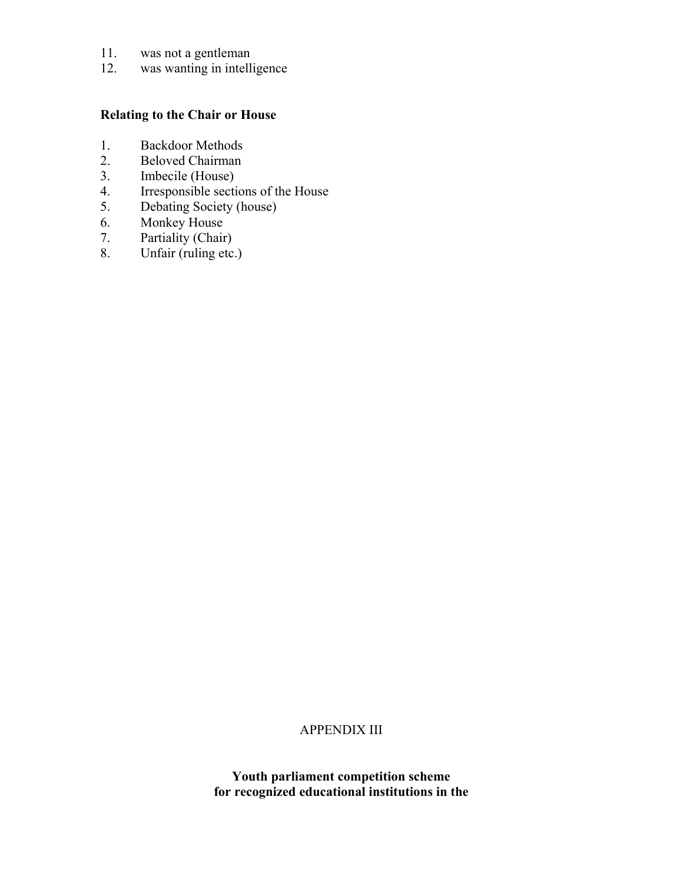11. was not a gentleman
12. was wanting in intelligence

**Relating to the Chair or House**

1. Backdoor Methods
2. Beloved Chairman
3. Imbecile (House)
4. Irresponsible sections of the House
5. Debating Society (house)
6. Monkey House
7. Partiality (Chair)
8. Unfair (ruling etc.)

APPENDIX III

**Youth parliament competition scheme for recognized educational institutions in the**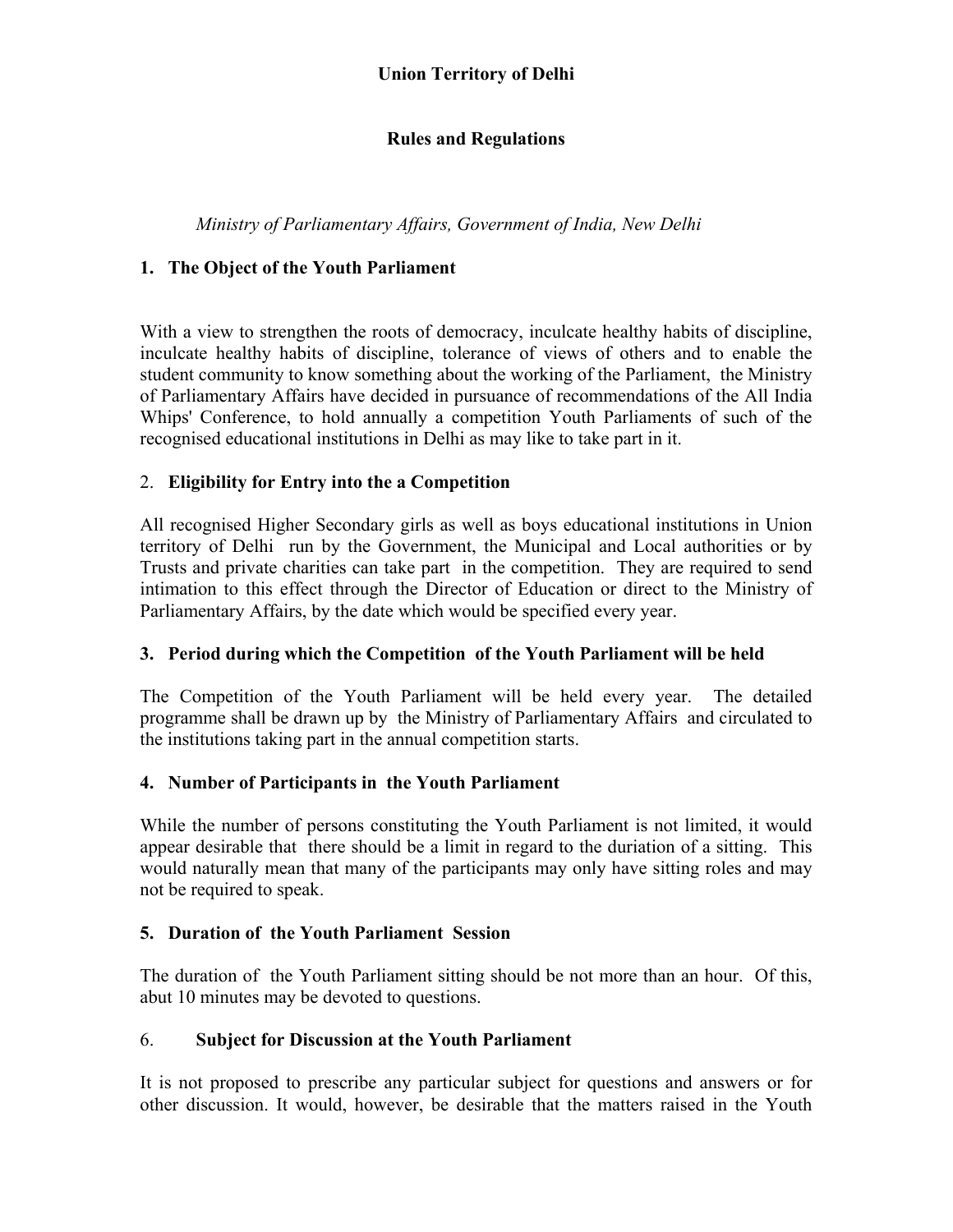**Union Territory of Delhi**

**Rules and Regulations**

*Ministry of Parliamentary Affairs, Government of India, New Delhi*

## 1. The Object of the Youth Parliament

With a view to strengthen the roots of democracy, inculcate healthy habits of discipline, inculcate healthy habits of discipline, tolerance of views of others and to enable the student community to know something about the working of the Parliament, the Ministry of Parliamentary Affairs have decided in pursuance of recommendations of the All India Whips' Conference, to hold annually a competition Youth Parliaments of such of the recognised educational institutions in Delhi as may like to take part in it.

## 2. Eligibility for Entry into the a Competition

All recognised Higher Secondary girls as well as boys educational institutions in Union territory of Delhi run by the Government, the Municipal and Local authorities or by Trusts and private charities can take part in the competition. They are required to send intimation to this effect through the Director of Education or direct to the Ministry of Parliamentary Affairs, by the date which would be specified every year.

## 3. Period during which the Competition of the Youth Parliament will be held

The Competition of the Youth Parliament will be held every year. The detailed programme shall be drawn up by the Ministry of Parliamentary Affairs and circulated to the institutions taking part in the annual competition starts.

## 4. Number of Participants in the Youth Parliament

While the number of persons constituting the Youth Parliament is not limited, it would appear desirable that there should be a limit in regard to the duriation of a sitting. This would naturally mean that many of the participants may only have sitting roles and may not be required to speak.

## 5. Duration of the Youth Parliament Session

The duration of the Youth Parliament sitting should be not more than an hour. Of this, abut 10 minutes may be devoted to questions.

## 6. Subject for Discussion at the Youth Parliament

It is not proposed to prescribe any particular subject for questions and answers or for other discussion. It would, however, be desirable that the matters raised in the Youth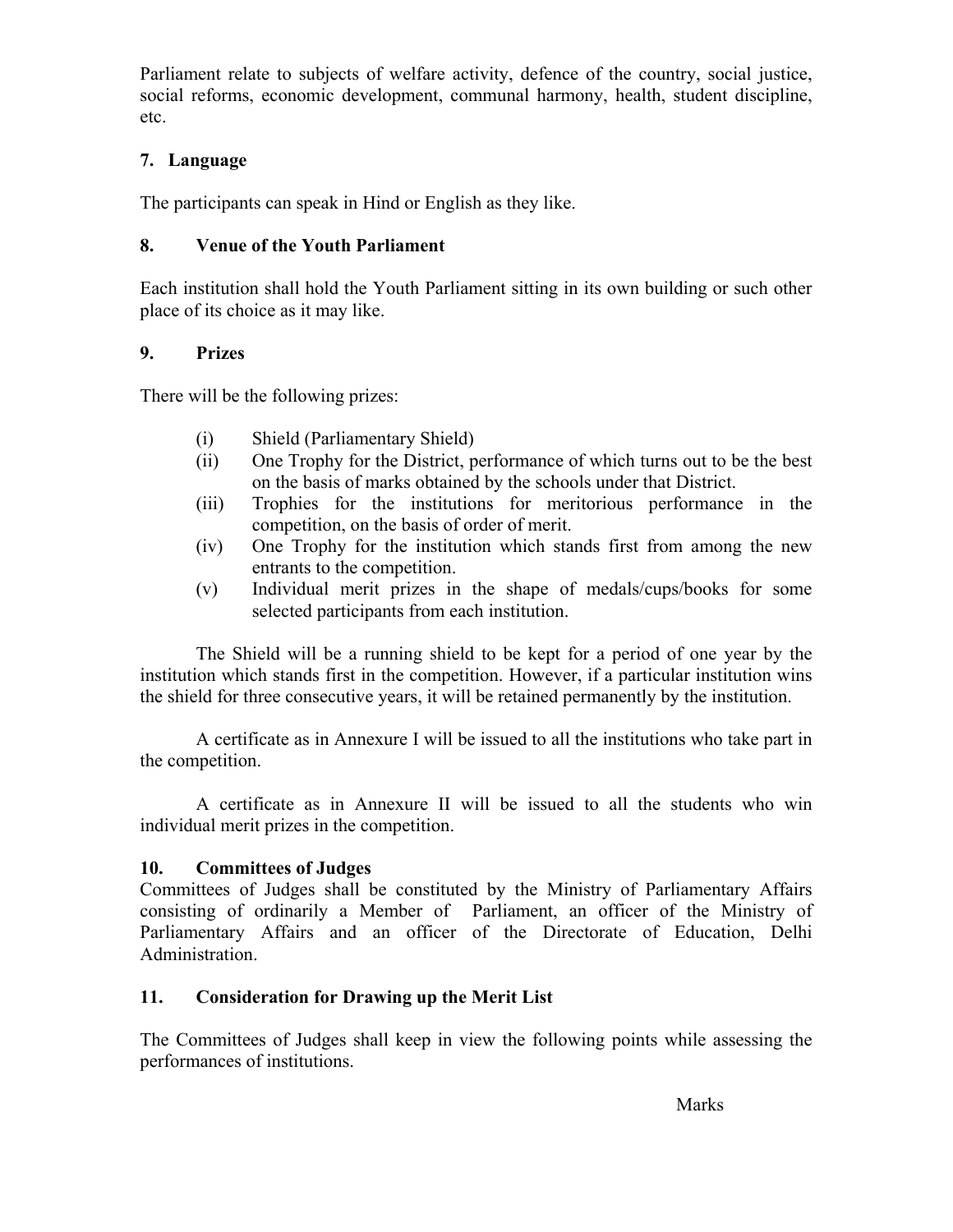Parliament relate to subjects of welfare activity, defence of the country, social justice, social reforms, economic development, communal harmony, health, student discipline, etc.

**7. Language**

The participants can speak in Hind or English as they like.

**8. Venue of the Youth Parliament**

Each institution shall hold the Youth Parliament sitting in its own building or such other place of its choice as it may like.

**9. Prizes**

There will be the following prizes:

- (i) Shield (Parliamentary Shield)
- (ii) One Trophy for the District, performance of which turns out to be the best on the basis of marks obtained by the schools under that District.
- (iii) Trophies for the institutions for meritorious performance in the competition, on the basis of order of merit.
- (iv) One Trophy for the institution which stands first from among the new entrants to the competition.
- (v) Individual merit prizes in the shape of medals/cups/books for some selected participants from each institution.

The Shield will be a running shield to be kept for a period of one year by the institution which stands first in the competition. However, if a particular institution wins the shield for three consecutive years, it will be retained permanently by the institution.

A certificate as in Annexure I will be issued to all the institutions who take part in the competition.

A certificate as in Annexure II will be issued to all the students who win individual merit prizes in the competition.

**10. Committees of Judges**

Committees of Judges shall be constituted by the Ministry of Parliamentary Affairs consisting of ordinarily a Member of Parliament, an officer of the Ministry of Parliamentary Affairs and an officer of the Directorate of Education, Delhi Administration.

**11. Consideration for Drawing up the Merit List**

The Committees of Judges shall keep in view the following points while assessing the performances of institutions.

Marks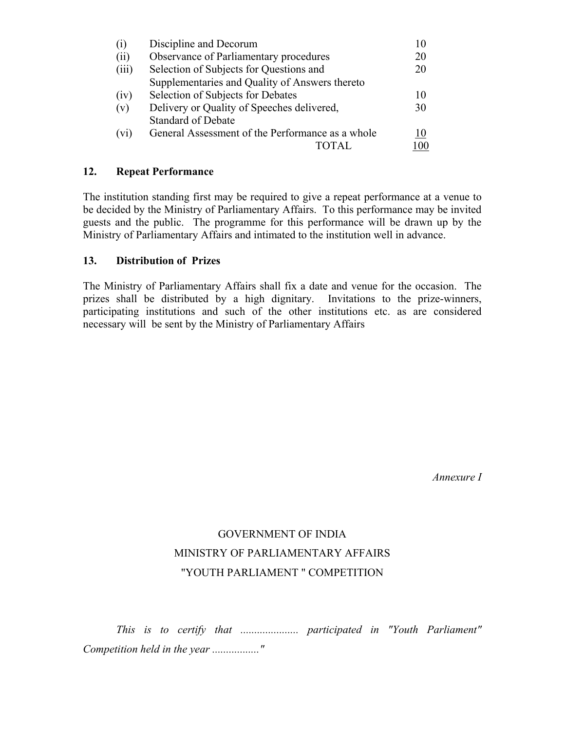| | | |
|---|---|---|
| (i) | Discipline and Decorum | 10 |
| (ii) | Observance of Parliamentary procedures | 20 |
| (iii) | Selection of Subjects for Questions and Supplementaries and Quality of Answers thereto | 20 |
| (iv) | Selection of Subjects for Debates | 10 |
| (v) | Delivery or Quality of Speeches delivered, Standard of Debate | 30 |
| (vi) | General Assessment of the Performance as a whole | 10 |
| | TOTAL | 100 |

**12. Repeat Performance**

The institution standing first may be required to give a repeat performance at a venue to be decided by the Ministry of Parliamentary Affairs. To this performance may be invited guests and the public. The programme for this performance will be drawn up by the Ministry of Parliamentary Affairs and intimated to the institution well in advance.

**13. Distribution of Prizes**

The Ministry of Parliamentary Affairs shall fix a date and venue for the occasion. The prizes shall be distributed by a high dignitary. Invitations to the prize-winners, participating institutions and such of the other institutions etc. as are considered necessary will be sent by the Ministry of Parliamentary Affairs

*Annexure I*

GOVERNMENT OF INDIA

MINISTRY OF PARLIAMENTARY AFFAIRS

"YOUTH PARLIAMENT " COMPETITION

*This is to certify that ..................... participated in "Youth Parliament" Competition held in the year ................."*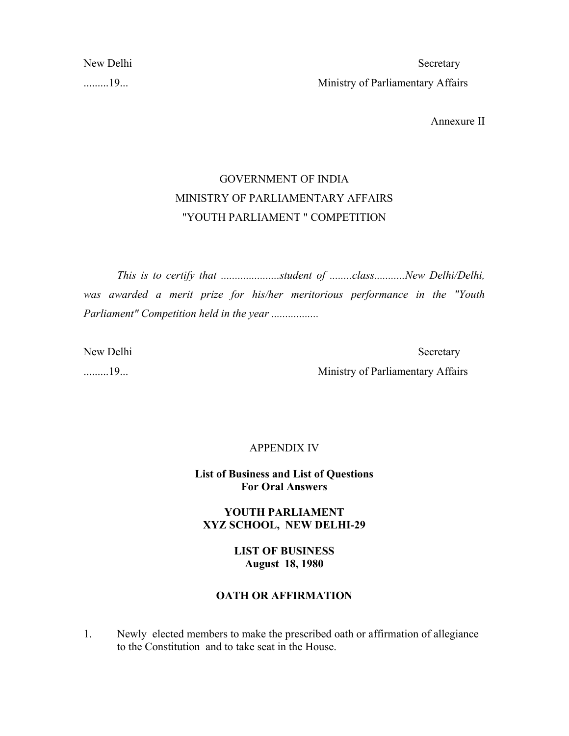New Delhi                                                                                    Secretary

.........19...                                                                    Ministry of Parliamentary Affairs

Annexure II

GOVERNMENT OF INDIA

MINISTRY OF PARLIAMENTARY AFFAIRS

"YOUTH PARLIAMENT " COMPETITION

*This is to certify that .....................student of ........class...........New Delhi/Delhi, was awarded a merit prize for his/her meritorious performance in the "Youth Parliament" Competition held in the year .................*

New Delhi                                                                                    Secretary

.........19...                                                                    Ministry of Parliamentary Affairs

APPENDIX IV

**List of Business and List of Questions For Oral Answers**

**YOUTH PARLIAMENT**
**XYZ SCHOOL, NEW DELHI-29**

**LIST OF BUSINESS**
**August 18, 1980**

**OATH OR AFFIRMATION**

1. Newly elected members to make the prescribed oath or affirmation of allegiance to the Constitution and to take seat in the House.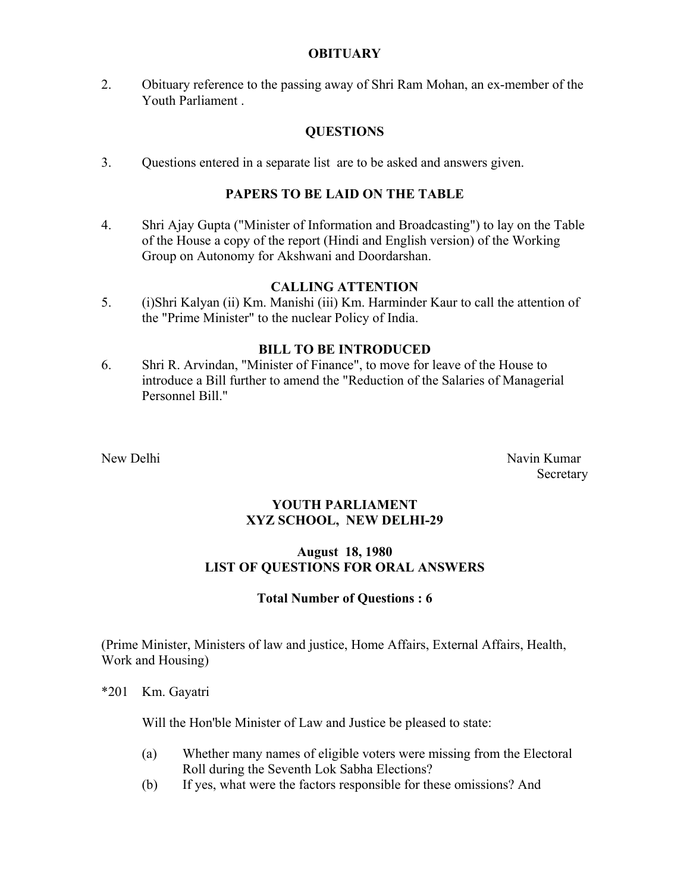### OBITUARY

2. Obituary reference to the passing away of Shri Ram Mohan, an ex-member of the Youth Parliament .

### QUESTIONS

3. Questions entered in a separate list are to be asked and answers given.

### PAPERS TO BE LAID ON THE TABLE

4. Shri Ajay Gupta ("Minister of Information and Broadcasting") to lay on the Table of the House a copy of the report (Hindi and English version) of the Working Group on Autonomy for Akshwani and Doordarshan.

### CALLING ATTENTION

5. (i)Shri Kalyan (ii) Km. Manishi (iii) Km. Harminder Kaur to call the attention of the "Prime Minister" to the nuclear Policy of India.

### BILL TO BE INTRODUCED

6. Shri R. Arvindan, "Minister of Finance", to move for leave of the House to introduce a Bill further to amend the "Reduction of the Salaries of Managerial Personnel Bill."

New Delhi

Navin Kumar
Secretary

### YOUTH PARLIAMENT
### XYZ SCHOOL, NEW DELHI-29

**August 18, 1980**
**LIST OF QUESTIONS FOR ORAL ANSWERS**

**Total Number of Questions : 6**

(Prime Minister, Ministers of law and justice, Home Affairs, External Affairs, Health, Work and Housing)

*201 Km. Gayatri

Will the Hon'ble Minister of Law and Justice be pleased to state:

(a) Whether many names of eligible voters were missing from the Electoral Roll during the Seventh Lok Sabha Elections?
(b) If yes, what were the factors responsible for these omissions? And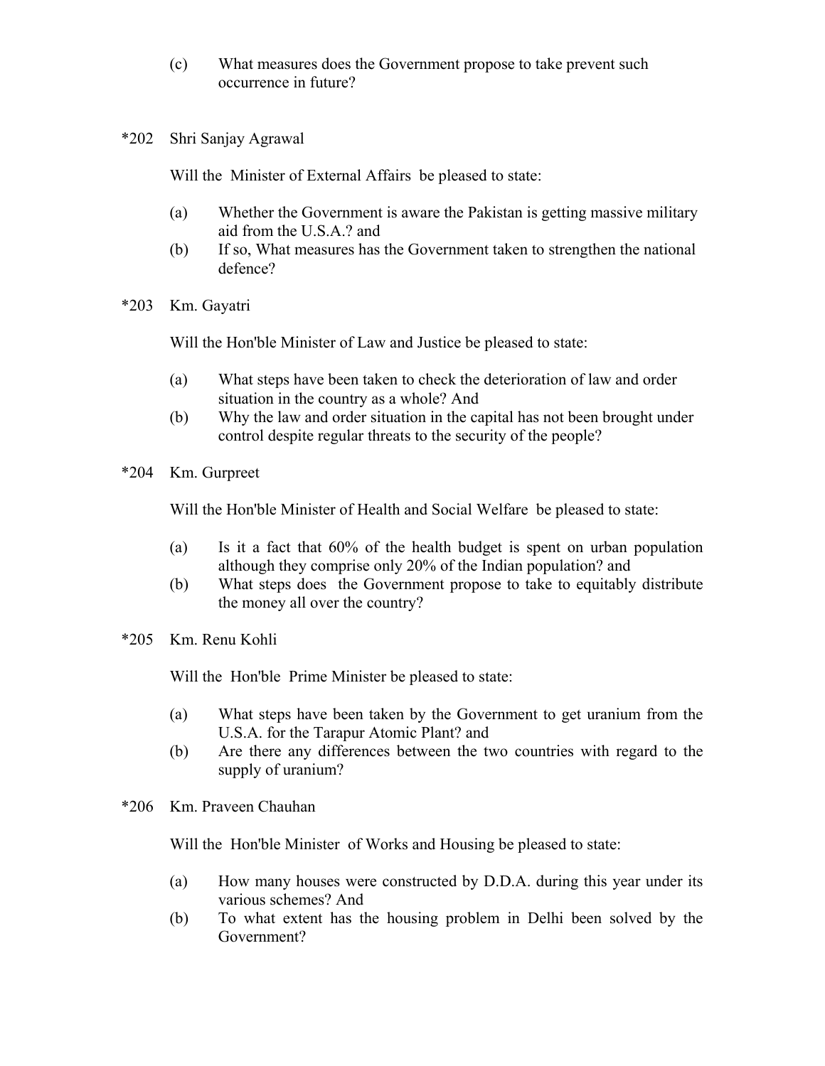(c) What measures does the Government propose to take prevent such occurrence in future?

*202 Shri Sanjay Agrawal

Will the Minister of External Affairs be pleased to state:

(a) Whether the Government is aware the Pakistan is getting massive military aid from the U.S.A.? and
(b) If so, What measures has the Government taken to strengthen the national defence?

*203 Km. Gayatri

Will the Hon'ble Minister of Law and Justice be pleased to state:

(a) What steps have been taken to check the deterioration of law and order situation in the country as a whole? And
(b) Why the law and order situation in the capital has not been brought under control despite regular threats to the security of the people?

*204 Km. Gurpreet

Will the Hon'ble Minister of Health and Social Welfare be pleased to state:

(a) Is it a fact that 60% of the health budget is spent on urban population although they comprise only 20% of the Indian population? and
(b) What steps does the Government propose to take to equitably distribute the money all over the country?

*205 Km. Renu Kohli

Will the Hon'ble Prime Minister be pleased to state:

(a) What steps have been taken by the Government to get uranium from the U.S.A. for the Tarapur Atomic Plant? and
(b) Are there any differences between the two countries with regard to the supply of uranium?

*206 Km. Praveen Chauhan

Will the Hon'ble Minister of Works and Housing be pleased to state:

(a) How many houses were constructed by D.D.A. during this year under its various schemes? And
(b) To what extent has the housing problem in Delhi been solved by the Government?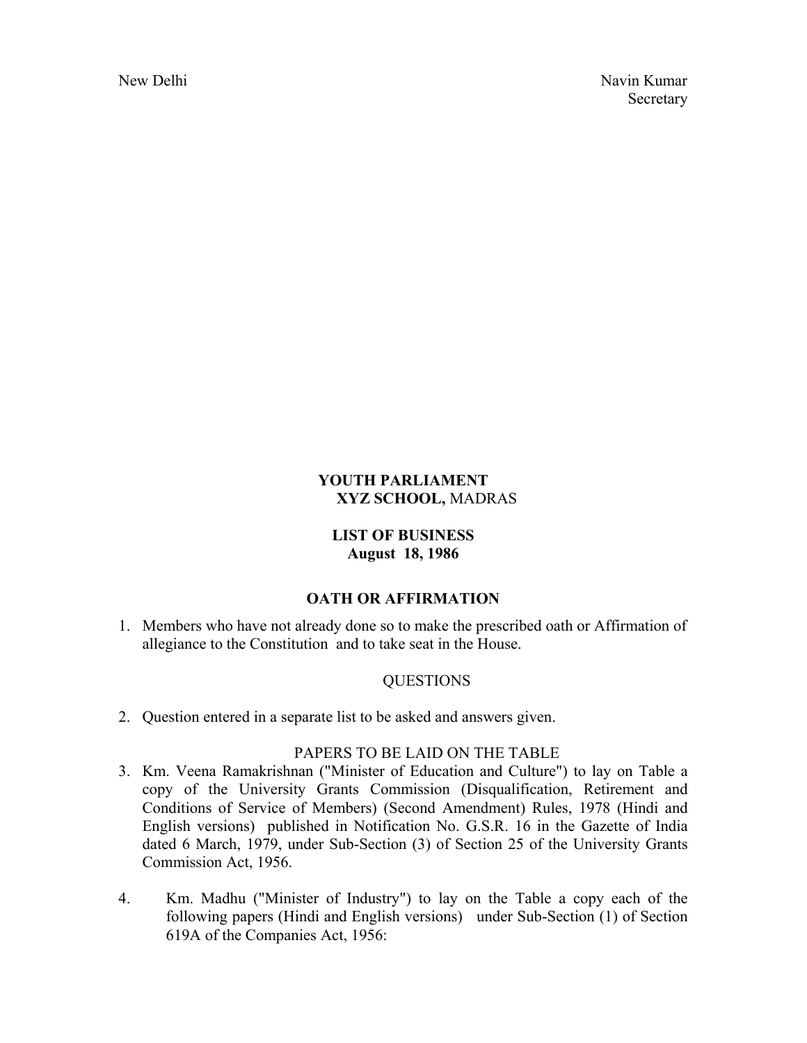New Delhi

Navin Kumar
Secretary

**YOUTH PARLIAMENT**
**XYZ SCHOOL,** MADRAS

**LIST OF BUSINESS**
**August 18, 1986**

**OATH OR AFFIRMATION**

1. Members who have not already done so to make the prescribed oath or Affirmation of allegiance to the Constitution and to take seat in the House.

QUESTIONS

2. Question entered in a separate list to be asked and answers given.

PAPERS TO BE LAID ON THE TABLE

3. Km. Veena Ramakrishnan ("Minister of Education and Culture") to lay on Table a copy of the University Grants Commission (Disqualification, Retirement and Conditions of Service of Members) (Second Amendment) Rules, 1978 (Hindi and English versions) published in Notification No. G.S.R. 16 in the Gazette of India dated 6 March, 1979, under Sub-Section (3) of Section 25 of the University Grants Commission Act, 1956.

4. Km. Madhu ("Minister of Industry") to lay on the Table a copy each of the following papers (Hindi and English versions) under Sub-Section (1) of Section 619A of the Companies Act, 1956: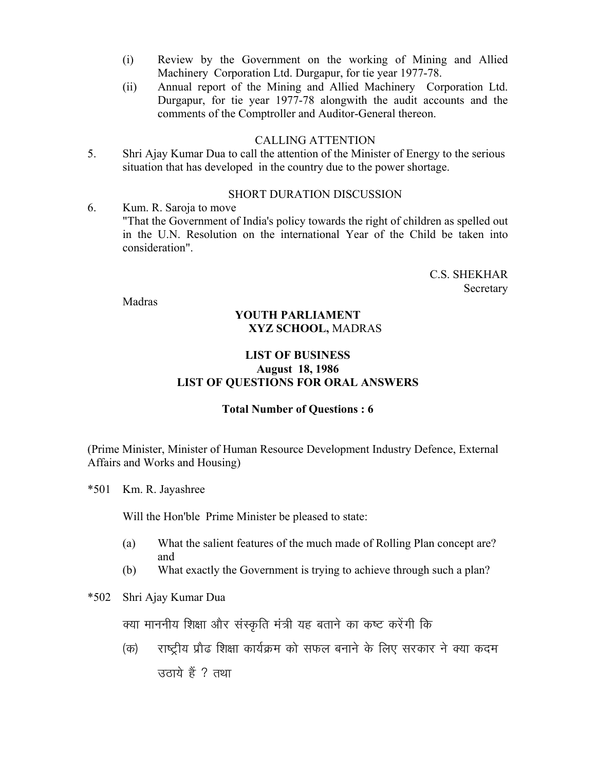(i) Review by the Government on the working of Mining and Allied Machinery Corporation Ltd. Durgapur, for tie year 1977-78.

(ii) Annual report of the Mining and Allied Machinery Corporation Ltd. Durgapur, for tie year 1977-78 alongwith the audit accounts and the comments of the Comptroller and Auditor-General thereon.

CALLING ATTENTION

5. Shri Ajay Kumar Dua to call the attention of the Minister of Energy to the serious situation that has developed in the country due to the power shortage.

SHORT DURATION DISCUSSION

6. Kum. R. Saroja to move
"That the Government of India's policy towards the right of children as spelled out in the U.N. Resolution on the international Year of the Child be taken into consideration".

C.S. SHEKHAR
Secretary

Madras

**YOUTH PARLIAMENT**
**XYZ SCHOOL,** MADRAS

**LIST OF BUSINESS**
**August 18, 1986**
**LIST OF QUESTIONS FOR ORAL ANSWERS**

**Total Number of Questions : 6**

(Prime Minister, Minister of Human Resource Development Industry Defence, External Affairs and Works and Housing)

*501 Km. R. Jayashree

Will the Hon'ble Prime Minister be pleased to state:

(a) What the salient features of the much made of Rolling Plan concept are? and

(b) What exactly the Government is trying to achieve through such a plan?

*502 Shri Ajay Kumar Dua

क्या माननीय शिक्षा और संस्कृति मंत्री यह बताने का कष्ट करेंगी कि

(क) राष्ट्रीय प्रौढ शिक्षा कार्यक्रम को सफल बनाने के लिए सरकार ने क्या कदम उठाये हैं ? तथा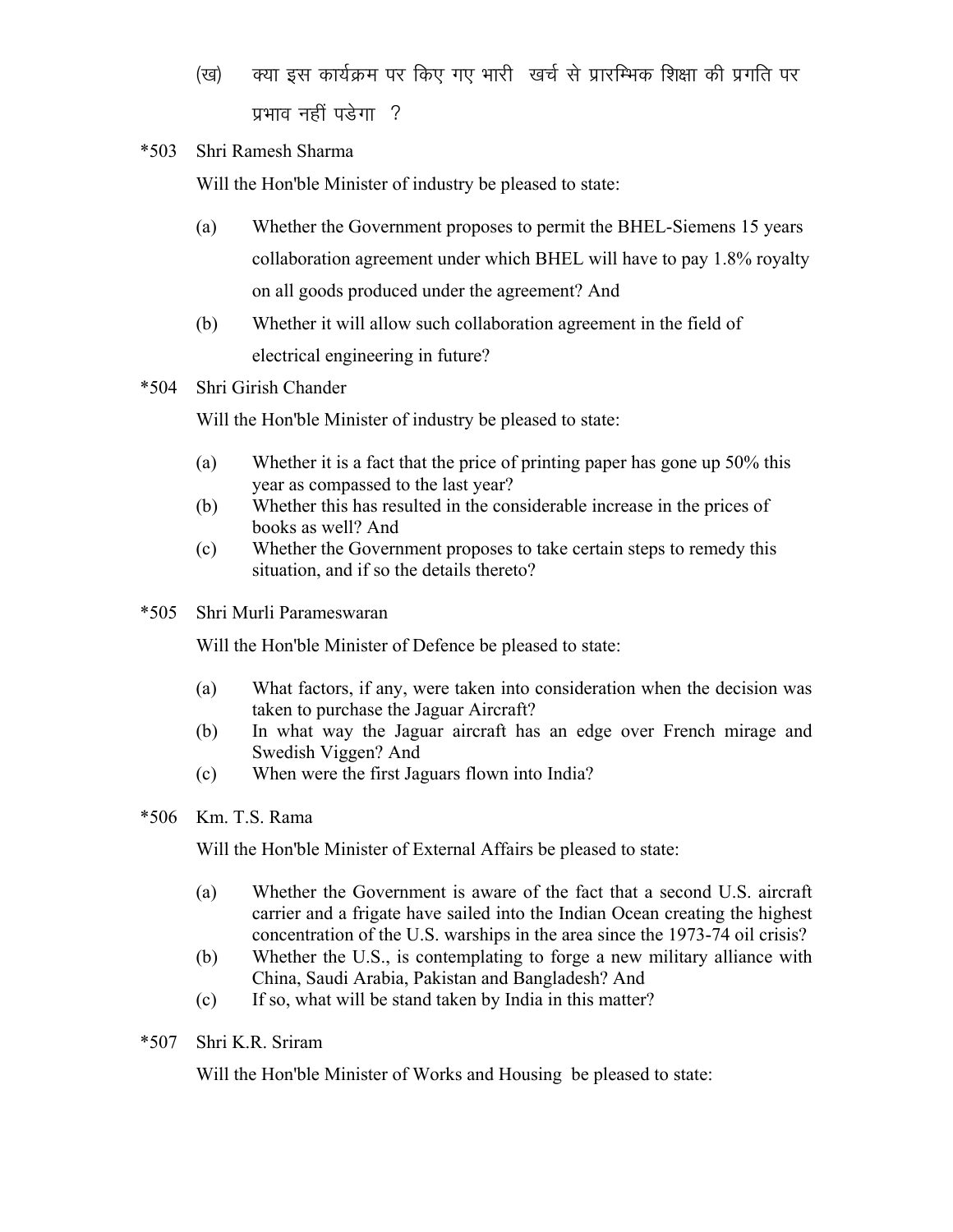(ख) क्या इस कार्यक्रम पर किए गए भारी खर्च से प्रारम्भिक शिक्षा की प्रगति पर प्रभाव नहीं पडेगा ?

*503 Shri Ramesh Sharma

Will the Hon'ble Minister of industry be pleased to state:

(a) Whether the Government proposes to permit the BHEL-Siemens 15 years collaboration agreement under which BHEL will have to pay 1.8% royalty on all goods produced under the agreement? And

(b) Whether it will allow such collaboration agreement in the field of electrical engineering in future?

*504 Shri Girish Chander

Will the Hon'ble Minister of industry be pleased to state:

(a) Whether it is a fact that the price of printing paper has gone up 50% this year as compassed to the last year?

(b) Whether this has resulted in the considerable increase in the prices of books as well? And

(c) Whether the Government proposes to take certain steps to remedy this situation, and if so the details thereto?

*505 Shri Murli Parameswaran

Will the Hon'ble Minister of Defence be pleased to state:

(a) What factors, if any, were taken into consideration when the decision was taken to purchase the Jaguar Aircraft?

(b) In what way the Jaguar aircraft has an edge over French mirage and Swedish Viggen? And

(c) When were the first Jaguars flown into India?

*506 Km. T.S. Rama

Will the Hon'ble Minister of External Affairs be pleased to state:

(a) Whether the Government is aware of the fact that a second U.S. aircraft carrier and a frigate have sailed into the Indian Ocean creating the highest concentration of the U.S. warships in the area since the 1973-74 oil crisis?

(b) Whether the U.S., is contemplating to forge a new military alliance with China, Saudi Arabia, Pakistan and Bangladesh? And

(c) If so, what will be stand taken by India in this matter?

*507 Shri K.R. Sriram

Will the Hon'ble Minister of Works and Housing be pleased to state: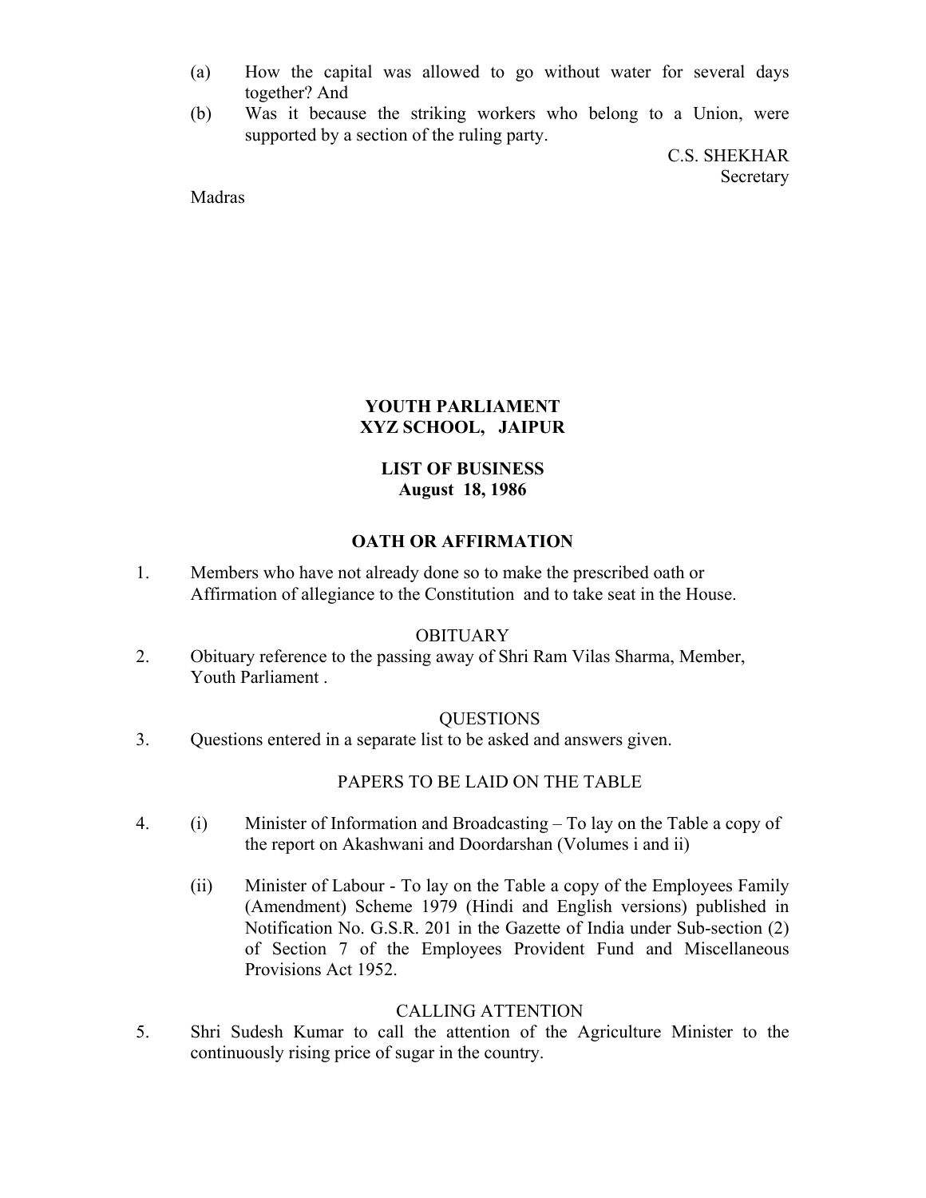(a) How the capital was allowed to go without water for several days together? And

(b) Was it because the striking workers who belong to a Union, were supported by a section of the ruling party.

C.S. SHEKHAR
Secretary

Madras

**YOUTH PARLIAMENT**
**XYZ SCHOOL, JAIPUR**

**LIST OF BUSINESS**
**August 18, 1986**

**OATH OR AFFIRMATION**

1. Members who have not already done so to make the prescribed oath or Affirmation of allegiance to the Constitution and to take seat in the House.

OBITUARY

2. Obituary reference to the passing away of Shri Ram Vilas Sharma, Member, Youth Parliament .

QUESTIONS

3. Questions entered in a separate list to be asked and answers given.

PAPERS TO BE LAID ON THE TABLE

4. (i) Minister of Information and Broadcasting – To lay on the Table a copy of the report on Akashwani and Doordarshan (Volumes i and ii)

   (ii) Minister of Labour - To lay on the Table a copy of the Employees Family (Amendment) Scheme 1979 (Hindi and English versions) published in Notification No. G.S.R. 201 in the Gazette of India under Sub-section (2) of Section 7 of the Employees Provident Fund and Miscellaneous Provisions Act 1952.

CALLING ATTENTION

5. Shri Sudesh Kumar to call the attention of the Agriculture Minister to the continuously rising price of sugar in the country.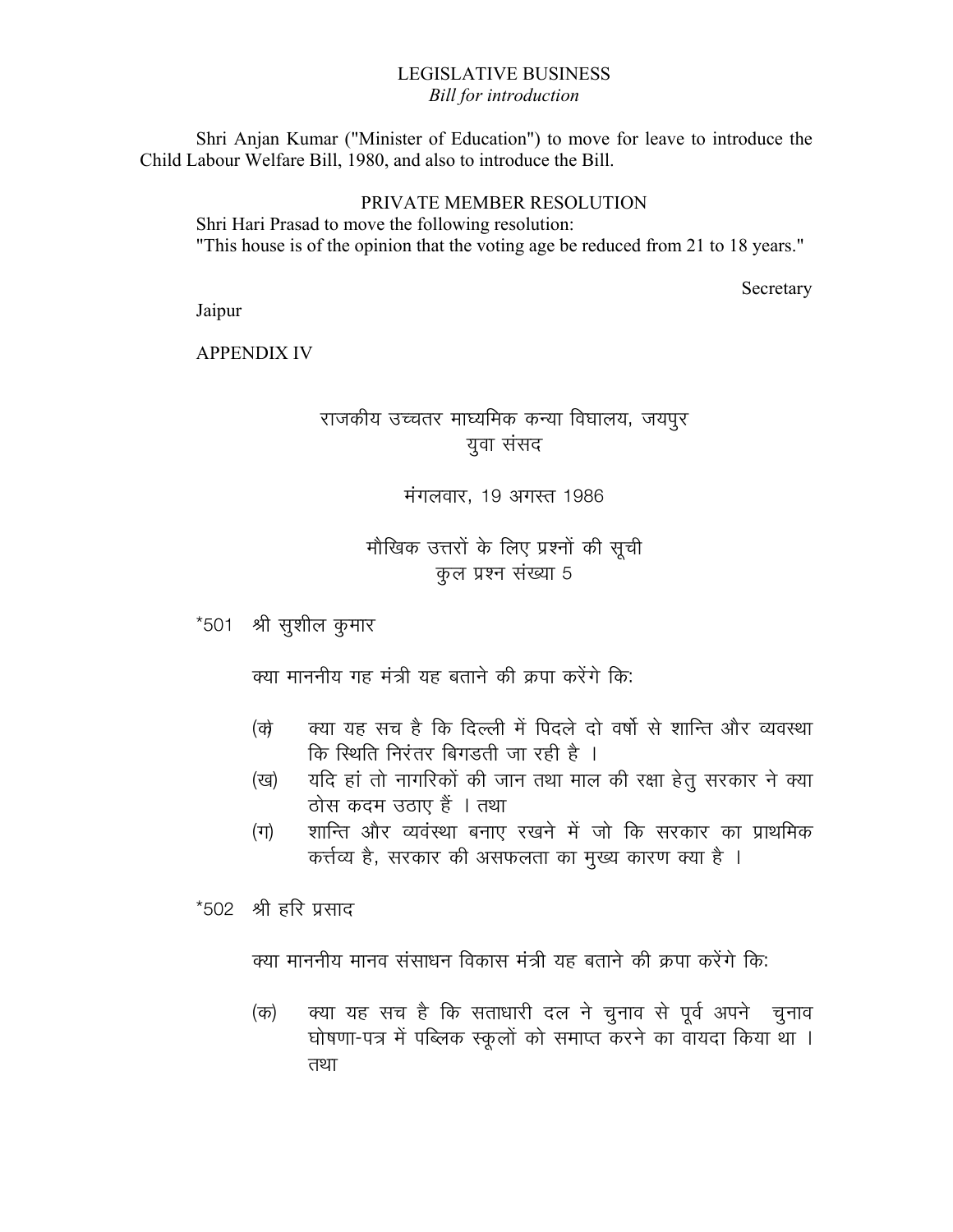LEGISLATIVE BUSINESS
*Bill for introduction*

Shri Anjan Kumar ("Minister of Education") to move for leave to introduce the Child Labour Welfare Bill, 1980, and also to introduce the Bill.

PRIVATE MEMBER RESOLUTION

Shri Hari Prasad to move the following resolution:
"This house is of the opinion that the voting age be reduced from 21 to 18 years."

Secretary

Jaipur

APPENDIX IV

राजकीय उच्चतर माध्यमिक कन्या विघालय, जयपुर
युवा संसद

मंगलवार, 19 अगस्त 1986

मौखिक उत्तरों के लिए प्रश्नों की सूची
कुल प्रश्न संख्या 5

*501 श्री सुशील कुमार

क्या माननीय गह मंत्री यह बताने की क्रपा करेंगे कि:

(क) क्या यह सच है कि दिल्ली में पिदले दो वर्षो से शान्ति और व्यवस्था कि स्थिति निरंतर बिगडती जा रही है ।

(ख) यदि हां तो नागरिकों की जान तथा माल की रक्षा हेतु सरकार ने क्या ठोस कदम उठाए हैं । तथा

(ग) शान्ति और व्यवंस्था बनाए रखने में जो कि सरकार का प्राथमिक कर्त्तव्य है, सरकार की असफलता का मुख्य कारण क्या है ।

*502 श्री हरि प्रसाद

क्या माननीय मानव संसाधन विकास मंत्री यह बताने की क्रपा करेंगे कि:

(क) क्या यह सच है कि सताधारी दल ने चुनाव से पूर्व अपने चुनाव घोषणा-पत्र में पब्लिक स्कूलों को समाप्त करने का वायदा किया था । तथा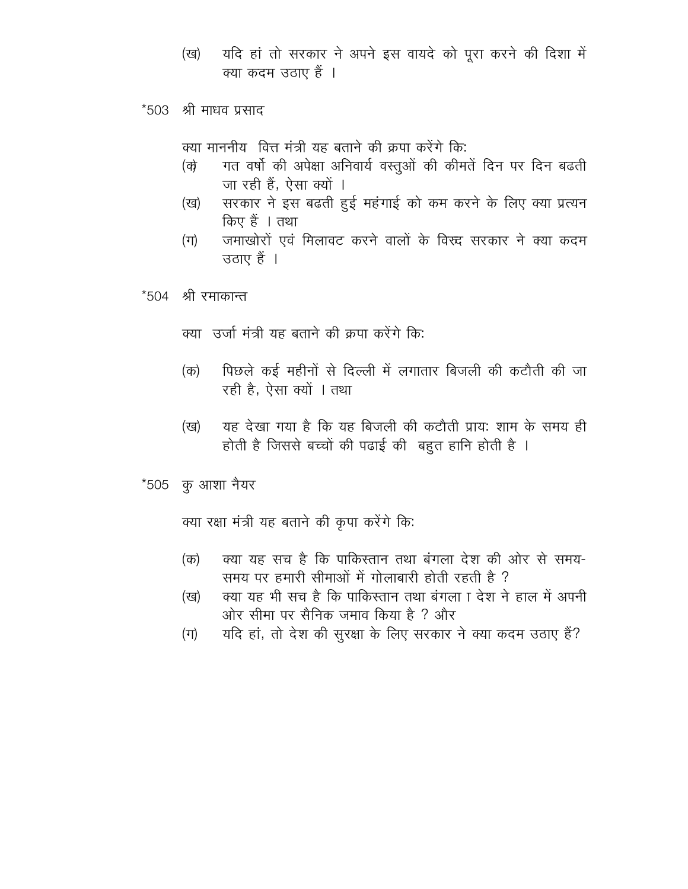(ख) यदि हां तो सरकार ने अपने इस वायदे को पूरा करने की दिशा में क्या कदम उठाए हैं ।

*503 श्री माधव प्रसाद

क्या माननीय वित्त मंत्री यह बताने की क्रपा करेंगे कि:

(क) गत वर्षो की अपेक्षा अनिवार्य वस्तुओं की कीमतें दिन पर दिन बढती जा रही हैं, ऐसा क्यों ।

(ख) सरकार ने इस बढती हुई महंगाई को कम करने के लिए क्या प्रत्यन किए हैं । तथा

(ग) जमाखोरों एवं मिलावट करने वालों के विरुद्ध सरकार ने क्या कदम उठाए हैं ।

*504 श्री रमाकान्त

क्या उर्जा मंत्री यह बताने की क्रपा करेंगे कि:

(क) पिछले कई महीनों से दिल्ली में लगातार बिजली की कटौती की जा रही है, ऐसा क्यों । तथा

(ख) यह देखा गया है कि यह बिजली की कटौती प्रायः शाम के समय ही होती है जिससे बच्चों की पढाई की बहुत हानि होती है ।

*505 कु आशा नैयर

क्या रक्षा मंत्री यह बताने की कृपा करेंगे कि:

(क) क्या यह सच है कि पाकिस्तान तथा बंगला देश की ओर से समय-समय पर हमारी सीमाओं में गोलाबारी होती रहती है ?

(ख) क्या यह भी सच है कि पाकिस्तान तथा बंगला ा देश ने हाल में अपनी ओर सीमा पर सैनिक जमाव किया है ? और

(ग) यदि हां, तो देश की सुरक्षा के लिए सरकार ने क्या कदम उठाए हैं?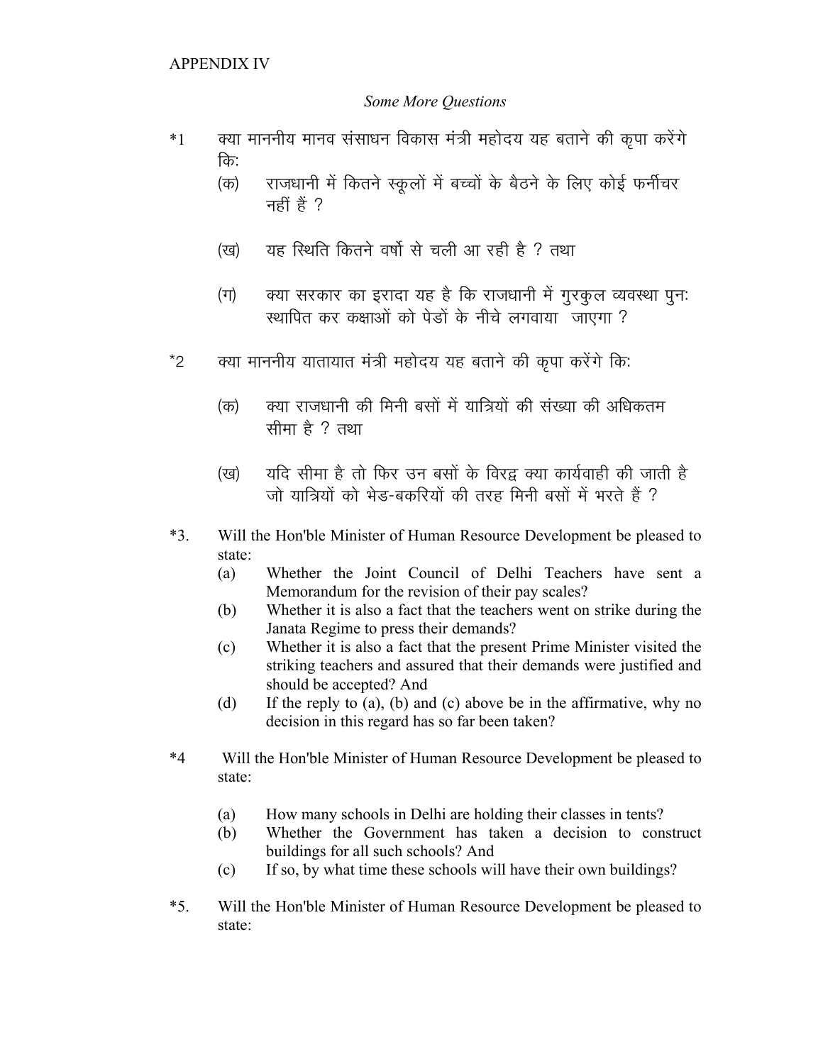APPENDIX IV

*Some More Questions*

*1 क्या माननीय मानव संसाधन विकास मंत्री महोदय यह बताने की कृपा करेंगे कि:

(क) राजधानी में कितने स्कूलों में बच्चों के बैठने के लिए कोई फर्नीचर नहीं हैं ?

(ख) यह स्थिति कितने वर्षो से चली आ रही है ? तथा

(ग) क्या सरकार का इरादा यह है कि राजधानी में गुरकुल व्यवस्था पुनः स्थापित कर कक्षाओं को पेडों के नीचे लगवाया जाएगा ?

*2 क्या माननीय यातायात मंत्री महोदय यह बताने की कृपा करेंगे कि:

(क) क्या राजधानी की मिनी बसों में यात्रियों की संख्या की अधिकतम सीमा है ? तथा

(ख) यदि सीमा है तो फिर उन बसों के विरद्व क्या कार्यवाही की जाती है जो यात्रियों को भेड-बकरियों की तरह मिनी बसों में भरते हैं ?

*3. Will the Hon'ble Minister of Human Resource Development be pleased to state:

(a) Whether the Joint Council of Delhi Teachers have sent a Memorandum for the revision of their pay scales?
(b) Whether it is also a fact that the teachers went on strike during the Janata Regime to press their demands?
(c) Whether it is also a fact that the present Prime Minister visited the striking teachers and assured that their demands were justified and should be accepted? And
(d) If the reply to (a), (b) and (c) above be in the affirmative, why no decision in this regard has so far been taken?

*4 Will the Hon'ble Minister of Human Resource Development be pleased to state:

(a) How many schools in Delhi are holding their classes in tents?
(b) Whether the Government has taken a decision to construct buildings for all such schools? And
(c) If so, by what time these schools will have their own buildings?

*5. Will the Hon'ble Minister of Human Resource Development be pleased to state: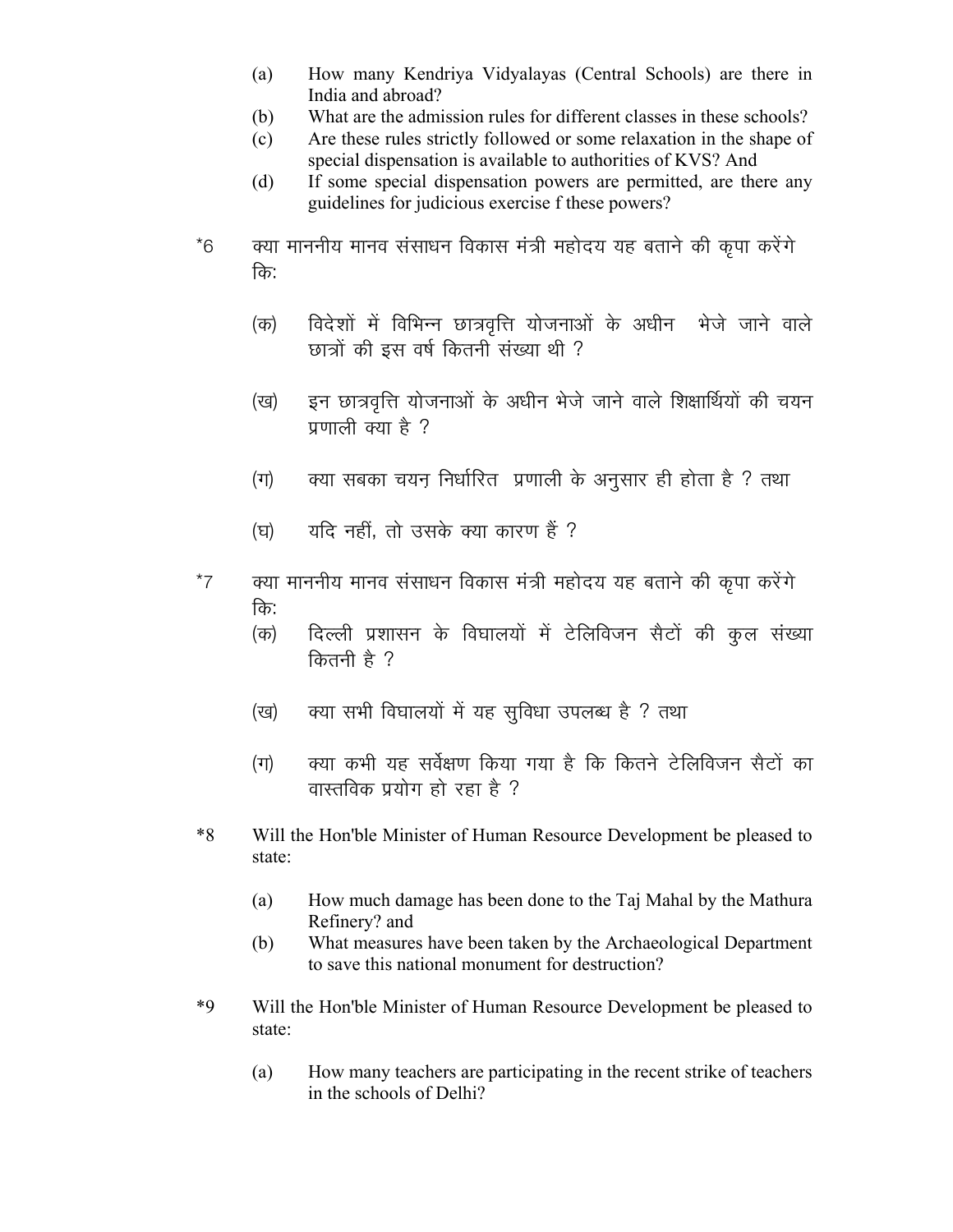(a) How many Kendriya Vidyalayas (Central Schools) are there in India and abroad?

(b) What are the admission rules for different classes in these schools?

(c) Are these rules strictly followed or some relaxation in the shape of special dispensation is available to authorities of KVS? And

(d) If some special dispensation powers are permitted, are there any guidelines for judicious exercise f these powers?

*6 क्या माननीय मानव संसाधन विकास मंत्री महोदय यह बताने की कृपा करेंगे कि:

(क) विदेशों में विभिन्न छात्रवृत्ति योजनाओं के अधीन भेजे जाने वाले छात्रों की इस वर्ष कितनी संख्या थी ?

(ख) इन छात्रवृत्ति योजनाओं के अधीन भेजे जाने वाले शिक्षार्थियों की चयन प्रणाली क्या है ?

(ग) क्या सबका चयन निर्धारित प्रणाली के अनुसार ही होता है ? तथा

(घ) यदि नहीं, तो उसके क्या कारण हैं ?

*7 क्या माननीय मानव संसाधन विकास मंत्री महोदय यह बताने की कृपा करेंगे कि:

(क) दिल्ली प्रशासन के विघालयों में टेलिविजन सैटों की कुल संख्या कितनी है ?

(ख) क्या सभी विघालयों में यह सुविधा उपलब्ध है ? तथा

(ग) क्या कभी यह सर्वेक्षण किया गया है कि कितने टेलिविजन सैटों का वास्तविक प्रयोग हो रहा है ?

*8 Will the Hon'ble Minister of Human Resource Development be pleased to state:

(a) How much damage has been done to the Taj Mahal by the Mathura Refinery? and

(b) What measures have been taken by the Archaeological Department to save this national monument for destruction?

*9 Will the Hon'ble Minister of Human Resource Development be pleased to state:

(a) How many teachers are participating in the recent strike of teachers in the schools of Delhi?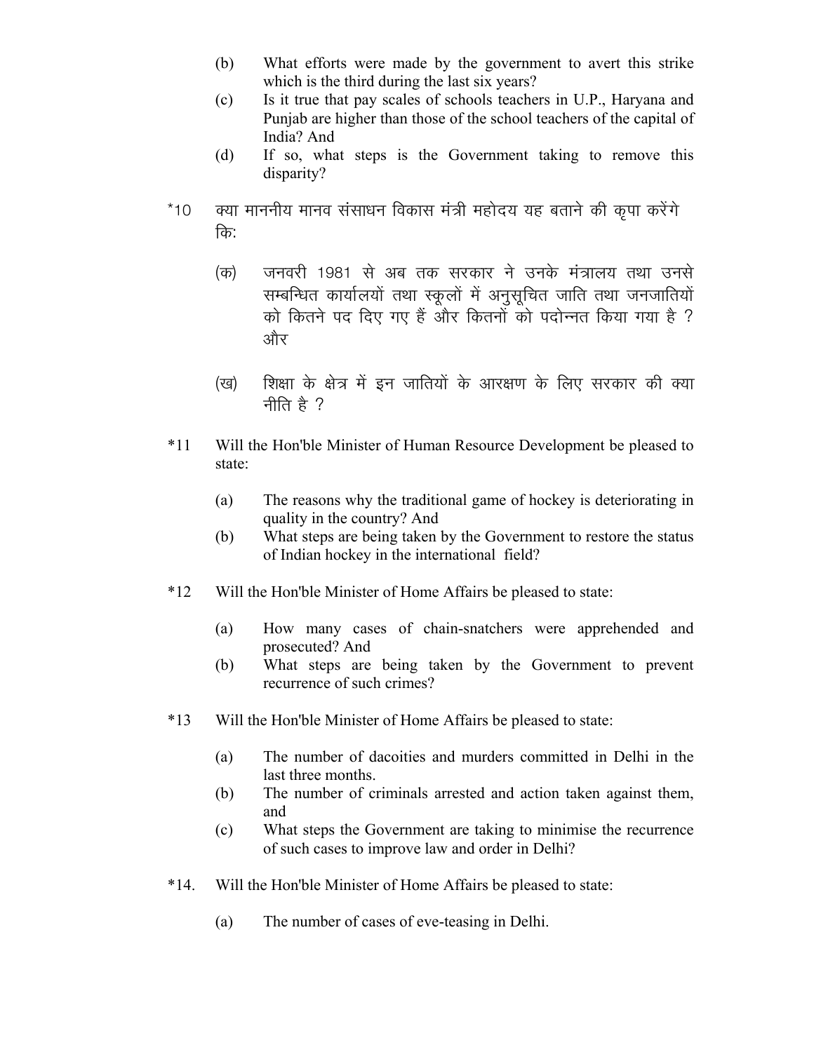(b) What efforts were made by the government to avert this strike which is the third during the last six years?

(c) Is it true that pay scales of schools teachers in U.P., Haryana and Punjab are higher than those of the school teachers of the capital of India? And

(d) If so, what steps is the Government taking to remove this disparity?

*10 क्या माननीय मानव संसाधन विकास मंत्री महोदय यह बताने की कृपा करेंगे कि:

(क) जनवरी 1981 से अब तक सरकार ने उनके मंत्रालय तथा उनसे सम्बन्धित कार्यालयों तथा स्कूलों में अनुसूचित जाति तथा जनजातियों को कितने पद दिए गए हैं और कितनों को पदोन्नत किया गया है ? और

(ख) शिक्षा के क्षेत्र में इन जातियों के आरक्षण के लिए सरकार की क्या नीति है ?

*11 Will the Hon'ble Minister of Human Resource Development be pleased to state:

(a) The reasons why the traditional game of hockey is deteriorating in quality in the country? And

(b) What steps are being taken by the Government to restore the status of Indian hockey in the international field?

*12 Will the Hon'ble Minister of Home Affairs be pleased to state:

(a) How many cases of chain-snatchers were apprehended and prosecuted? And

(b) What steps are being taken by the Government to prevent recurrence of such crimes?

*13 Will the Hon'ble Minister of Home Affairs be pleased to state:

(a) The number of dacoities and murders committed in Delhi in the last three months.

(b) The number of criminals arrested and action taken against them, and

(c) What steps the Government are taking to minimise the recurrence of such cases to improve law and order in Delhi?

*14. Will the Hon'ble Minister of Home Affairs be pleased to state:

(a) The number of cases of eve-teasing in Delhi.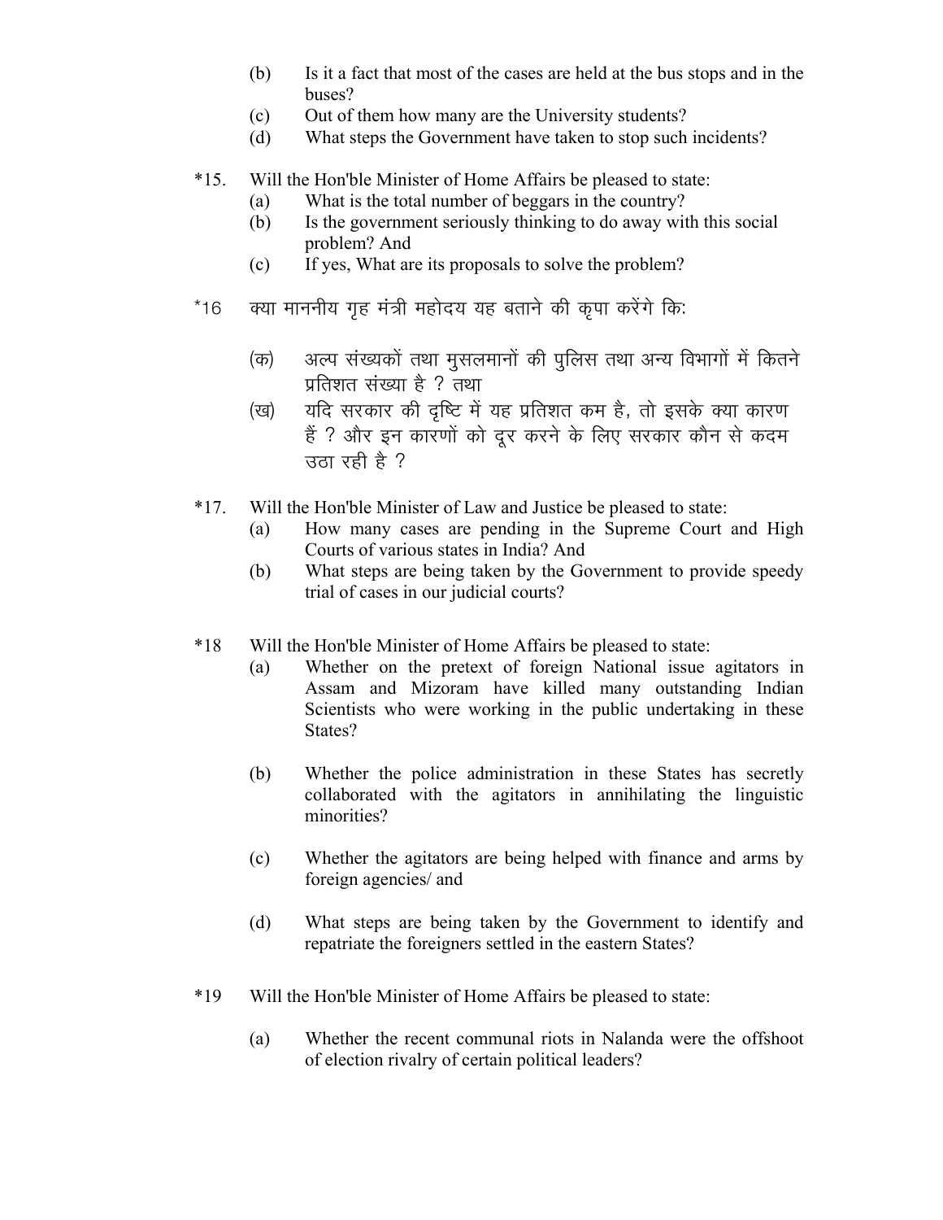(b) Is it a fact that most of the cases are held at the bus stops and in the buses?

(c) Out of them how many are the University students?

(d) What steps the Government have taken to stop such incidents?

*15. Will the Hon'ble Minister of Home Affairs be pleased to state:

(a) What is the total number of beggars in the country?

(b) Is the government seriously thinking to do away with this social problem? And

(c) If yes, What are its proposals to solve the problem?

*16 क्या माननीय गृह मंत्री महोदय यह बताने की कृपा करेंगे कि:

(क) अल्प संख्यकों तथा मुसलमानों की पुलिस तथा अन्य विभागों में कितने प्रतिशत संख्या है ? तथा

(ख) यदि सरकार की दृष्टि में यह प्रतिशत कम है, तो इसके क्या कारण हैं ? और इन कारणों को दूर करने के लिए सरकार कौन से कदम उठा रही है ?

*17. Will the Hon'ble Minister of Law and Justice be pleased to state:

(a) How many cases are pending in the Supreme Court and High Courts of various states in India? And

(b) What steps are being taken by the Government to provide speedy trial of cases in our judicial courts?

*18 Will the Hon'ble Minister of Home Affairs be pleased to state:

(a) Whether on the pretext of foreign National issue agitators in Assam and Mizoram have killed many outstanding Indian Scientists who were working in the public undertaking in these States?

(b) Whether the police administration in these States has secretly collaborated with the agitators in annihilating the linguistic minorities?

(c) Whether the agitators are being helped with finance and arms by foreign agencies/ and

(d) What steps are being taken by the Government to identify and repatriate the foreigners settled in the eastern States?

*19 Will the Hon'ble Minister of Home Affairs be pleased to state:

(a) Whether the recent communal riots in Nalanda were the offshoot of election rivalry of certain political leaders?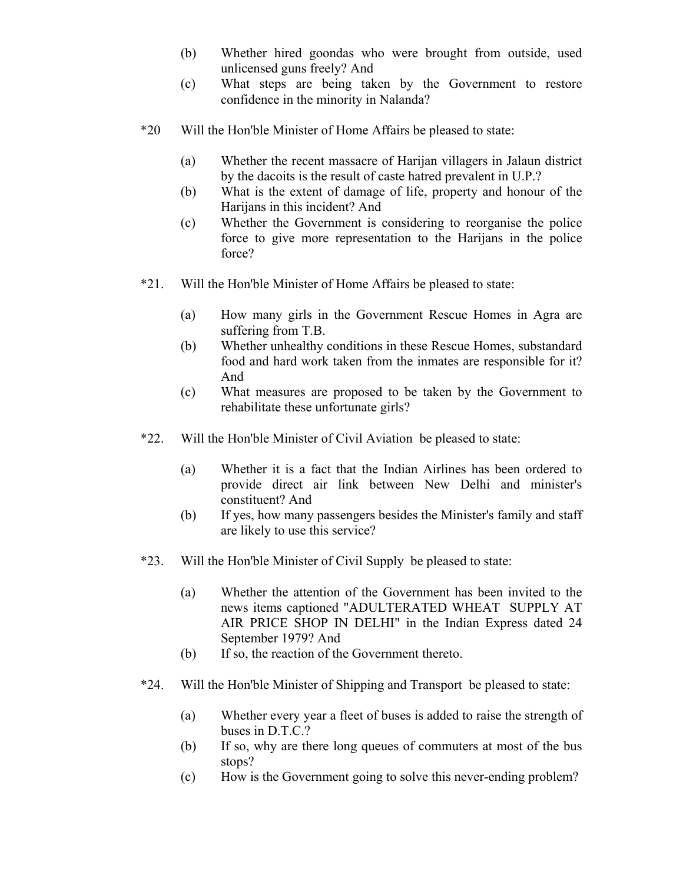(b) Whether hired goondas who were brought from outside, used unlicensed guns freely? And

(c) What steps are being taken by the Government to restore confidence in the minority in Nalanda?

*20 Will the Hon'ble Minister of Home Affairs be pleased to state:

(a) Whether the recent massacre of Harijan villagers in Jalaun district by the dacoits is the result of caste hatred prevalent in U.P.?

(b) What is the extent of damage of life, property and honour of the Harijans in this incident? And

(c) Whether the Government is considering to reorganise the police force to give more representation to the Harijans in the police force?

*21. Will the Hon'ble Minister of Home Affairs be pleased to state:

(a) How many girls in the Government Rescue Homes in Agra are suffering from T.B.

(b) Whether unhealthy conditions in these Rescue Homes, substandard food and hard work taken from the inmates are responsible for it? And

(c) What measures are proposed to be taken by the Government to rehabilitate these unfortunate girls?

*22. Will the Hon'ble Minister of Civil Aviation be pleased to state:

(a) Whether it is a fact that the Indian Airlines has been ordered to provide direct air link between New Delhi and minister's constituent? And

(b) If yes, how many passengers besides the Minister's family and staff are likely to use this service?

*23. Will the Hon'ble Minister of Civil Supply be pleased to state:

(a) Whether the attention of the Government has been invited to the news items captioned "ADULTERATED WHEAT SUPPLY AT AIR PRICE SHOP IN DELHI" in the Indian Express dated 24 September 1979? And

(b) If so, the reaction of the Government thereto.

*24. Will the Hon'ble Minister of Shipping and Transport be pleased to state:

(a) Whether every year a fleet of buses is added to raise the strength of buses in D.T.C.?

(b) If so, why are there long queues of commuters at most of the bus stops?

(c) How is the Government going to solve this never-ending problem?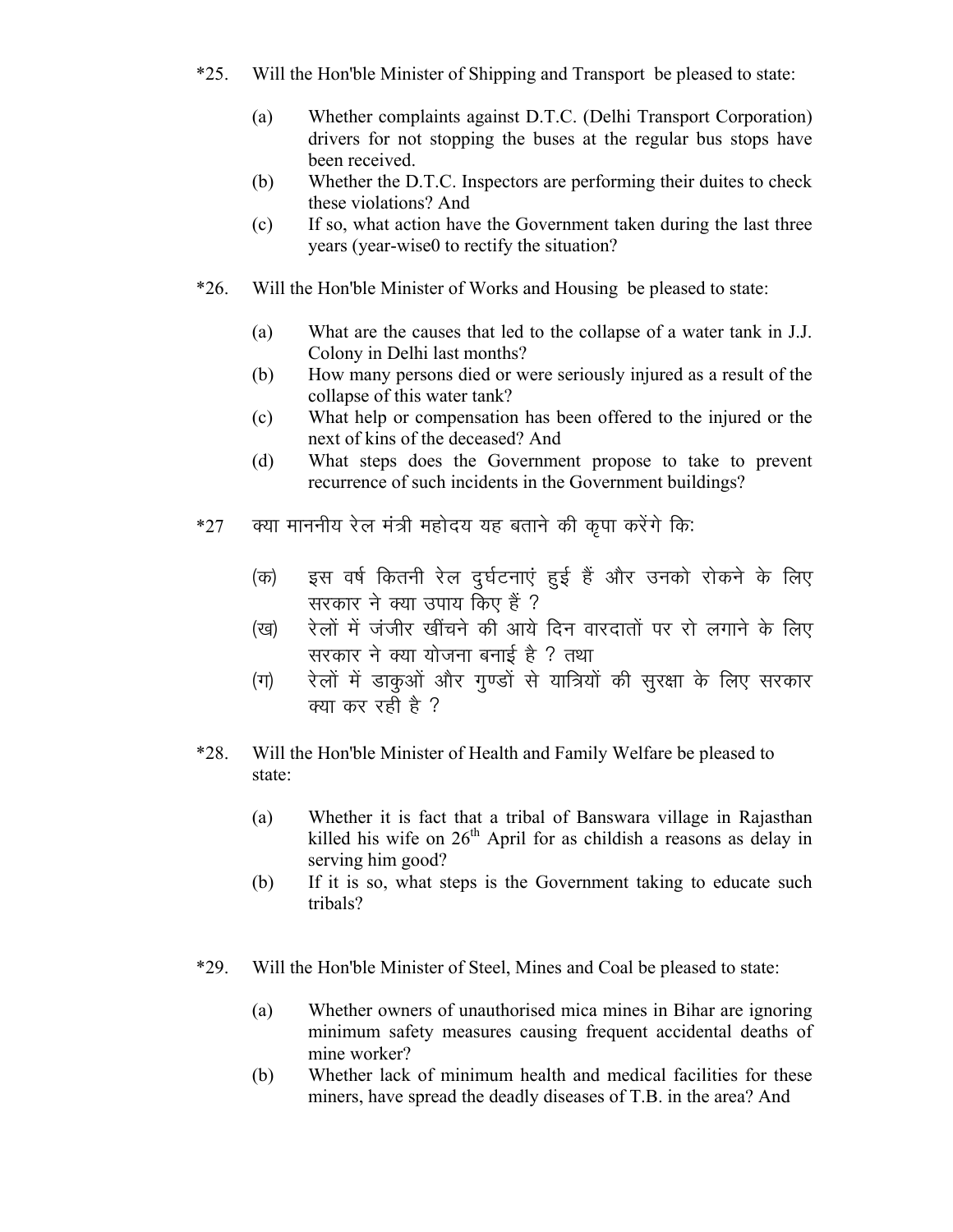*25. Will the Hon'ble Minister of Shipping and Transport be pleased to state:

(a) Whether complaints against D.T.C. (Delhi Transport Corporation) drivers for not stopping the buses at the regular bus stops have been received.

(b) Whether the D.T.C. Inspectors are performing their duites to check these violations? And

(c) If so, what action have the Government taken during the last three years (year-wise0 to rectify the situation?

*26. Will the Hon'ble Minister of Works and Housing be pleased to state:

(a) What are the causes that led to the collapse of a water tank in J.J. Colony in Delhi last months?

(b) How many persons died or were seriously injured as a result of the collapse of this water tank?

(c) What help or compensation has been offered to the injured or the next of kins of the deceased? And

(d) What steps does the Government propose to take to prevent recurrence of such incidents in the Government buildings?

*27 क्या माननीय रेल मंत्री महोदय यह बताने की कृपा करेंगे कि:

(क) इस वर्ष कितनी रेल दुर्घटनाएं हुई हैं और उनको रोकने के लिए सरकार ने क्या उपाय किए हैं ?

(ख) रेलों में जंजीर खींचने की आये दिन वारदातों पर रो लगाने के लिए सरकार ने क्या योजना बनाई है ? तथा

(ग) रेलों में डाकुओं और गुण्डों से यात्रियों की सुरक्षा के लिए सरकार क्या कर रही है ?

*28. Will the Hon'ble Minister of Health and Family Welfare be pleased to state:

(a) Whether it is fact that a tribal of Banswara village in Rajasthan killed his wife on 26th April for as childish a reasons as delay in serving him good?

(b) If it is so, what steps is the Government taking to educate such tribals?

*29. Will the Hon'ble Minister of Steel, Mines and Coal be pleased to state:

(a) Whether owners of unauthorised mica mines in Bihar are ignoring minimum safety measures causing frequent accidental deaths of mine worker?

(b) Whether lack of minimum health and medical facilities for these miners, have spread the deadly diseases of T.B. in the area? And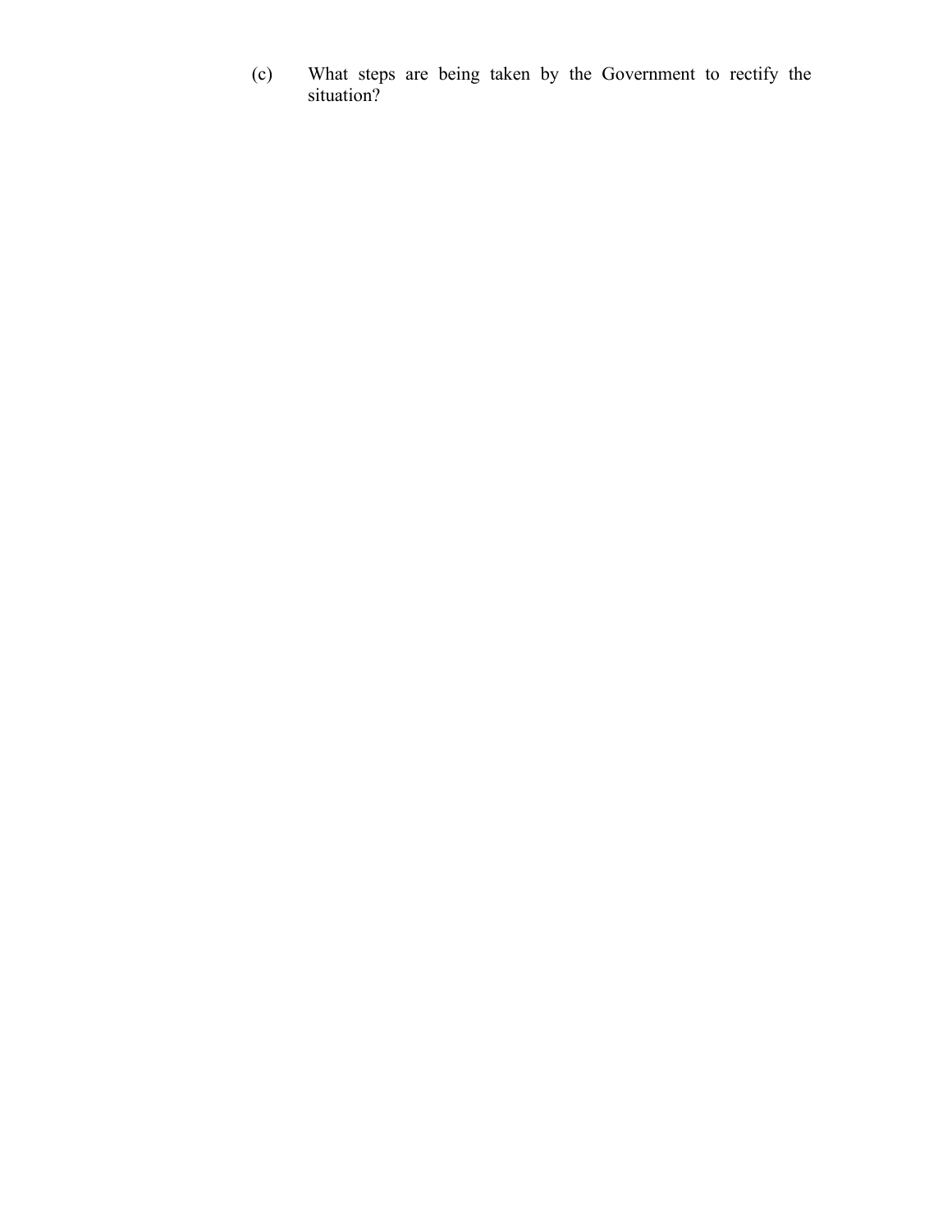(c) What steps are being taken by the Government to rectify the situation?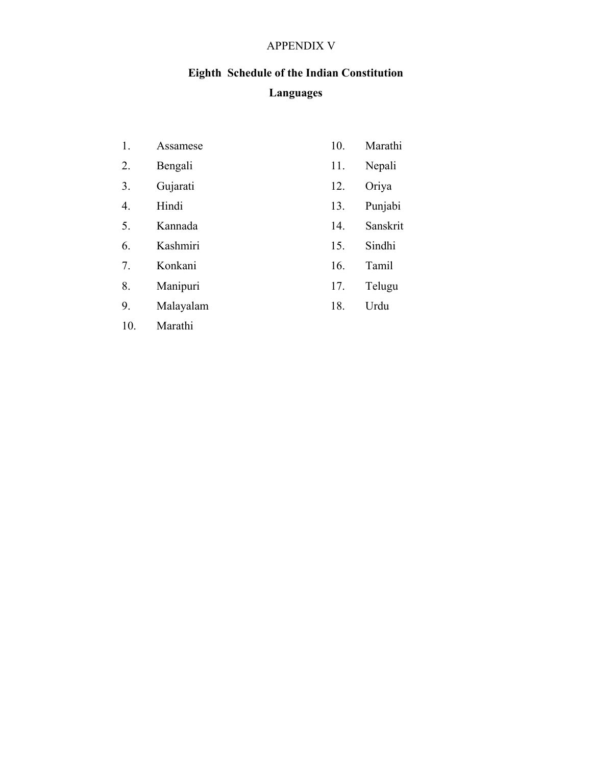APPENDIX V

**Eighth Schedule of the Indian Constitution**

**Languages**

1. Assamese
2. Bengali
3. Gujarati
4. Hindi
5. Kannada
6. Kashmiri
7. Konkani
8. Manipuri
9. Malayalam
10. Marathi
10. Marathi
11. Nepali
12. Oriya
13. Punjabi
14. Sanskrit
15. Sindhi
16. Tamil
17. Telugu
18. Urdu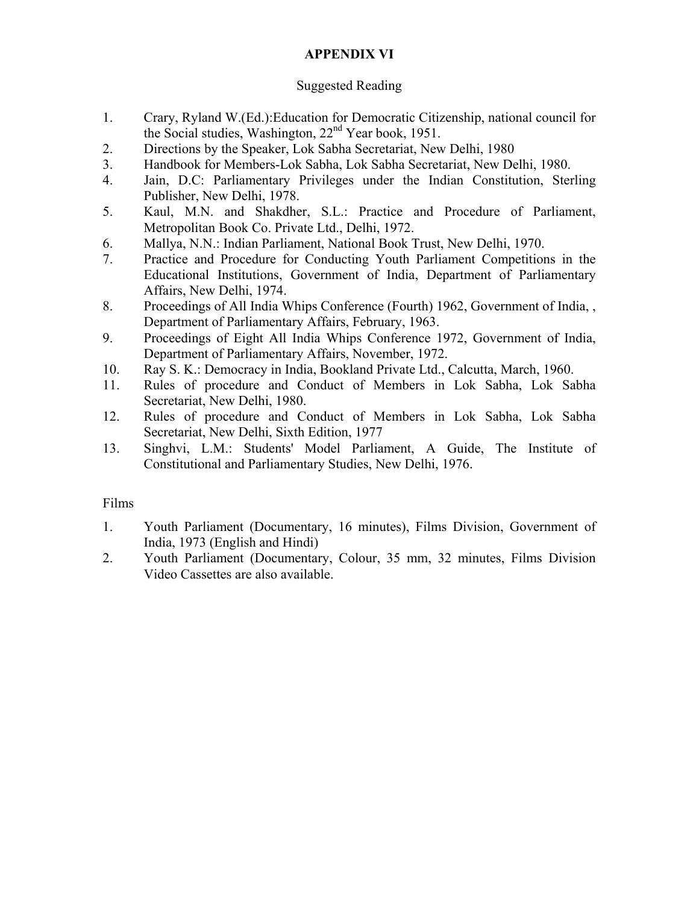# APPENDIX VI

## Suggested Reading

1. Crary, Ryland W.(Ed.):Education for Democratic Citizenship, national council for the Social studies, Washington, $22^{nd}$ Year book, 1951.
2. Directions by the Speaker, Lok Sabha Secretariat, New Delhi, 1980
3. Handbook for Members-Lok Sabha, Lok Sabha Secretariat, New Delhi, 1980.
4. Jain, D.C: Parliamentary Privileges under the Indian Constitution, Sterling Publisher, New Delhi, 1978.
5. Kaul, M.N. and Shakdher, S.L.: Practice and Procedure of Parliament, Metropolitan Book Co. Private Ltd., Delhi, 1972.
6. Mallya, N.N.: Indian Parliament, National Book Trust, New Delhi, 1970.
7. Practice and Procedure for Conducting Youth Parliament Competitions in the Educational Institutions, Government of India, Department of Parliamentary Affairs, New Delhi, 1974.
8. Proceedings of All India Whips Conference (Fourth) 1962, Government of India, , Department of Parliamentary Affairs, February, 1963.
9. Proceedings of Eight All India Whips Conference 1972, Government of India, Department of Parliamentary Affairs, November, 1972.
10. Ray S. K.: Democracy in India, Bookland Private Ltd., Calcutta, March, 1960.
11. Rules of procedure and Conduct of Members in Lok Sabha, Lok Sabha Secretariat, New Delhi, 1980.
12. Rules of procedure and Conduct of Members in Lok Sabha, Lok Sabha Secretariat, New Delhi, Sixth Edition, 1977
13. Singhvi, L.M.: Students' Model Parliament, A Guide, The Institute of Constitutional and Parliamentary Studies, New Delhi, 1976.

Films

1. Youth Parliament (Documentary, 16 minutes), Films Division, Government of India, 1973 (English and Hindi)
2. Youth Parliament (Documentary, Colour, 35 mm, 32 minutes, Films Division Video Cassettes are also available.